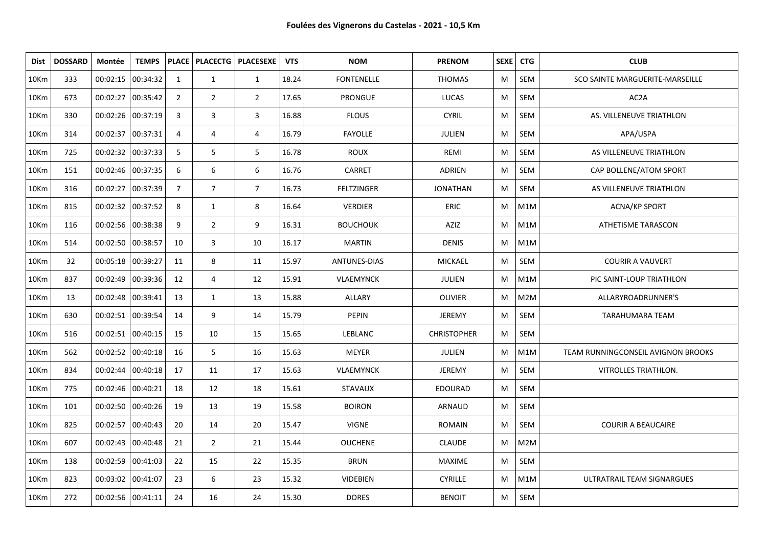# Foulées des Vignerons du Castelas - 2021 - 10,5 Km

| Dist | DOSSARD | Montée | TEMPS | PLACE | PLACECTG | PLACESEXE | VTS | NOM | PRENOM | SEXE | CTG | CLUB |
|---|---|---|---|---|---|---|---|---|---|---|---|---|
| 10Km | 333 | 00:02:15 | 00:34:32 | 1 | 1 | 1 | 18.24 | FONTENELLE | THOMAS | M | SEM | SCO SAINTE MARGUERITE-MARSEILLE |
| 10Km | 673 | 00:02:27 | 00:35:42 | 2 | 2 | 2 | 17.65 | PRONGUE | LUCAS | M | SEM | AC2A |
| 10Km | 330 | 00:02:26 | 00:37:19 | 3 | 3 | 3 | 16.88 | FLOUS | CYRIL | M | SEM | AS. VILLENEUVE TRIATHLON |
| 10Km | 314 | 00:02:37 | 00:37:31 | 4 | 4 | 4 | 16.79 | FAYOLLE | JULIEN | M | SEM | APA/USPA |
| 10Km | 725 | 00:02:32 | 00:37:33 | 5 | 5 | 5 | 16.78 | ROUX | REMI | M | SEM | AS VILLENEUVE TRIATHLON |
| 10Km | 151 | 00:02:46 | 00:37:35 | 6 | 6 | 6 | 16.76 | CARRET | ADRIEN | M | SEM | CAP BOLLENE/ATOM SPORT |
| 10Km | 316 | 00:02:27 | 00:37:39 | 7 | 7 | 7 | 16.73 | FELTZINGER | JONATHAN | M | SEM | AS VILLENEUVE TRIATHLON |
| 10Km | 815 | 00:02:32 | 00:37:52 | 8 | 1 | 8 | 16.64 | VERDIER | ERIC | M | M1M | ACNA/KP SPORT |
| 10Km | 116 | 00:02:56 | 00:38:38 | 9 | 2 | 9 | 16.31 | BOUCHOUK | AZIZ | M | M1M | ATHETISME TARASCON |
| 10Km | 514 | 00:02:50 | 00:38:57 | 10 | 3 | 10 | 16.17 | MARTIN | DENIS | M | M1M | |
| 10Km | 32 | 00:05:18 | 00:39:27 | 11 | 8 | 11 | 15.97 | ANTUNES-DIAS | MICKAEL | M | SEM | COURIR A VAUVERT |
| 10Km | 837 | 00:02:49 | 00:39:36 | 12 | 4 | 12 | 15.91 | VLAEMYNCK | JULIEN | M | M1M | PIC SAINT-LOUP TRIATHLON |
| 10Km | 13 | 00:02:48 | 00:39:41 | 13 | 1 | 13 | 15.88 | ALLARY | OLIVIER | M | M2M | ALLARYROADRUNNER'S |
| 10Km | 630 | 00:02:51 | 00:39:54 | 14 | 9 | 14 | 15.79 | PEPIN | JEREMY | M | SEM | TARAHUMARA TEAM |
| 10Km | 516 | 00:02:51 | 00:40:15 | 15 | 10 | 15 | 15.65 | LEBLANC | CHRISTOPHER | M | SEM | |
| 10Km | 562 | 00:02:52 | 00:40:18 | 16 | 5 | 16 | 15.63 | MEYER | JULIEN | M | M1M | TEAM RUNNINGCONSEIL AVIGNON BROOKS |
| 10Km | 834 | 00:02:44 | 00:40:18 | 17 | 11 | 17 | 15.63 | VLAEMYNCK | JEREMY | M | SEM | VITROLLES TRIATHLON. |
| 10Km | 775 | 00:02:46 | 00:40:21 | 18 | 12 | 18 | 15.61 | STAVAUX | EDOURAD | M | SEM | |
| 10Km | 101 | 00:02:50 | 00:40:26 | 19 | 13 | 19 | 15.58 | BOIRON | ARNAUD | M | SEM | |
| 10Km | 825 | 00:02:57 | 00:40:43 | 20 | 14 | 20 | 15.47 | VIGNE | ROMAIN | M | SEM | COURIR A BEAUCAIRE |
| 10Km | 607 | 00:02:43 | 00:40:48 | 21 | 2 | 21 | 15.44 | OUCHENE | CLAUDE | M | M2M | |
| 10Km | 138 | 00:02:59 | 00:41:03 | 22 | 15 | 22 | 15.35 | BRUN | MAXIME | M | SEM | |
| 10Km | 823 | 00:03:02 | 00:41:07 | 23 | 6 | 23 | 15.32 | VIDEBIEN | CYRILLE | M | M1M | ULTRATRAIL TEAM SIGNARGUES |
| 10Km | 272 | 00:02:56 | 00:41:11 | 24 | 16 | 24 | 15.30 | DORES | BENOIT | M | SEM | |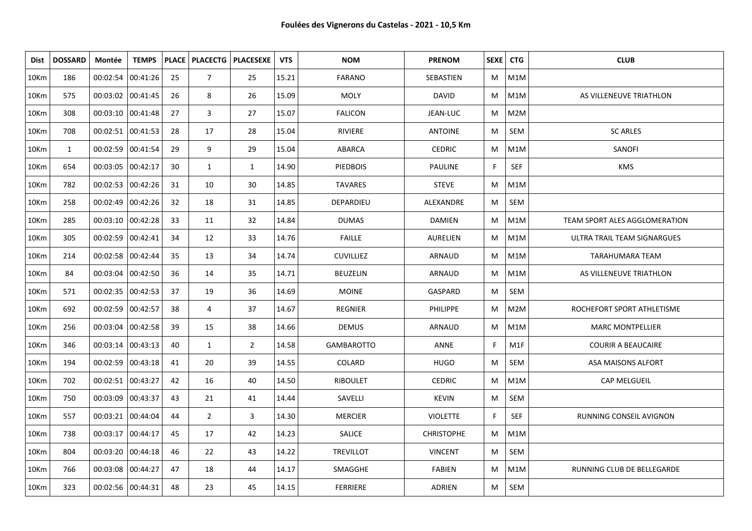**Foulées des Vignerons du Castelas - 2021 - 10,5 Km**

| Dist | DOSSARD | Montée | TEMPS | PLACE | PLACECTG | PLACESEXE | VTS | NOM | PRENOM | SEXE | CTG | CLUB |
|---|---|---|---|---|---|---|---|---|---|---|---|---|
| 10Km | 186 | 00:02:54 | 00:41:26 | 25 | 7 | 25 | 15.21 | FARANO | SEBASTIEN | M | M1M | |
| 10Km | 575 | 00:03:02 | 00:41:45 | 26 | 8 | 26 | 15.09 | MOLY | DAVID | M | M1M | AS VILLENEUVE TRIATHLON |
| 10Km | 308 | 00:03:10 | 00:41:48 | 27 | 3 | 27 | 15.07 | FALICON | JEAN-LUC | M | M2M | |
| 10Km | 708 | 00:02:51 | 00:41:53 | 28 | 17 | 28 | 15.04 | RIVIERE | ANTOINE | M | SEM | SC ARLES |
| 10Km | 1 | 00:02:59 | 00:41:54 | 29 | 9 | 29 | 15.04 | ABARCA | CEDRIC | M | M1M | SANOFI |
| 10Km | 654 | 00:03:05 | 00:42:17 | 30 | 1 | 1 | 14.90 | PIEDBOIS | PAULINE | F | SEF | KMS |
| 10Km | 782 | 00:02:53 | 00:42:26 | 31 | 10 | 30 | 14.85 | TAVARES | STEVE | M | M1M | |
| 10Km | 258 | 00:02:49 | 00:42:26 | 32 | 18 | 31 | 14.85 | DEPARDIEU | ALEXANDRE | M | SEM | |
| 10Km | 285 | 00:03:10 | 00:42:28 | 33 | 11 | 32 | 14.84 | DUMAS | DAMIEN | M | M1M | TEAM SPORT ALES AGGLOMERATION |
| 10Km | 305 | 00:02:59 | 00:42:41 | 34 | 12 | 33 | 14.76 | FAILLE | AURELIEN | M | M1M | ULTRA TRAIL TEAM SIGNARGUES |
| 10Km | 214 | 00:02:58 | 00:42:44 | 35 | 13 | 34 | 14.74 | CUVILLIEZ | ARNAUD | M | M1M | TARAHUMARA TEAM |
| 10Km | 84 | 00:03:04 | 00:42:50 | 36 | 14 | 35 | 14.71 | BEUZELIN | ARNAUD | M | M1M | AS VILLENEUVE TRIATHLON |
| 10Km | 571 | 00:02:35 | 00:42:53 | 37 | 19 | 36 | 14.69 | MOINE | GASPARD | M | SEM | |
| 10Km | 692 | 00:02:59 | 00:42:57 | 38 | 4 | 37 | 14.67 | REGNIER | PHILIPPE | M | M2M | ROCHEFORT SPORT ATHLETISME |
| 10Km | 256 | 00:03:04 | 00:42:58 | 39 | 15 | 38 | 14.66 | DEMUS | ARNAUD | M | M1M | MARC MONTPELLIER |
| 10Km | 346 | 00:03:14 | 00:43:13 | 40 | 1 | 2 | 14.58 | GAMBAROTTO | ANNE | F | M1F | COURIR A BEAUCAIRE |
| 10Km | 194 | 00:02:59 | 00:43:18 | 41 | 20 | 39 | 14.55 | COLARD | HUGO | M | SEM | ASA MAISONS ALFORT |
| 10Km | 702 | 00:02:51 | 00:43:27 | 42 | 16 | 40 | 14.50 | RIBOULET | CEDRIC | M | M1M | CAP MELGUEIL |
| 10Km | 750 | 00:03:09 | 00:43:37 | 43 | 21 | 41 | 14.44 | SAVELLI | KEVIN | M | SEM | |
| 10Km | 557 | 00:03:21 | 00:44:04 | 44 | 2 | 3 | 14.30 | MERCIER | VIOLETTE | F | SEF | RUNNING CONSEIL AVIGNON |
| 10Km | 738 | 00:03:17 | 00:44:17 | 45 | 17 | 42 | 14.23 | SALICE | CHRISTOPHE | M | M1M | |
| 10Km | 804 | 00:03:20 | 00:44:18 | 46 | 22 | 43 | 14.22 | TREVILLOT | VINCENT | M | SEM | |
| 10Km | 766 | 00:03:08 | 00:44:27 | 47 | 18 | 44 | 14.17 | SMAGGHE | FABIEN | M | M1M | RUNNING CLUB DE BELLEGARDE |
| 10Km | 323 | 00:02:56 | 00:44:31 | 48 | 23 | 45 | 14.15 | FERRIERE | ADRIEN | M | SEM | |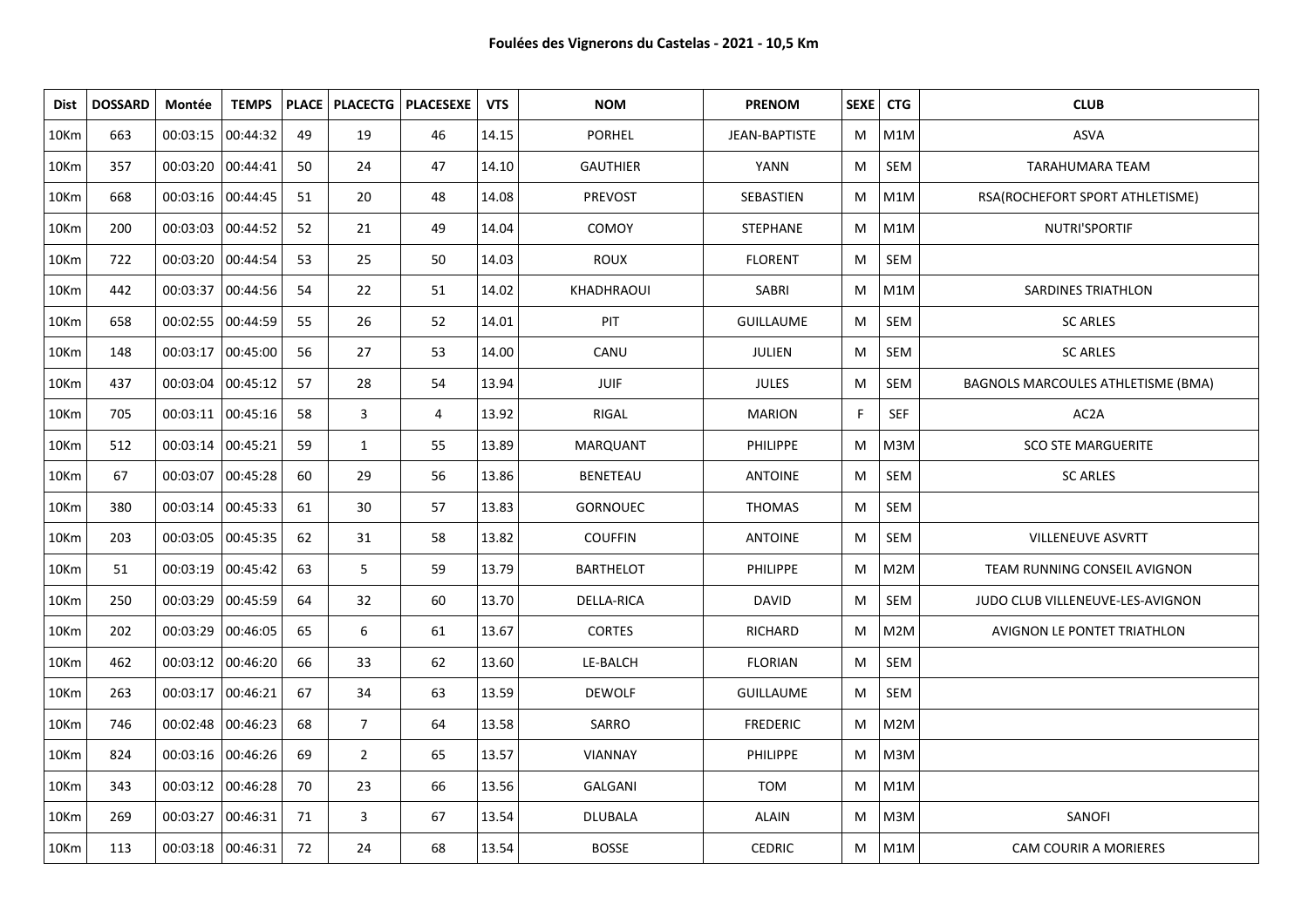**Foulées des Vignerons du Castelas - 2021 - 10,5 Km**

| Dist | DOSSARD | Montée | TEMPS | PLACE | PLACECTG | PLACESEXE | VTS | NOM | PRENOM | SEXE | CTG | CLUB |
|---|---|---|---|---|---|---|---|---|---|---|---|---|
| 10Km | 663 | 00:03:15 | 00:44:32 | 49 | 19 | 46 | 14.15 | PORHEL | JEAN-BAPTISTE | M | M1M | ASVA |
| 10Km | 357 | 00:03:20 | 00:44:41 | 50 | 24 | 47 | 14.10 | GAUTHIER | YANN | M | SEM | TARAHUMARA TEAM |
| 10Km | 668 | 00:03:16 | 00:44:45 | 51 | 20 | 48 | 14.08 | PREVOST | SEBASTIEN | M | M1M | RSA(ROCHEFORT SPORT ATHLETISME) |
| 10Km | 200 | 00:03:03 | 00:44:52 | 52 | 21 | 49 | 14.04 | COMOY | STEPHANE | M | M1M | NUTRI'SPORTIF |
| 10Km | 722 | 00:03:20 | 00:44:54 | 53 | 25 | 50 | 14.03 | ROUX | FLORENT | M | SEM | |
| 10Km | 442 | 00:03:37 | 00:44:56 | 54 | 22 | 51 | 14.02 | KHADHRAOUI | SABRI | M | M1M | SARDINES TRIATHLON |
| 10Km | 658 | 00:02:55 | 00:44:59 | 55 | 26 | 52 | 14.01 | PIT | GUILLAUME | M | SEM | SC ARLES |
| 10Km | 148 | 00:03:17 | 00:45:00 | 56 | 27 | 53 | 14.00 | CANU | JULIEN | M | SEM | SC ARLES |
| 10Km | 437 | 00:03:04 | 00:45:12 | 57 | 28 | 54 | 13.94 | JUIF | JULES | M | SEM | BAGNOLS MARCOULES ATHLETISME (BMA) |
| 10Km | 705 | 00:03:11 | 00:45:16 | 58 | 3 | 4 | 13.92 | RIGAL | MARION | F | SEF | AC2A |
| 10Km | 512 | 00:03:14 | 00:45:21 | 59 | 1 | 55 | 13.89 | MARQUANT | PHILIPPE | M | M3M | SCO STE MARGUERITE |
| 10Km | 67 | 00:03:07 | 00:45:28 | 60 | 29 | 56 | 13.86 | BENETEAU | ANTOINE | M | SEM | SC ARLES |
| 10Km | 380 | 00:03:14 | 00:45:33 | 61 | 30 | 57 | 13.83 | GORNOUEC | THOMAS | M | SEM | |
| 10Km | 203 | 00:03:05 | 00:45:35 | 62 | 31 | 58 | 13.82 | COUFFIN | ANTOINE | M | SEM | VILLENEUVE ASVRTT |
| 10Km | 51 | 00:03:19 | 00:45:42 | 63 | 5 | 59 | 13.79 | BARTHELOT | PHILIPPE | M | M2M | TEAM RUNNING CONSEIL AVIGNON |
| 10Km | 250 | 00:03:29 | 00:45:59 | 64 | 32 | 60 | 13.70 | DELLA-RICA | DAVID | M | SEM | JUDO CLUB VILLENEUVE-LES-AVIGNON |
| 10Km | 202 | 00:03:29 | 00:46:05 | 65 | 6 | 61 | 13.67 | CORTES | RICHARD | M | M2M | AVIGNON LE PONTET TRIATHLON |
| 10Km | 462 | 00:03:12 | 00:46:20 | 66 | 33 | 62 | 13.60 | LE-BALCH | FLORIAN | M | SEM | |
| 10Km | 263 | 00:03:17 | 00:46:21 | 67 | 34 | 63 | 13.59 | DEWOLF | GUILLAUME | M | SEM | |
| 10Km | 746 | 00:02:48 | 00:46:23 | 68 | 7 | 64 | 13.58 | SARRO | FREDERIC | M | M2M | |
| 10Km | 824 | 00:03:16 | 00:46:26 | 69 | 2 | 65 | 13.57 | VIANNAY | PHILIPPE | M | M3M | |
| 10Km | 343 | 00:03:12 | 00:46:28 | 70 | 23 | 66 | 13.56 | GALGANI | TOM | M | M1M | |
| 10Km | 269 | 00:03:27 | 00:46:31 | 71 | 3 | 67 | 13.54 | DLUBALA | ALAIN | M | M3M | SANOFI |
| 10Km | 113 | 00:03:18 | 00:46:31 | 72 | 24 | 68 | 13.54 | BOSSE | CEDRIC | M | M1M | CAM COURIR A MORIERES |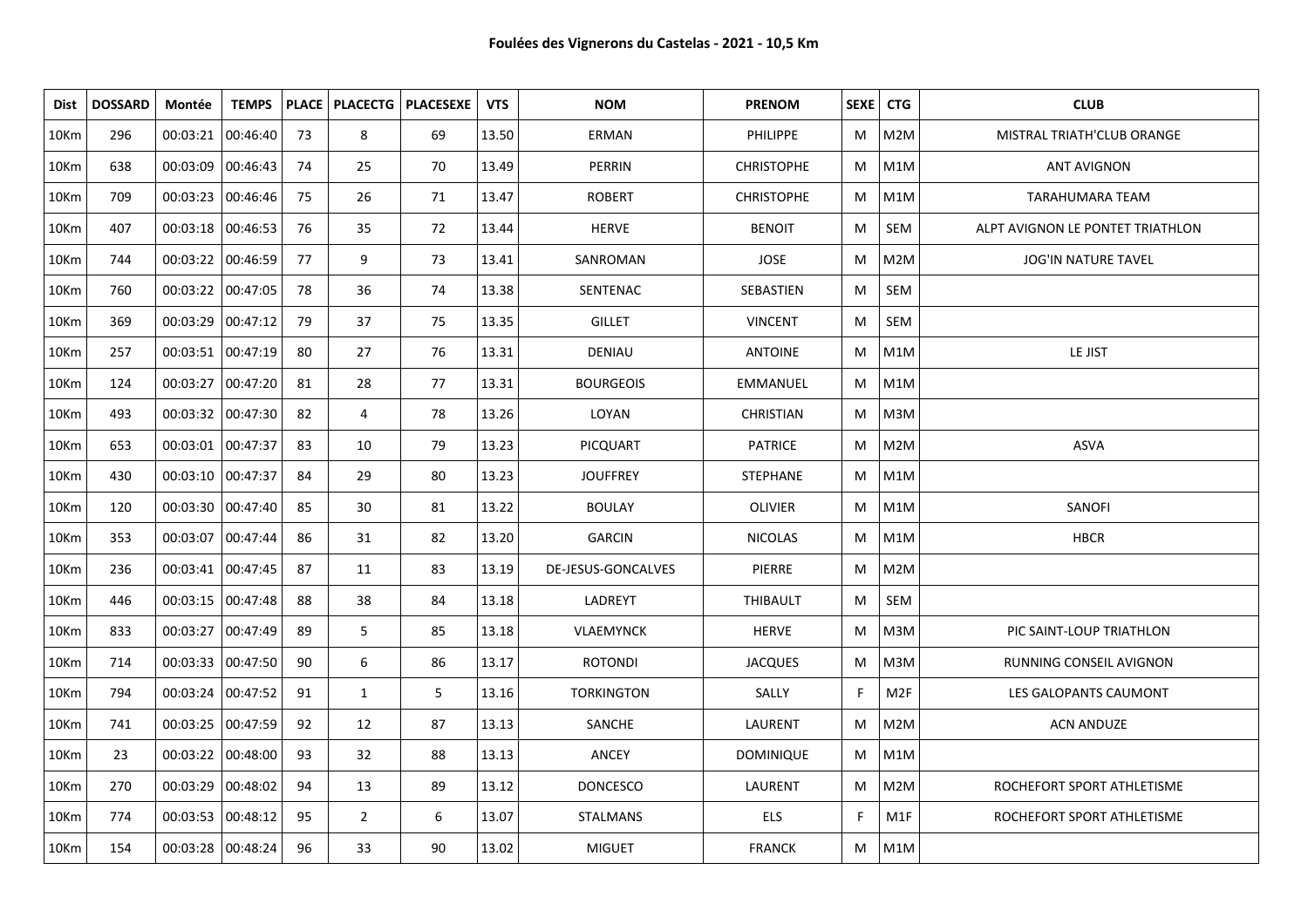**Foulées des Vignerons du Castelas - 2021 - 10,5 Km**

| Dist | DOSSARD | Montée | TEMPS | PLACE | PLACECTG | PLACESEXE | VTS | NOM | PRENOM | SEXE | CTG | CLUB |
|---|---|---|---|---|---|---|---|---|---|---|---|---|
| 10Km | 296 | 00:03:21 | 00:46:40 | 73 | 8 | 69 | 13.50 | ERMAN | PHILIPPE | M | M2M | MISTRAL TRIATH'CLUB ORANGE |
| 10Km | 638 | 00:03:09 | 00:46:43 | 74 | 25 | 70 | 13.49 | PERRIN | CHRISTOPHE | M | M1M | ANT AVIGNON |
| 10Km | 709 | 00:03:23 | 00:46:46 | 75 | 26 | 71 | 13.47 | ROBERT | CHRISTOPHE | M | M1M | TARAHUMARA TEAM |
| 10Km | 407 | 00:03:18 | 00:46:53 | 76 | 35 | 72 | 13.44 | HERVE | BENOIT | M | SEM | ALPT AVIGNON LE PONTET TRIATHLON |
| 10Km | 744 | 00:03:22 | 00:46:59 | 77 | 9 | 73 | 13.41 | SANROMAN | JOSE | M | M2M | JOG'IN NATURE TAVEL |
| 10Km | 760 | 00:03:22 | 00:47:05 | 78 | 36 | 74 | 13.38 | SENTENAC | SEBASTIEN | M | SEM | |
| 10Km | 369 | 00:03:29 | 00:47:12 | 79 | 37 | 75 | 13.35 | GILLET | VINCENT | M | SEM | |
| 10Km | 257 | 00:03:51 | 00:47:19 | 80 | 27 | 76 | 13.31 | DENIAU | ANTOINE | M | M1M | LE JIST |
| 10Km | 124 | 00:03:27 | 00:47:20 | 81 | 28 | 77 | 13.31 | BOURGEOIS | EMMANUEL | M | M1M | |
| 10Km | 493 | 00:03:32 | 00:47:30 | 82 | 4 | 78 | 13.26 | LOYAN | CHRISTIAN | M | M3M | |
| 10Km | 653 | 00:03:01 | 00:47:37 | 83 | 10 | 79 | 13.23 | PICQUART | PATRICE | M | M2M | ASVA |
| 10Km | 430 | 00:03:10 | 00:47:37 | 84 | 29 | 80 | 13.23 | JOUFFREY | STEPHANE | M | M1M | |
| 10Km | 120 | 00:03:30 | 00:47:40 | 85 | 30 | 81 | 13.22 | BOULAY | OLIVIER | M | M1M | SANOFI |
| 10Km | 353 | 00:03:07 | 00:47:44 | 86 | 31 | 82 | 13.20 | GARCIN | NICOLAS | M | M1M | HBCR |
| 10Km | 236 | 00:03:41 | 00:47:45 | 87 | 11 | 83 | 13.19 | DE-JESUS-GONCALVES | PIERRE | M | M2M | |
| 10Km | 446 | 00:03:15 | 00:47:48 | 88 | 38 | 84 | 13.18 | LADREYT | THIBAULT | M | SEM | |
| 10Km | 833 | 00:03:27 | 00:47:49 | 89 | 5 | 85 | 13.18 | VLAEMYNCK | HERVE | M | M3M | PIC SAINT-LOUP TRIATHLON |
| 10Km | 714 | 00:03:33 | 00:47:50 | 90 | 6 | 86 | 13.17 | ROTONDI | JACQUES | M | M3M | RUNNING CONSEIL AVIGNON |
| 10Km | 794 | 00:03:24 | 00:47:52 | 91 | 1 | 5 | 13.16 | TORKINGTON | SALLY | F | M2F | LES GALOPANTS CAUMONT |
| 10Km | 741 | 00:03:25 | 00:47:59 | 92 | 12 | 87 | 13.13 | SANCHE | LAURENT | M | M2M | ACN ANDUZE |
| 10Km | 23 | 00:03:22 | 00:48:00 | 93 | 32 | 88 | 13.13 | ANCEY | DOMINIQUE | M | M1M | |
| 10Km | 270 | 00:03:29 | 00:48:02 | 94 | 13 | 89 | 13.12 | DONCESCO | LAURENT | M | M2M | ROCHEFORT SPORT ATHLETISME |
| 10Km | 774 | 00:03:53 | 00:48:12 | 95 | 2 | 6 | 13.07 | STALMANS | ELS | F | M1F | ROCHEFORT SPORT ATHLETISME |
| 10Km | 154 | 00:03:28 | 00:48:24 | 96 | 33 | 90 | 13.02 | MIGUET | FRANCK | M | M1M | |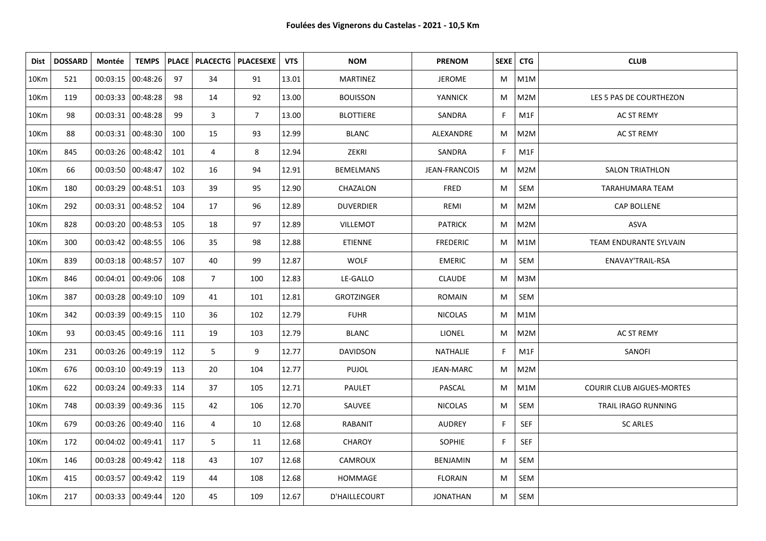**Foulées des Vignerons du Castelas - 2021 - 10,5 Km**

| Dist | DOSSARD | Montée | TEMPS | PLACE | PLACECTG | PLACESEXE | VTS | NOM | PRENOM | SEXE | CTG | CLUB |
|---|---|---|---|---|---|---|---|---|---|---|---|---|
| 10Km | 521 | 00:03:15 | 00:48:26 | 97 | 34 | 91 | 13.01 | MARTINEZ | JEROME | M | M1M | |
| 10Km | 119 | 00:03:33 | 00:48:28 | 98 | 14 | 92 | 13.00 | BOUISSON | YANNICK | M | M2M | LES 5 PAS DE COURTHEZON |
| 10Km | 98 | 00:03:31 | 00:48:28 | 99 | 3 | 7 | 13.00 | BLOTTIERE | SANDRA | F | M1F | AC ST REMY |
| 10Km | 88 | 00:03:31 | 00:48:30 | 100 | 15 | 93 | 12.99 | BLANC | ALEXANDRE | M | M2M | AC ST REMY |
| 10Km | 845 | 00:03:26 | 00:48:42 | 101 | 4 | 8 | 12.94 | ZEKRI | SANDRA | F | M1F | |
| 10Km | 66 | 00:03:50 | 00:48:47 | 102 | 16 | 94 | 12.91 | BEMELMANS | JEAN-FRANCOIS | M | M2M | SALON TRIATHLON |
| 10Km | 180 | 00:03:29 | 00:48:51 | 103 | 39 | 95 | 12.90 | CHAZALON | FRED | M | SEM | TARAHUMARA TEAM |
| 10Km | 292 | 00:03:31 | 00:48:52 | 104 | 17 | 96 | 12.89 | DUVERDIER | REMI | M | M2M | CAP BOLLENE |
| 10Km | 828 | 00:03:20 | 00:48:53 | 105 | 18 | 97 | 12.89 | VILLEMOT | PATRICK | M | M2M | ASVA |
| 10Km | 300 | 00:03:42 | 00:48:55 | 106 | 35 | 98 | 12.88 | ETIENNE | FREDERIC | M | M1M | TEAM ENDURANTE SYLVAIN |
| 10Km | 839 | 00:03:18 | 00:48:57 | 107 | 40 | 99 | 12.87 | WOLF | EMERIC | M | SEM | ENAVAY'TRAIL-RSA |
| 10Km | 846 | 00:04:01 | 00:49:06 | 108 | 7 | 100 | 12.83 | LE-GALLO | CLAUDE | M | M3M | |
| 10Km | 387 | 00:03:28 | 00:49:10 | 109 | 41 | 101 | 12.81 | GROTZINGER | ROMAIN | M | SEM | |
| 10Km | 342 | 00:03:39 | 00:49:15 | 110 | 36 | 102 | 12.79 | FUHR | NICOLAS | M | M1M | |
| 10Km | 93 | 00:03:45 | 00:49:16 | 111 | 19 | 103 | 12.79 | BLANC | LIONEL | M | M2M | AC ST REMY |
| 10Km | 231 | 00:03:26 | 00:49:19 | 112 | 5 | 9 | 12.77 | DAVIDSON | NATHALIE | F | M1F | SANOFI |
| 10Km | 676 | 00:03:10 | 00:49:19 | 113 | 20 | 104 | 12.77 | PUJOL | JEAN-MARC | M | M2M | |
| 10Km | 622 | 00:03:24 | 00:49:33 | 114 | 37 | 105 | 12.71 | PAULET | PASCAL | M | M1M | COURIR CLUB AIGUES-MORTES |
| 10Km | 748 | 00:03:39 | 00:49:36 | 115 | 42 | 106 | 12.70 | SAUVEE | NICOLAS | M | SEM | TRAIL IRAGO RUNNING |
| 10Km | 679 | 00:03:26 | 00:49:40 | 116 | 4 | 10 | 12.68 | RABANIT | AUDREY | F | SEF | SC ARLES |
| 10Km | 172 | 00:04:02 | 00:49:41 | 117 | 5 | 11 | 12.68 | CHAROY | SOPHIE | F | SEF | |
| 10Km | 146 | 00:03:28 | 00:49:42 | 118 | 43 | 107 | 12.68 | CAMROUX | BENJAMIN | M | SEM | |
| 10Km | 415 | 00:03:57 | 00:49:42 | 119 | 44 | 108 | 12.68 | HOMMAGE | FLORAIN | M | SEM | |
| 10Km | 217 | 00:03:33 | 00:49:44 | 120 | 45 | 109 | 12.67 | D'HAILLECOURT | JONATHAN | M | SEM | |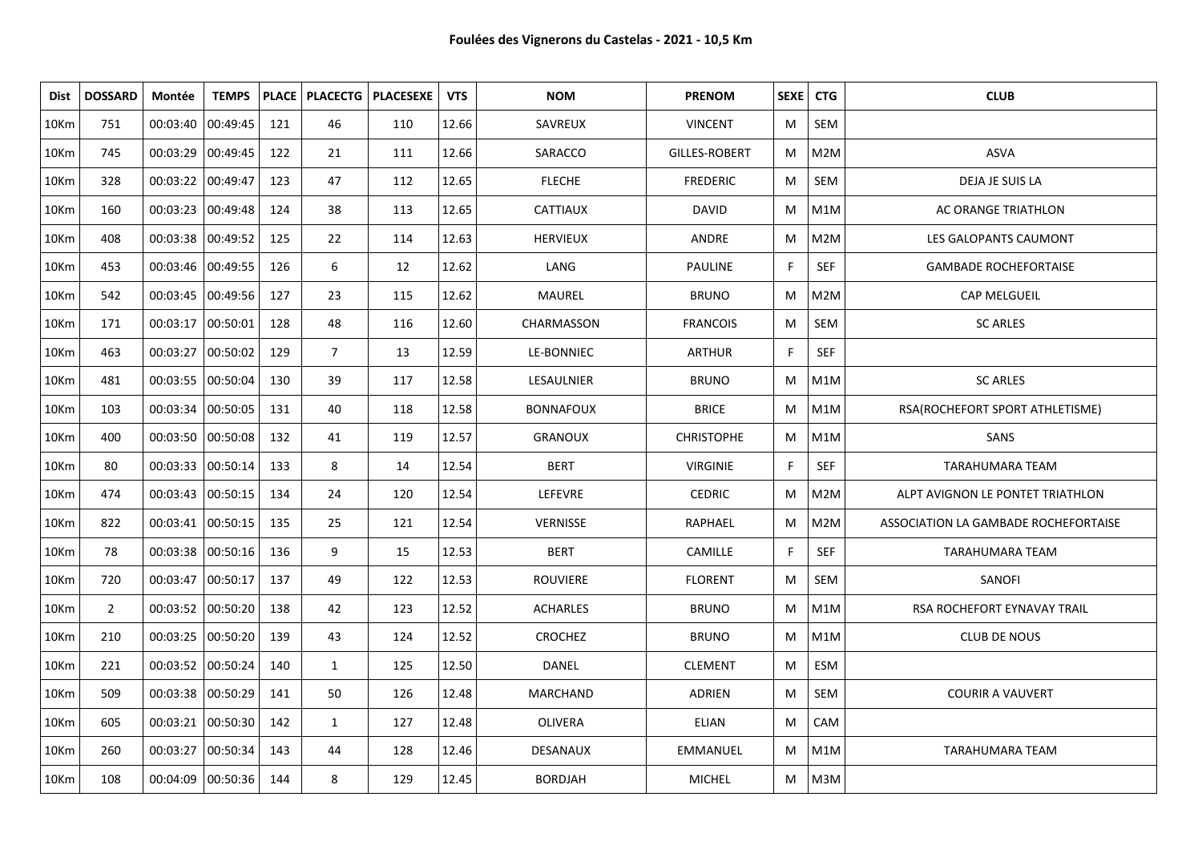**Foulées des Vignerons du Castelas - 2021 - 10,5 Km**

| Dist | DOSSARD | Montée | TEMPS | PLACE | PLACECTG | PLACESEXE | VTS | NOM | PRENOM | SEXE | CTG | CLUB |
|---|---|---|---|---|---|---|---|---|---|---|---|---|
| 10Km | 751 | 00:03:40 | 00:49:45 | 121 | 46 | 110 | 12.66 | SAVREUX | VINCENT | M | SEM | |
| 10Km | 745 | 00:03:29 | 00:49:45 | 122 | 21 | 111 | 12.66 | SARACCO | GILLES-ROBERT | M | M2M | ASVA |
| 10Km | 328 | 00:03:22 | 00:49:47 | 123 | 47 | 112 | 12.65 | FLECHE | FREDERIC | M | SEM | DEJA JE SUIS LA |
| 10Km | 160 | 00:03:23 | 00:49:48 | 124 | 38 | 113 | 12.65 | CATTIAUX | DAVID | M | M1M | AC ORANGE TRIATHLON |
| 10Km | 408 | 00:03:38 | 00:49:52 | 125 | 22 | 114 | 12.63 | HERVIEUX | ANDRE | M | M2M | LES GALOPANTS CAUMONT |
| 10Km | 453 | 00:03:46 | 00:49:55 | 126 | 6 | 12 | 12.62 | LANG | PAULINE | F | SEF | GAMBADE ROCHEFORTAISE |
| 10Km | 542 | 00:03:45 | 00:49:56 | 127 | 23 | 115 | 12.62 | MAUREL | BRUNO | M | M2M | CAP MELGUEIL |
| 10Km | 171 | 00:03:17 | 00:50:01 | 128 | 48 | 116 | 12.60 | CHARMASSON | FRANCOIS | M | SEM | SC ARLES |
| 10Km | 463 | 00:03:27 | 00:50:02 | 129 | 7 | 13 | 12.59 | LE-BONNIEC | ARTHUR | F | SEF | |
| 10Km | 481 | 00:03:55 | 00:50:04 | 130 | 39 | 117 | 12.58 | LESAULNIER | BRUNO | M | M1M | SC ARLES |
| 10Km | 103 | 00:03:34 | 00:50:05 | 131 | 40 | 118 | 12.58 | BONNAFOUX | BRICE | M | M1M | RSA(ROCHEFORT SPORT ATHLETISME) |
| 10Km | 400 | 00:03:50 | 00:50:08 | 132 | 41 | 119 | 12.57 | GRANOUX | CHRISTOPHE | M | M1M | SANS |
| 10Km | 80 | 00:03:33 | 00:50:14 | 133 | 8 | 14 | 12.54 | BERT | VIRGINIE | F | SEF | TARAHUMARA TEAM |
| 10Km | 474 | 00:03:43 | 00:50:15 | 134 | 24 | 120 | 12.54 | LEFEVRE | CEDRIC | M | M2M | ALPT AVIGNON LE PONTET TRIATHLON |
| 10Km | 822 | 00:03:41 | 00:50:15 | 135 | 25 | 121 | 12.54 | VERNISSE | RAPHAEL | M | M2M | ASSOCIATION LA GAMBADE ROCHEFORTAISE |
| 10Km | 78 | 00:03:38 | 00:50:16 | 136 | 9 | 15 | 12.53 | BERT | CAMILLE | F | SEF | TARAHUMARA TEAM |
| 10Km | 720 | 00:03:47 | 00:50:17 | 137 | 49 | 122 | 12.53 | ROUVIERE | FLORENT | M | SEM | SANOFI |
| 10Km | 2 | 00:03:52 | 00:50:20 | 138 | 42 | 123 | 12.52 | ACHARLES | BRUNO | M | M1M | RSA ROCHEFORT EYNAVAY TRAIL |
| 10Km | 210 | 00:03:25 | 00:50:20 | 139 | 43 | 124 | 12.52 | CROCHEZ | BRUNO | M | M1M | CLUB DE NOUS |
| 10Km | 221 | 00:03:52 | 00:50:24 | 140 | 1 | 125 | 12.50 | DANEL | CLEMENT | M | ESM | |
| 10Km | 509 | 00:03:38 | 00:50:29 | 141 | 50 | 126 | 12.48 | MARCHAND | ADRIEN | M | SEM | COURIR A VAUVERT |
| 10Km | 605 | 00:03:21 | 00:50:30 | 142 | 1 | 127 | 12.48 | OLIVERA | ELIAN | M | CAM | |
| 10Km | 260 | 00:03:27 | 00:50:34 | 143 | 44 | 128 | 12.46 | DESANAUX | EMMANUEL | M | M1M | TARAHUMARA TEAM |
| 10Km | 108 | 00:04:09 | 00:50:36 | 144 | 8 | 129 | 12.45 | BORDJAH | MICHEL | M | M3M | |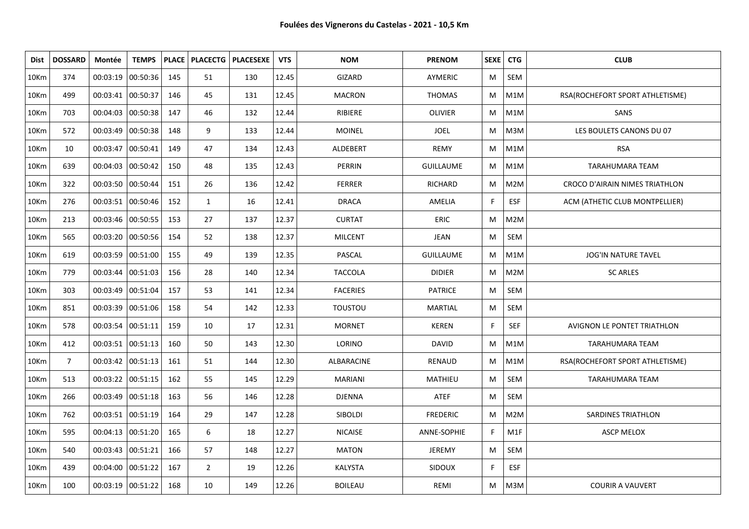**Foulées des Vignerons du Castelas - 2021 - 10,5 Km**

| Dist | DOSSARD | Montée | TEMPS | PLACE | PLACECTG | PLACESEXE | VTS | NOM | PRENOM | SEXE | CTG | CLUB |
|---|---|---|---|---|---|---|---|---|---|---|---|---|
| 10Km | 374 | 00:03:19 | 00:50:36 | 145 | 51 | 130 | 12.45 | GIZARD | AYMERIC | M | SEM | |
| 10Km | 499 | 00:03:41 | 00:50:37 | 146 | 45 | 131 | 12.45 | MACRON | THOMAS | M | M1M | RSA(ROCHEFORT SPORT ATHLETISME) |
| 10Km | 703 | 00:04:03 | 00:50:38 | 147 | 46 | 132 | 12.44 | RIBIERE | OLIVIER | M | M1M | SANS |
| 10Km | 572 | 00:03:49 | 00:50:38 | 148 | 9 | 133 | 12.44 | MOINEL | JOEL | M | M3M | LES BOULETS CANONS DU 07 |
| 10Km | 10 | 00:03:47 | 00:50:41 | 149 | 47 | 134 | 12.43 | ALDEBERT | REMY | M | M1M | RSA |
| 10Km | 639 | 00:04:03 | 00:50:42 | 150 | 48 | 135 | 12.43 | PERRIN | GUILLAUME | M | M1M | TARAHUMARA TEAM |
| 10Km | 322 | 00:03:50 | 00:50:44 | 151 | 26 | 136 | 12.42 | FERRER | RICHARD | M | M2M | CROCO D'AIRAIN NIMES TRIATHLON |
| 10Km | 276 | 00:03:51 | 00:50:46 | 152 | 1 | 16 | 12.41 | DRACA | AMELIA | F | ESF | ACM (ATHETIC CLUB MONTPELLIER) |
| 10Km | 213 | 00:03:46 | 00:50:55 | 153 | 27 | 137 | 12.37 | CURTAT | ERIC | M | M2M | |
| 10Km | 565 | 00:03:20 | 00:50:56 | 154 | 52 | 138 | 12.37 | MILCENT | JEAN | M | SEM | |
| 10Km | 619 | 00:03:59 | 00:51:00 | 155 | 49 | 139 | 12.35 | PASCAL | GUILLAUME | M | M1M | JOG'IN NATURE TAVEL |
| 10Km | 779 | 00:03:44 | 00:51:03 | 156 | 28 | 140 | 12.34 | TACCOLA | DIDIER | M | M2M | SC ARLES |
| 10Km | 303 | 00:03:49 | 00:51:04 | 157 | 53 | 141 | 12.34 | FACERIES | PATRICE | M | SEM | |
| 10Km | 851 | 00:03:39 | 00:51:06 | 158 | 54 | 142 | 12.33 | TOUSTOU | MARTIAL | M | SEM | |
| 10Km | 578 | 00:03:54 | 00:51:11 | 159 | 10 | 17 | 12.31 | MORNET | KEREN | F | SEF | AVIGNON LE PONTET TRIATHLON |
| 10Km | 412 | 00:03:51 | 00:51:13 | 160 | 50 | 143 | 12.30 | LORINO | DAVID | M | M1M | TARAHUMARA TEAM |
| 10Km | 7 | 00:03:42 | 00:51:13 | 161 | 51 | 144 | 12.30 | ALBARACINE | RENAUD | M | M1M | RSA(ROCHEFORT SPORT ATHLETISME) |
| 10Km | 513 | 00:03:22 | 00:51:15 | 162 | 55 | 145 | 12.29 | MARIANI | MATHIEU | M | SEM | TARAHUMARA TEAM |
| 10Km | 266 | 00:03:49 | 00:51:18 | 163 | 56 | 146 | 12.28 | DJENNA | ATEF | M | SEM | |
| 10Km | 762 | 00:03:51 | 00:51:19 | 164 | 29 | 147 | 12.28 | SIBOLDI | FREDERIC | M | M2M | SARDINES TRIATHLON |
| 10Km | 595 | 00:04:13 | 00:51:20 | 165 | 6 | 18 | 12.27 | NICAISE | ANNE-SOPHIE | F | M1F | ASCP MELOX |
| 10Km | 540 | 00:03:43 | 00:51:21 | 166 | 57 | 148 | 12.27 | MATON | JEREMY | M | SEM | |
| 10Km | 439 | 00:04:00 | 00:51:22 | 167 | 2 | 19 | 12.26 | KALYSTA | SIDOUX | F | ESF | |
| 10Km | 100 | 00:03:19 | 00:51:22 | 168 | 10 | 149 | 12.26 | BOILEAU | REMI | M | M3M | COURIR A VAUVERT |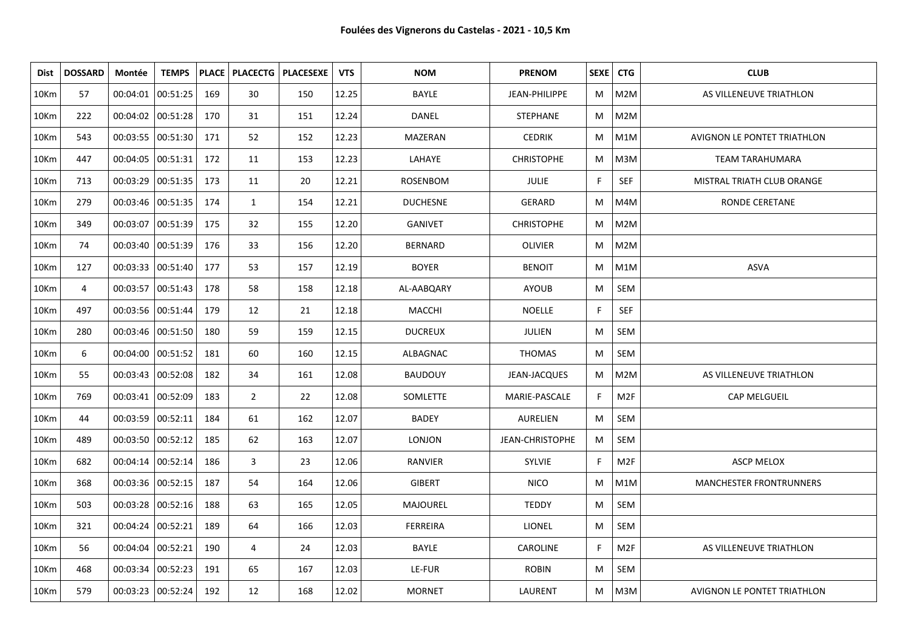**Foulées des Vignerons du Castelas - 2021 - 10,5 Km**

| Dist | DOSSARD | Montée | TEMPS | PLACE | PLACECTG | PLACESEXE | VTS | NOM | PRENOM | SEXE | CTG | CLUB |
|---|---|---|---|---|---|---|---|---|---|---|---|---|
| 10Km | 57 | 00:04:01 | 00:51:25 | 169 | 30 | 150 | 12.25 | BAYLE | JEAN-PHILIPPE | M | M2M | AS VILLENEUVE TRIATHLON |
| 10Km | 222 | 00:04:02 | 00:51:28 | 170 | 31 | 151 | 12.24 | DANEL | STEPHANE | M | M2M | |
| 10Km | 543 | 00:03:55 | 00:51:30 | 171 | 52 | 152 | 12.23 | MAZERAN | CEDRIK | M | M1M | AVIGNON LE PONTET TRIATHLON |
| 10Km | 447 | 00:04:05 | 00:51:31 | 172 | 11 | 153 | 12.23 | LAHAYE | CHRISTOPHE | M | M3M | TEAM TARAHUMARA |
| 10Km | 713 | 00:03:29 | 00:51:35 | 173 | 11 | 20 | 12.21 | ROSENBOM | JULIE | F | SEF | MISTRAL TRIATH CLUB ORANGE |
| 10Km | 279 | 00:03:46 | 00:51:35 | 174 | 1 | 154 | 12.21 | DUCHESNE | GERARD | M | M4M | RONDE CERETANE |
| 10Km | 349 | 00:03:07 | 00:51:39 | 175 | 32 | 155 | 12.20 | GANIVET | CHRISTOPHE | M | M2M | |
| 10Km | 74 | 00:03:40 | 00:51:39 | 176 | 33 | 156 | 12.20 | BERNARD | OLIVIER | M | M2M | |
| 10Km | 127 | 00:03:33 | 00:51:40 | 177 | 53 | 157 | 12.19 | BOYER | BENOIT | M | M1M | ASVA |
| 10Km | 4 | 00:03:57 | 00:51:43 | 178 | 58 | 158 | 12.18 | AL-AABQARY | AYOUB | M | SEM | |
| 10Km | 497 | 00:03:56 | 00:51:44 | 179 | 12 | 21 | 12.18 | MACCHI | NOELLE | F | SEF | |
| 10Km | 280 | 00:03:46 | 00:51:50 | 180 | 59 | 159 | 12.15 | DUCREUX | JULIEN | M | SEM | |
| 10Km | 6 | 00:04:00 | 00:51:52 | 181 | 60 | 160 | 12.15 | ALBAGNAC | THOMAS | M | SEM | |
| 10Km | 55 | 00:03:43 | 00:52:08 | 182 | 34 | 161 | 12.08 | BAUDOUY | JEAN-JACQUES | M | M2M | AS VILLENEUVE TRIATHLON |
| 10Km | 769 | 00:03:41 | 00:52:09 | 183 | 2 | 22 | 12.08 | SOMLETTE | MARIE-PASCALE | F | M2F | CAP MELGUEIL |
| 10Km | 44 | 00:03:59 | 00:52:11 | 184 | 61 | 162 | 12.07 | BADEY | AURELIEN | M | SEM | |
| 10Km | 489 | 00:03:50 | 00:52:12 | 185 | 62 | 163 | 12.07 | LONJON | JEAN-CHRISTOPHE | M | SEM | |
| 10Km | 682 | 00:04:14 | 00:52:14 | 186 | 3 | 23 | 12.06 | RANVIER | SYLVIE | F | M2F | ASCP MELOX |
| 10Km | 368 | 00:03:36 | 00:52:15 | 187 | 54 | 164 | 12.06 | GIBERT | NICO | M | M1M | MANCHESTER FRONTRUNNERS |
| 10Km | 503 | 00:03:28 | 00:52:16 | 188 | 63 | 165 | 12.05 | MAJOUREL | TEDDY | M | SEM | |
| 10Km | 321 | 00:04:24 | 00:52:21 | 189 | 64 | 166 | 12.03 | FERREIRA | LIONEL | M | SEM | |
| 10Km | 56 | 00:04:04 | 00:52:21 | 190 | 4 | 24 | 12.03 | BAYLE | CAROLINE | F | M2F | AS VILLENEUVE TRIATHLON |
| 10Km | 468 | 00:03:34 | 00:52:23 | 191 | 65 | 167 | 12.03 | LE-FUR | ROBIN | M | SEM | |
| 10Km | 579 | 00:03:23 | 00:52:24 | 192 | 12 | 168 | 12.02 | MORNET | LAURENT | M | M3M | AVIGNON LE PONTET TRIATHLON |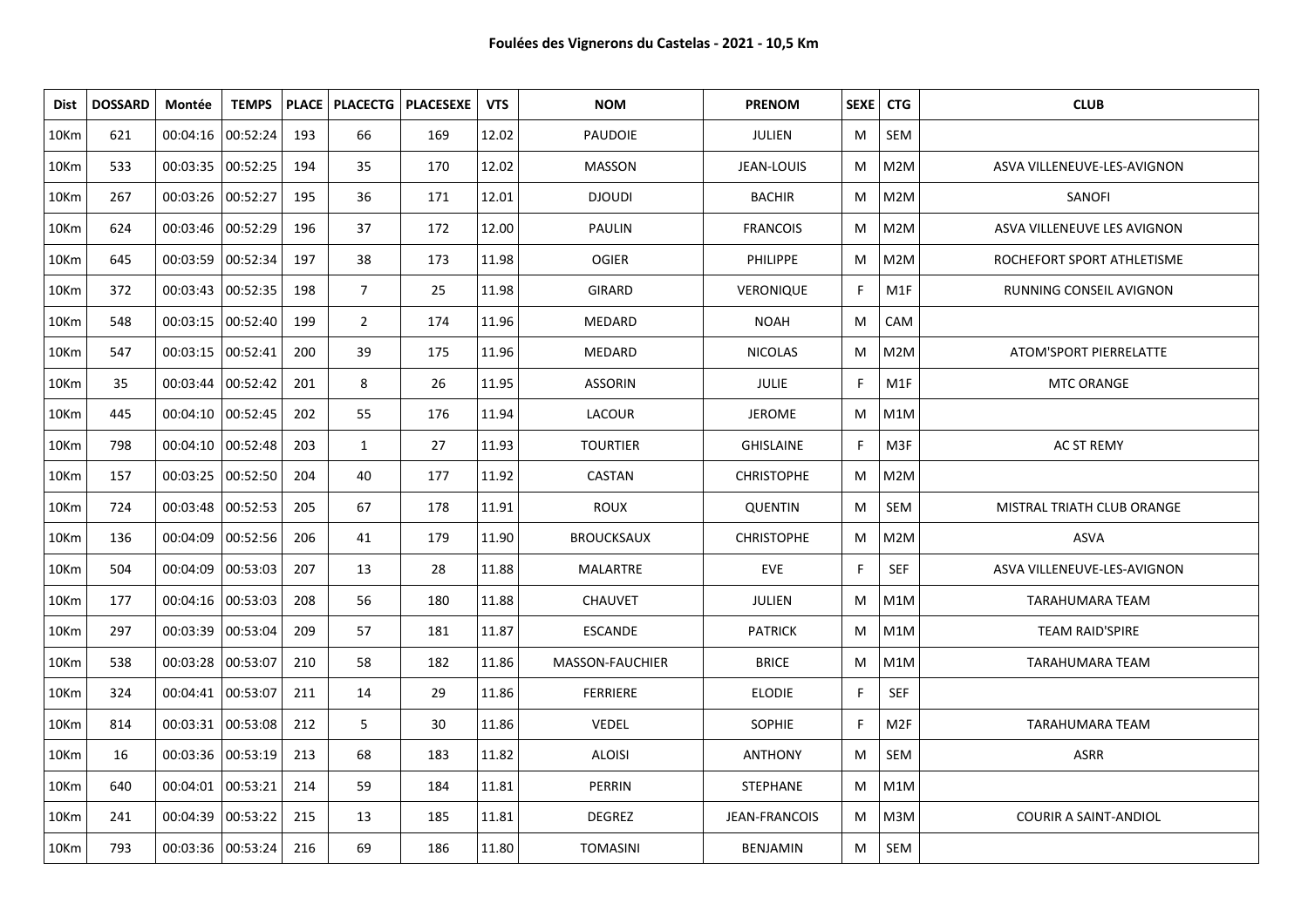**Foulées des Vignerons du Castelas - 2021 - 10,5 Km**

| Dist | DOSSARD | Montée | TEMPS | PLACE | PLACECTG | PLACESEXE | VTS | NOM | PRENOM | SEXE | CTG | CLUB |
|---|---|---|---|---|---|---|---|---|---|---|---|---|
| 10Km | 621 | 00:04:16 | 00:52:24 | 193 | 66 | 169 | 12.02 | PAUDOIE | JULIEN | M | SEM | |
| 10Km | 533 | 00:03:35 | 00:52:25 | 194 | 35 | 170 | 12.02 | MASSON | JEAN-LOUIS | M | M2M | ASVA VILLENEUVE-LES-AVIGNON |
| 10Km | 267 | 00:03:26 | 00:52:27 | 195 | 36 | 171 | 12.01 | DJOUDI | BACHIR | M | M2M | SANOFI |
| 10Km | 624 | 00:03:46 | 00:52:29 | 196 | 37 | 172 | 12.00 | PAULIN | FRANCOIS | M | M2M | ASVA VILLENEUVE LES AVIGNON |
| 10Km | 645 | 00:03:59 | 00:52:34 | 197 | 38 | 173 | 11.98 | OGIER | PHILIPPE | M | M2M | ROCHEFORT SPORT ATHLETISME |
| 10Km | 372 | 00:03:43 | 00:52:35 | 198 | 7 | 25 | 11.98 | GIRARD | VERONIQUE | F | M1F | RUNNING CONSEIL AVIGNON |
| 10Km | 548 | 00:03:15 | 00:52:40 | 199 | 2 | 174 | 11.96 | MEDARD | NOAH | M | CAM | |
| 10Km | 547 | 00:03:15 | 00:52:41 | 200 | 39 | 175 | 11.96 | MEDARD | NICOLAS | M | M2M | ATOM'SPORT PIERRELATTE |
| 10Km | 35 | 00:03:44 | 00:52:42 | 201 | 8 | 26 | 11.95 | ASSORIN | JULIE | F | M1F | MTC ORANGE |
| 10Km | 445 | 00:04:10 | 00:52:45 | 202 | 55 | 176 | 11.94 | LACOUR | JEROME | M | M1M | |
| 10Km | 798 | 00:04:10 | 00:52:48 | 203 | 1 | 27 | 11.93 | TOURTIER | GHISLAINE | F | M3F | AC ST REMY |
| 10Km | 157 | 00:03:25 | 00:52:50 | 204 | 40 | 177 | 11.92 | CASTAN | CHRISTOPHE | M | M2M | |
| 10Km | 724 | 00:03:48 | 00:52:53 | 205 | 67 | 178 | 11.91 | ROUX | QUENTIN | M | SEM | MISTRAL TRIATH CLUB ORANGE |
| 10Km | 136 | 00:04:09 | 00:52:56 | 206 | 41 | 179 | 11.90 | BROUCKSAUX | CHRISTOPHE | M | M2M | ASVA |
| 10Km | 504 | 00:04:09 | 00:53:03 | 207 | 13 | 28 | 11.88 | MALARTRE | EVE | F | SEF | ASVA VILLENEUVE-LES-AVIGNON |
| 10Km | 177 | 00:04:16 | 00:53:03 | 208 | 56 | 180 | 11.88 | CHAUVET | JULIEN | M | M1M | TARAHUMARA TEAM |
| 10Km | 297 | 00:03:39 | 00:53:04 | 209 | 57 | 181 | 11.87 | ESCANDE | PATRICK | M | M1M | TEAM RAID'SPIRE |
| 10Km | 538 | 00:03:28 | 00:53:07 | 210 | 58 | 182 | 11.86 | MASSON-FAUCHIER | BRICE | M | M1M | TARAHUMARA TEAM |
| 10Km | 324 | 00:04:41 | 00:53:07 | 211 | 14 | 29 | 11.86 | FERRIERE | ELODIE | F | SEF | |
| 10Km | 814 | 00:03:31 | 00:53:08 | 212 | 5 | 30 | 11.86 | VEDEL | SOPHIE | F | M2F | TARAHUMARA TEAM |
| 10Km | 16 | 00:03:36 | 00:53:19 | 213 | 68 | 183 | 11.82 | ALOISI | ANTHONY | M | SEM | ASRR |
| 10Km | 640 | 00:04:01 | 00:53:21 | 214 | 59 | 184 | 11.81 | PERRIN | STEPHANE | M | M1M | |
| 10Km | 241 | 00:04:39 | 00:53:22 | 215 | 13 | 185 | 11.81 | DEGREZ | JEAN-FRANCOIS | M | M3M | COURIR A SAINT-ANDIOL |
| 10Km | 793 | 00:03:36 | 00:53:24 | 216 | 69 | 186 | 11.80 | TOMASINI | BENJAMIN | M | SEM | |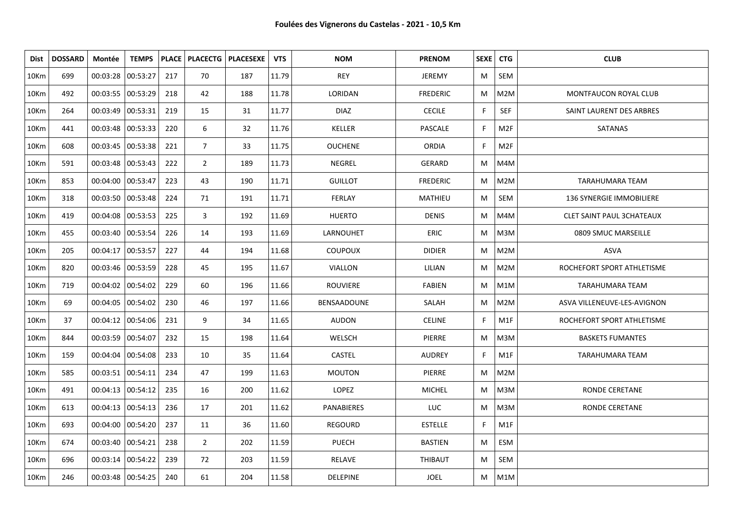**Foulées des Vignerons du Castelas - 2021 - 10,5 Km**

| Dist | DOSSARD | Montée | TEMPS | PLACE | PLACECTG | PLACESEXE | VTS | NOM | PRENOM | SEXE | CTG | CLUB |
|---|---|---|---|---|---|---|---|---|---|---|---|---|
| 10Km | 699 | 00:03:28 | 00:53:27 | 217 | 70 | 187 | 11.79 | REY | JEREMY | M | SEM | |
| 10Km | 492 | 00:03:55 | 00:53:29 | 218 | 42 | 188 | 11.78 | LORIDAN | FREDERIC | M | M2M | MONTFAUCON ROYAL CLUB |
| 10Km | 264 | 00:03:49 | 00:53:31 | 219 | 15 | 31 | 11.77 | DIAZ | CECILE | F | SEF | SAINT LAURENT DES ARBRES |
| 10Km | 441 | 00:03:48 | 00:53:33 | 220 | 6 | 32 | 11.76 | KELLER | PASCALE | F | M2F | SATANAS |
| 10Km | 608 | 00:03:45 | 00:53:38 | 221 | 7 | 33 | 11.75 | OUCHENE | ORDIA | F | M2F | |
| 10Km | 591 | 00:03:48 | 00:53:43 | 222 | 2 | 189 | 11.73 | NEGREL | GERARD | M | M4M | |
| 10Km | 853 | 00:04:00 | 00:53:47 | 223 | 43 | 190 | 11.71 | GUILLOT | FREDERIC | M | M2M | TARAHUMARA TEAM |
| 10Km | 318 | 00:03:50 | 00:53:48 | 224 | 71 | 191 | 11.71 | FERLAY | MATHIEU | M | SEM | 136 SYNERGIE IMMOBILIERE |
| 10Km | 419 | 00:04:08 | 00:53:53 | 225 | 3 | 192 | 11.69 | HUERTO | DENIS | M | M4M | CLET SAINT PAUL 3CHATEAUX |
| 10Km | 455 | 00:03:40 | 00:53:54 | 226 | 14 | 193 | 11.69 | LARNOUHET | ERIC | M | M3M | 0809 SMUC MARSEILLE |
| 10Km | 205 | 00:04:17 | 00:53:57 | 227 | 44 | 194 | 11.68 | COUPOUX | DIDIER | M | M2M | ASVA |
| 10Km | 820 | 00:03:46 | 00:53:59 | 228 | 45 | 195 | 11.67 | VIALLON | LILIAN | M | M2M | ROCHEFORT SPORT ATHLETISME |
| 10Km | 719 | 00:04:02 | 00:54:02 | 229 | 60 | 196 | 11.66 | ROUVIERE | FABIEN | M | M1M | TARAHUMARA TEAM |
| 10Km | 69 | 00:04:05 | 00:54:02 | 230 | 46 | 197 | 11.66 | BENSAADOUNE | SALAH | M | M2M | ASVA VILLENEUVE-LES-AVIGNON |
| 10Km | 37 | 00:04:12 | 00:54:06 | 231 | 9 | 34 | 11.65 | AUDON | CELINE | F | M1F | ROCHEFORT SPORT ATHLETISME |
| 10Km | 844 | 00:03:59 | 00:54:07 | 232 | 15 | 198 | 11.64 | WELSCH | PIERRE | M | M3M | BASKETS FUMANTES |
| 10Km | 159 | 00:04:04 | 00:54:08 | 233 | 10 | 35 | 11.64 | CASTEL | AUDREY | F | M1F | TARAHUMARA TEAM |
| 10Km | 585 | 00:03:51 | 00:54:11 | 234 | 47 | 199 | 11.63 | MOUTON | PIERRE | M | M2M | |
| 10Km | 491 | 00:04:13 | 00:54:12 | 235 | 16 | 200 | 11.62 | LOPEZ | MICHEL | M | M3M | RONDE CERETANE |
| 10Km | 613 | 00:04:13 | 00:54:13 | 236 | 17 | 201 | 11.62 | PANABIERES | LUC | M | M3M | RONDE CERETANE |
| 10Km | 693 | 00:04:00 | 00:54:20 | 237 | 11 | 36 | 11.60 | REGOURD | ESTELLE | F | M1F | |
| 10Km | 674 | 00:03:40 | 00:54:21 | 238 | 2 | 202 | 11.59 | PUECH | BASTIEN | M | ESM | |
| 10Km | 696 | 00:03:14 | 00:54:22 | 239 | 72 | 203 | 11.59 | RELAVE | THIBAUT | M | SEM | |
| 10Km | 246 | 00:03:48 | 00:54:25 | 240 | 61 | 204 | 11.58 | DELEPINE | JOEL | M | M1M | |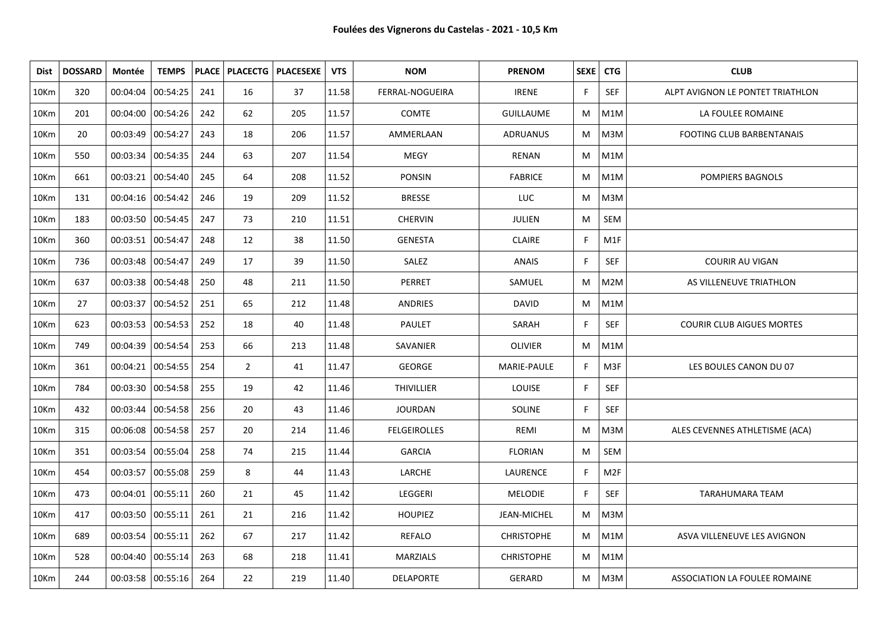**Foulées des Vignerons du Castelas - 2021 - 10,5 Km**

| Dist | DOSSARD | Montée | TEMPS | PLACE | PLACECTG | PLACESEXE | VTS | NOM | PRENOM | SEXE | CTG | CLUB |
|---|---|---|---|---|---|---|---|---|---|---|---|---|
| 10Km | 320 | 00:04:04 | 00:54:25 | 241 | 16 | 37 | 11.58 | FERRAL-NOGUEIRA | IRENE | F | SEF | ALPT AVIGNON LE PONTET TRIATHLON |
| 10Km | 201 | 00:04:00 | 00:54:26 | 242 | 62 | 205 | 11.57 | COMTE | GUILLAUME | M | M1M | LA FOULEE ROMAINE |
| 10Km | 20 | 00:03:49 | 00:54:27 | 243 | 18 | 206 | 11.57 | AMMERLAAN | ADRUANUS | M | M3M | FOOTING CLUB BARBENTANAIS |
| 10Km | 550 | 00:03:34 | 00:54:35 | 244 | 63 | 207 | 11.54 | MEGY | RENAN | M | M1M | |
| 10Km | 661 | 00:03:21 | 00:54:40 | 245 | 64 | 208 | 11.52 | PONSIN | FABRICE | M | M1M | POMPIERS BAGNOLS |
| 10Km | 131 | 00:04:16 | 00:54:42 | 246 | 19 | 209 | 11.52 | BRESSE | LUC | M | M3M | |
| 10Km | 183 | 00:03:50 | 00:54:45 | 247 | 73 | 210 | 11.51 | CHERVIN | JULIEN | M | SEM | |
| 10Km | 360 | 00:03:51 | 00:54:47 | 248 | 12 | 38 | 11.50 | GENESTA | CLAIRE | F | M1F | |
| 10Km | 736 | 00:03:48 | 00:54:47 | 249 | 17 | 39 | 11.50 | SALEZ | ANAIS | F | SEF | COURIR AU VIGAN |
| 10Km | 637 | 00:03:38 | 00:54:48 | 250 | 48 | 211 | 11.50 | PERRET | SAMUEL | M | M2M | AS VILLENEUVE TRIATHLON |
| 10Km | 27 | 00:03:37 | 00:54:52 | 251 | 65 | 212 | 11.48 | ANDRIES | DAVID | M | M1M | |
| 10Km | 623 | 00:03:53 | 00:54:53 | 252 | 18 | 40 | 11.48 | PAULET | SARAH | F | SEF | COURIR CLUB AIGUES MORTES |
| 10Km | 749 | 00:04:39 | 00:54:54 | 253 | 66 | 213 | 11.48 | SAVANIER | OLIVIER | M | M1M | |
| 10Km | 361 | 00:04:21 | 00:54:55 | 254 | 2 | 41 | 11.47 | GEORGE | MARIE-PAULE | F | M3F | LES BOULES CANON DU 07 |
| 10Km | 784 | 00:03:30 | 00:54:58 | 255 | 19 | 42 | 11.46 | THIVILLIER | LOUISE | F | SEF | |
| 10Km | 432 | 00:03:44 | 00:54:58 | 256 | 20 | 43 | 11.46 | JOURDAN | SOLINE | F | SEF | |
| 10Km | 315 | 00:06:08 | 00:54:58 | 257 | 20 | 214 | 11.46 | FELGEIROLLES | REMI | M | M3M | ALES CEVENNES ATHLETISME (ACA) |
| 10Km | 351 | 00:03:54 | 00:55:04 | 258 | 74 | 215 | 11.44 | GARCIA | FLORIAN | M | SEM | |
| 10Km | 454 | 00:03:57 | 00:55:08 | 259 | 8 | 44 | 11.43 | LARCHE | LAURENCE | F | M2F | |
| 10Km | 473 | 00:04:01 | 00:55:11 | 260 | 21 | 45 | 11.42 | LEGGERI | MELODIE | F | SEF | TARAHUMARA TEAM |
| 10Km | 417 | 00:03:50 | 00:55:11 | 261 | 21 | 216 | 11.42 | HOUPIEZ | JEAN-MICHEL | M | M3M | |
| 10Km | 689 | 00:03:54 | 00:55:11 | 262 | 67 | 217 | 11.42 | REFALO | CHRISTOPHE | M | M1M | ASVA VILLENEUVE LES AVIGNON |
| 10Km | 528 | 00:04:40 | 00:55:14 | 263 | 68 | 218 | 11.41 | MARZIALS | CHRISTOPHE | M | M1M | |
| 10Km | 244 | 00:03:58 | 00:55:16 | 264 | 22 | 219 | 11.40 | DELAPORTE | GERARD | M | M3M | ASSOCIATION LA FOULEE ROMAINE |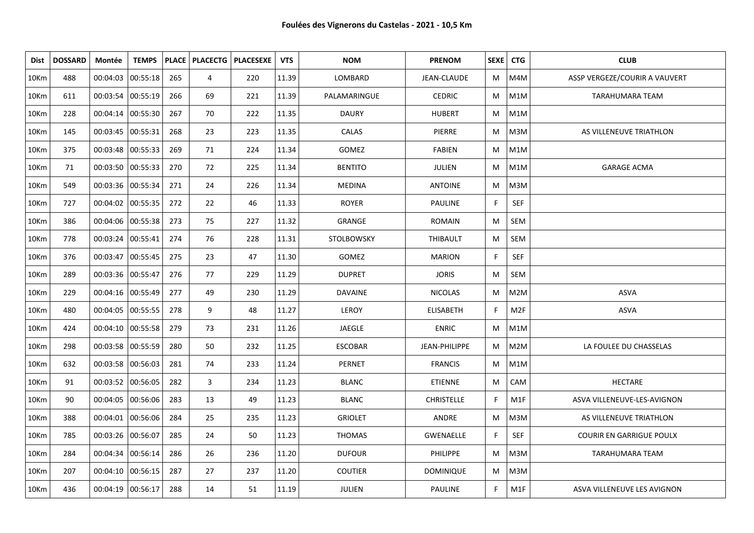**Foulées des Vignerons du Castelas - 2021 - 10,5 Km**

| Dist | DOSSARD | Montée | TEMPS | PLACE | PLACECTG | PLACESEXE | VTS | NOM | PRENOM | SEXE | CTG | CLUB |
|---|---|---|---|---|---|---|---|---|---|---|---|---|
| 10Km | 488 | 00:04:03 | 00:55:18 | 265 | 4 | 220 | 11.39 | LOMBARD | JEAN-CLAUDE | M | M4M | ASSP VERGEZE/COURIR A VAUVERT |
| 10Km | 611 | 00:03:54 | 00:55:19 | 266 | 69 | 221 | 11.39 | PALAMARINGUE | CEDRIC | M | M1M | TARAHUMARA TEAM |
| 10Km | 228 | 00:04:14 | 00:55:30 | 267 | 70 | 222 | 11.35 | DAURY | HUBERT | M | M1M | |
| 10Km | 145 | 00:03:45 | 00:55:31 | 268 | 23 | 223 | 11.35 | CALAS | PIERRE | M | M3M | AS VILLENEUVE TRIATHLON |
| 10Km | 375 | 00:03:48 | 00:55:33 | 269 | 71 | 224 | 11.34 | GOMEZ | FABIEN | M | M1M | |
| 10Km | 71 | 00:03:50 | 00:55:33 | 270 | 72 | 225 | 11.34 | BENTITO | JULIEN | M | M1M | GARAGE ACMA |
| 10Km | 549 | 00:03:36 | 00:55:34 | 271 | 24 | 226 | 11.34 | MEDINA | ANTOINE | M | M3M | |
| 10Km | 727 | 00:04:02 | 00:55:35 | 272 | 22 | 46 | 11.33 | ROYER | PAULINE | F | SEF | |
| 10Km | 386 | 00:04:06 | 00:55:38 | 273 | 75 | 227 | 11.32 | GRANGE | ROMAIN | M | SEM | |
| 10Km | 778 | 00:03:24 | 00:55:41 | 274 | 76 | 228 | 11.31 | STOLBOWSKY | THIBAULT | M | SEM | |
| 10Km | 376 | 00:03:47 | 00:55:45 | 275 | 23 | 47 | 11.30 | GOMEZ | MARION | F | SEF | |
| 10Km | 289 | 00:03:36 | 00:55:47 | 276 | 77 | 229 | 11.29 | DUPRET | JORIS | M | SEM | |
| 10Km | 229 | 00:04:16 | 00:55:49 | 277 | 49 | 230 | 11.29 | DAVAINE | NICOLAS | M | M2M | ASVA |
| 10Km | 480 | 00:04:05 | 00:55:55 | 278 | 9 | 48 | 11.27 | LEROY | ELISABETH | F | M2F | ASVA |
| 10Km | 424 | 00:04:10 | 00:55:58 | 279 | 73 | 231 | 11.26 | JAEGLE | ENRIC | M | M1M | |
| 10Km | 298 | 00:03:58 | 00:55:59 | 280 | 50 | 232 | 11.25 | ESCOBAR | JEAN-PHILIPPE | M | M2M | LA FOULEE DU CHASSELAS |
| 10Km | 632 | 00:03:58 | 00:56:03 | 281 | 74 | 233 | 11.24 | PERNET | FRANCIS | M | M1M | |
| 10Km | 91 | 00:03:52 | 00:56:05 | 282 | 3 | 234 | 11.23 | BLANC | ETIENNE | M | CAM | HECTARE |
| 10Km | 90 | 00:04:05 | 00:56:06 | 283 | 13 | 49 | 11.23 | BLANC | CHRISTELLE | F | M1F | ASVA VILLENEUVE-LES-AVIGNON |
| 10Km | 388 | 00:04:01 | 00:56:06 | 284 | 25 | 235 | 11.23 | GRIOLET | ANDRE | M | M3M | AS VILLENEUVE TRIATHLON |
| 10Km | 785 | 00:03:26 | 00:56:07 | 285 | 24 | 50 | 11.23 | THOMAS | GWENAELLE | F | SEF | COURIR EN GARRIGUE POULX |
| 10Km | 284 | 00:04:34 | 00:56:14 | 286 | 26 | 236 | 11.20 | DUFOUR | PHILIPPE | M | M3M | TARAHUMARA TEAM |
| 10Km | 207 | 00:04:10 | 00:56:15 | 287 | 27 | 237 | 11.20 | COUTIER | DOMINIQUE | M | M3M | |
| 10Km | 436 | 00:04:19 | 00:56:17 | 288 | 14 | 51 | 11.19 | JULIEN | PAULINE | F | M1F | ASVA VILLENEUVE LES AVIGNON |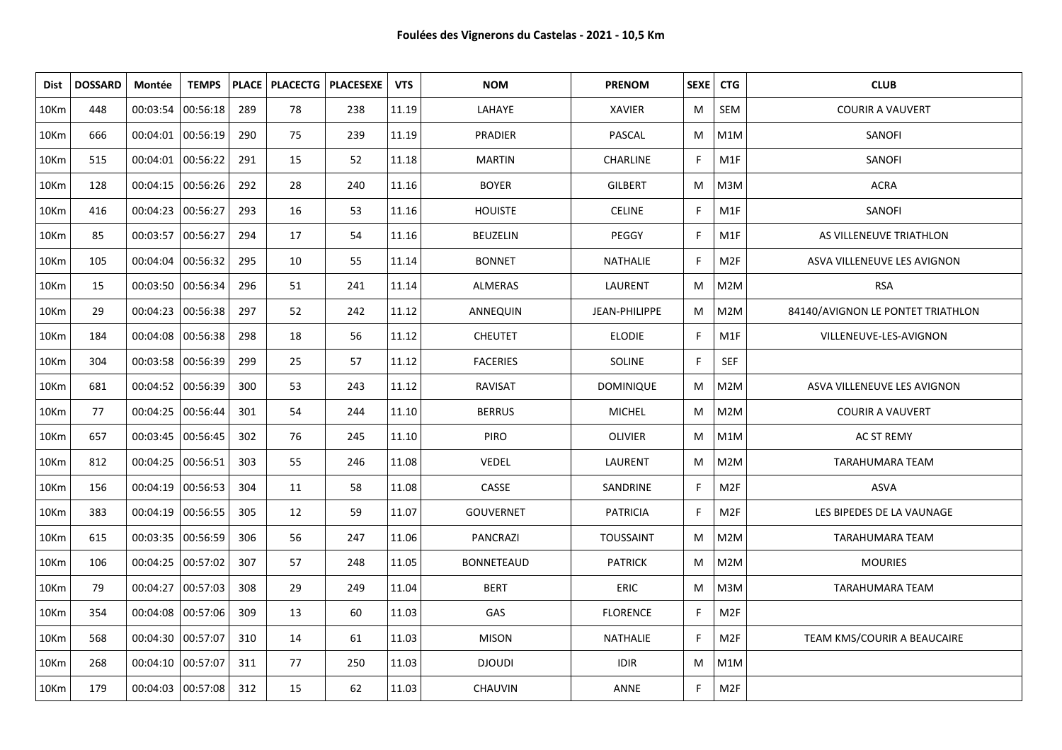**Foulées des Vignerons du Castelas - 2021 - 10,5 Km**

| Dist | DOSSARD | Montée | TEMPS | PLACE | PLACECTG | PLACESEXE | VTS | NOM | PRENOM | SEXE | CTG | CLUB |
|---|---|---|---|---|---|---|---|---|---|---|---|---|
| 10Km | 448 | 00:03:54 | 00:56:18 | 289 | 78 | 238 | 11.19 | LAHAYE | XAVIER | M | SEM | COURIR A VAUVERT |
| 10Km | 666 | 00:04:01 | 00:56:19 | 290 | 75 | 239 | 11.19 | PRADIER | PASCAL | M | M1M | SANOFI |
| 10Km | 515 | 00:04:01 | 00:56:22 | 291 | 15 | 52 | 11.18 | MARTIN | CHARLINE | F | M1F | SANOFI |
| 10Km | 128 | 00:04:15 | 00:56:26 | 292 | 28 | 240 | 11.16 | BOYER | GILBERT | M | M3M | ACRA |
| 10Km | 416 | 00:04:23 | 00:56:27 | 293 | 16 | 53 | 11.16 | HOUISTE | CELINE | F | M1F | SANOFI |
| 10Km | 85 | 00:03:57 | 00:56:27 | 294 | 17 | 54 | 11.16 | BEUZELIN | PEGGY | F | M1F | AS VILLENEUVE TRIATHLON |
| 10Km | 105 | 00:04:04 | 00:56:32 | 295 | 10 | 55 | 11.14 | BONNET | NATHALIE | F | M2F | ASVA VILLENEUVE LES AVIGNON |
| 10Km | 15 | 00:03:50 | 00:56:34 | 296 | 51 | 241 | 11.14 | ALMERAS | LAURENT | M | M2M | RSA |
| 10Km | 29 | 00:04:23 | 00:56:38 | 297 | 52 | 242 | 11.12 | ANNEQUIN | JEAN-PHILIPPE | M | M2M | 84140/AVIGNON LE PONTET TRIATHLON |
| 10Km | 184 | 00:04:08 | 00:56:38 | 298 | 18 | 56 | 11.12 | CHEUTET | ELODIE | F | M1F | VILLENEUVE-LES-AVIGNON |
| 10Km | 304 | 00:03:58 | 00:56:39 | 299 | 25 | 57 | 11.12 | FACERIES | SOLINE | F | SEF | |
| 10Km | 681 | 00:04:52 | 00:56:39 | 300 | 53 | 243 | 11.12 | RAVISAT | DOMINIQUE | M | M2M | ASVA VILLENEUVE LES AVIGNON |
| 10Km | 77 | 00:04:25 | 00:56:44 | 301 | 54 | 244 | 11.10 | BERRUS | MICHEL | M | M2M | COURIR A VAUVERT |
| 10Km | 657 | 00:03:45 | 00:56:45 | 302 | 76 | 245 | 11.10 | PIRO | OLIVIER | M | M1M | AC ST REMY |
| 10Km | 812 | 00:04:25 | 00:56:51 | 303 | 55 | 246 | 11.08 | VEDEL | LAURENT | M | M2M | TARAHUMARA TEAM |
| 10Km | 156 | 00:04:19 | 00:56:53 | 304 | 11 | 58 | 11.08 | CASSE | SANDRINE | F | M2F | ASVA |
| 10Km | 383 | 00:04:19 | 00:56:55 | 305 | 12 | 59 | 11.07 | GOUVERNET | PATRICIA | F | M2F | LES BIPEDES DE LA VAUNAGE |
| 10Km | 615 | 00:03:35 | 00:56:59 | 306 | 56 | 247 | 11.06 | PANCRAZI | TOUSSAINT | M | M2M | TARAHUMARA TEAM |
| 10Km | 106 | 00:04:25 | 00:57:02 | 307 | 57 | 248 | 11.05 | BONNETEAUD | PATRICK | M | M2M | MOURIES |
| 10Km | 79 | 00:04:27 | 00:57:03 | 308 | 29 | 249 | 11.04 | BERT | ERIC | M | M3M | TARAHUMARA TEAM |
| 10Km | 354 | 00:04:08 | 00:57:06 | 309 | 13 | 60 | 11.03 | GAS | FLORENCE | F | M2F | |
| 10Km | 568 | 00:04:30 | 00:57:07 | 310 | 14 | 61 | 11.03 | MISON | NATHALIE | F | M2F | TEAM KMS/COURIR A BEAUCAIRE |
| 10Km | 268 | 00:04:10 | 00:57:07 | 311 | 77 | 250 | 11.03 | DJOUDI | IDIR | M | M1M | |
| 10Km | 179 | 00:04:03 | 00:57:08 | 312 | 15 | 62 | 11.03 | CHAUVIN | ANNE | F | M2F | |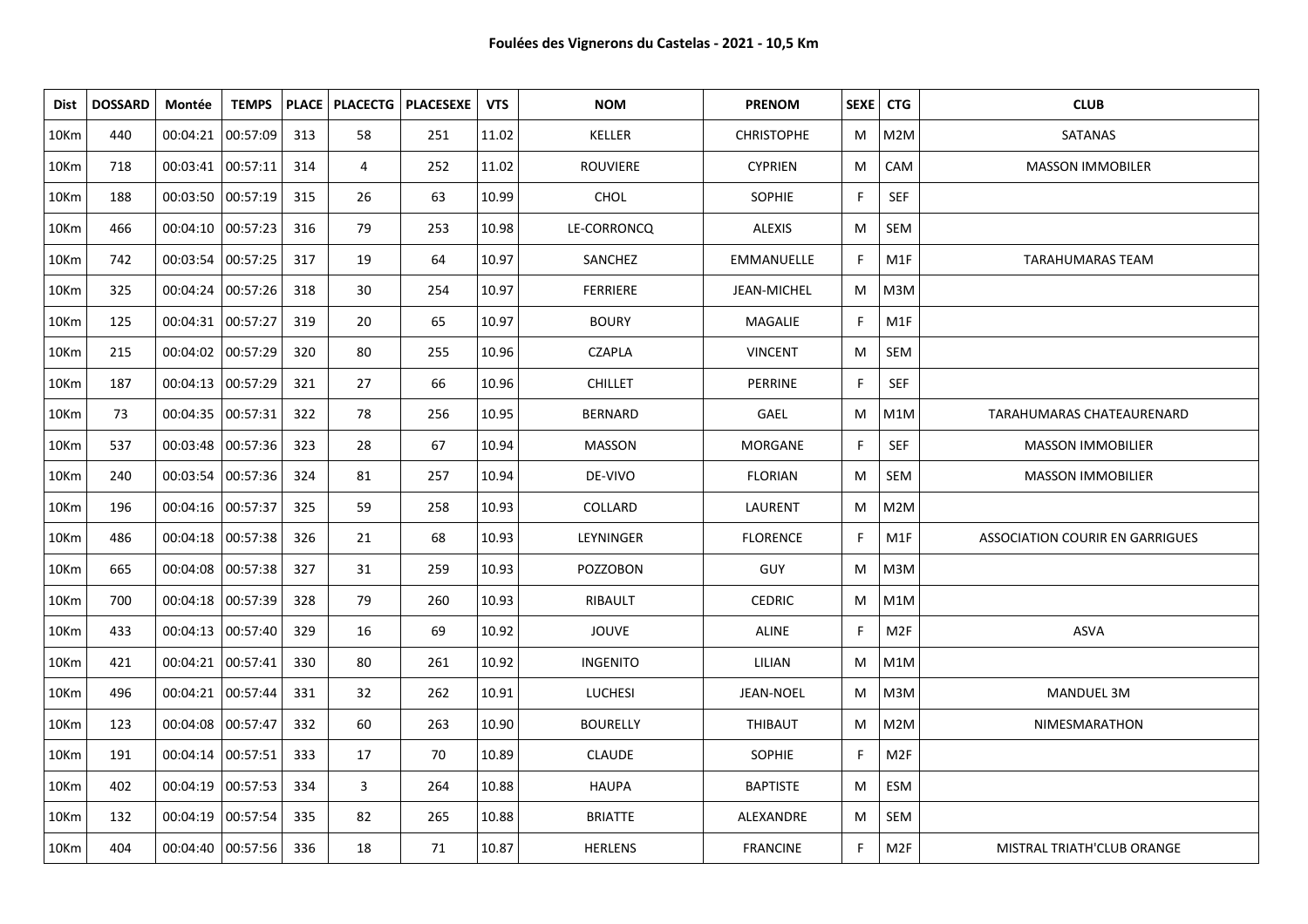**Foulées des Vignerons du Castelas - 2021 - 10,5 Km**

| Dist | DOSSARD | Montée | TEMPS | PLACE | PLACECTG | PLACESEXE | VTS | NOM | PRENOM | SEXE | CTG | CLUB |
|---|---|---|---|---|---|---|---|---|---|---|---|---|
| 10Km | 440 | 00:04:21 | 00:57:09 | 313 | 58 | 251 | 11.02 | KELLER | CHRISTOPHE | M | M2M | SATANAS |
| 10Km | 718 | 00:03:41 | 00:57:11 | 314 | 4 | 252 | 11.02 | ROUVIERE | CYPRIEN | M | CAM | MASSON IMMOBILER |
| 10Km | 188 | 00:03:50 | 00:57:19 | 315 | 26 | 63 | 10.99 | CHOL | SOPHIE | F | SEF | |
| 10Km | 466 | 00:04:10 | 00:57:23 | 316 | 79 | 253 | 10.98 | LE-CORRONCQ | ALEXIS | M | SEM | |
| 10Km | 742 | 00:03:54 | 00:57:25 | 317 | 19 | 64 | 10.97 | SANCHEZ | EMMANUELLE | F | M1F | TARAHUMARAS TEAM |
| 10Km | 325 | 00:04:24 | 00:57:26 | 318 | 30 | 254 | 10.97 | FERRIERE | JEAN-MICHEL | M | M3M | |
| 10Km | 125 | 00:04:31 | 00:57:27 | 319 | 20 | 65 | 10.97 | BOURY | MAGALIE | F | M1F | |
| 10Km | 215 | 00:04:02 | 00:57:29 | 320 | 80 | 255 | 10.96 | CZAPLA | VINCENT | M | SEM | |
| 10Km | 187 | 00:04:13 | 00:57:29 | 321 | 27 | 66 | 10.96 | CHILLET | PERRINE | F | SEF | |
| 10Km | 73 | 00:04:35 | 00:57:31 | 322 | 78 | 256 | 10.95 | BERNARD | GAEL | M | M1M | TARAHUMARAS CHATEAURENARD |
| 10Km | 537 | 00:03:48 | 00:57:36 | 323 | 28 | 67 | 10.94 | MASSON | MORGANE | F | SEF | MASSON IMMOBILIER |
| 10Km | 240 | 00:03:54 | 00:57:36 | 324 | 81 | 257 | 10.94 | DE-VIVO | FLORIAN | M | SEM | MASSON IMMOBILIER |
| 10Km | 196 | 00:04:16 | 00:57:37 | 325 | 59 | 258 | 10.93 | COLLARD | LAURENT | M | M2M | |
| 10Km | 486 | 00:04:18 | 00:57:38 | 326 | 21 | 68 | 10.93 | LEYNINGER | FLORENCE | F | M1F | ASSOCIATION COURIR EN GARRIGUES |
| 10Km | 665 | 00:04:08 | 00:57:38 | 327 | 31 | 259 | 10.93 | POZZOBON | GUY | M | M3M | |
| 10Km | 700 | 00:04:18 | 00:57:39 | 328 | 79 | 260 | 10.93 | RIBAULT | CEDRIC | M | M1M | |
| 10Km | 433 | 00:04:13 | 00:57:40 | 329 | 16 | 69 | 10.92 | JOUVE | ALINE | F | M2F | ASVA |
| 10Km | 421 | 00:04:21 | 00:57:41 | 330 | 80 | 261 | 10.92 | INGENITO | LILIAN | M | M1M | |
| 10Km | 496 | 00:04:21 | 00:57:44 | 331 | 32 | 262 | 10.91 | LUCHESI | JEAN-NOEL | M | M3M | MANDUEL 3M |
| 10Km | 123 | 00:04:08 | 00:57:47 | 332 | 60 | 263 | 10.90 | BOURELLY | THIBAUT | M | M2M | NIMESMARATHON |
| 10Km | 191 | 00:04:14 | 00:57:51 | 333 | 17 | 70 | 10.89 | CLAUDE | SOPHIE | F | M2F | |
| 10Km | 402 | 00:04:19 | 00:57:53 | 334 | 3 | 264 | 10.88 | HAUPA | BAPTISTE | M | ESM | |
| 10Km | 132 | 00:04:19 | 00:57:54 | 335 | 82 | 265 | 10.88 | BRIATTE | ALEXANDRE | M | SEM | |
| 10Km | 404 | 00:04:40 | 00:57:56 | 336 | 18 | 71 | 10.87 | HERLENS | FRANCINE | F | M2F | MISTRAL TRIATH'CLUB ORANGE |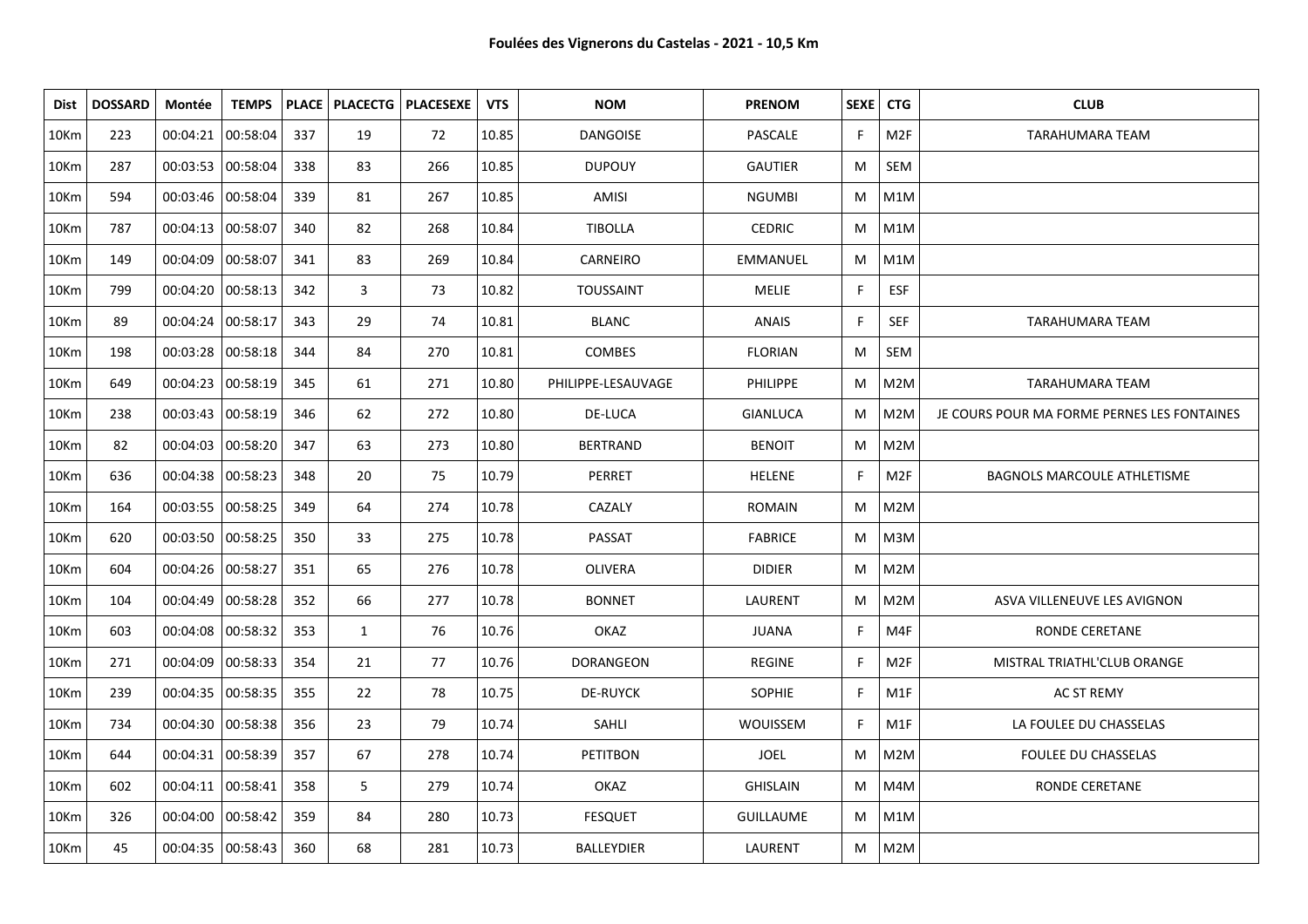**Foulées des Vignerons du Castelas - 2021 - 10,5 Km**

| Dist | DOSSARD | Montée | TEMPS | PLACE | PLACECTG | PLACESEXE | VTS | NOM | PRENOM | SEXE | CTG | CLUB |
|---|---|---|---|---|---|---|---|---|---|---|---|---|
| 10Km | 223 | 00:04:21 | 00:58:04 | 337 | 19 | 72 | 10.85 | DANGOISE | PASCALE | F | M2F | TARAHUMARA TEAM |
| 10Km | 287 | 00:03:53 | 00:58:04 | 338 | 83 | 266 | 10.85 | DUPOUY | GAUTIER | M | SEM | |
| 10Km | 594 | 00:03:46 | 00:58:04 | 339 | 81 | 267 | 10.85 | AMISI | NGUMBI | M | M1M | |
| 10Km | 787 | 00:04:13 | 00:58:07 | 340 | 82 | 268 | 10.84 | TIBOLLA | CEDRIC | M | M1M | |
| 10Km | 149 | 00:04:09 | 00:58:07 | 341 | 83 | 269 | 10.84 | CARNEIRO | EMMANUEL | M | M1M | |
| 10Km | 799 | 00:04:20 | 00:58:13 | 342 | 3 | 73 | 10.82 | TOUSSAINT | MELIE | F | ESF | |
| 10Km | 89 | 00:04:24 | 00:58:17 | 343 | 29 | 74 | 10.81 | BLANC | ANAIS | F | SEF | TARAHUMARA TEAM |
| 10Km | 198 | 00:03:28 | 00:58:18 | 344 | 84 | 270 | 10.81 | COMBES | FLORIAN | M | SEM | |
| 10Km | 649 | 00:04:23 | 00:58:19 | 345 | 61 | 271 | 10.80 | PHILIPPE-LESAUVAGE | PHILIPPE | M | M2M | TARAHUMARA TEAM |
| 10Km | 238 | 00:03:43 | 00:58:19 | 346 | 62 | 272 | 10.80 | DE-LUCA | GIANLUCA | M | M2M | JE COURS POUR MA FORME PERNES LES FONTAINES |
| 10Km | 82 | 00:04:03 | 00:58:20 | 347 | 63 | 273 | 10.80 | BERTRAND | BENOIT | M | M2M | |
| 10Km | 636 | 00:04:38 | 00:58:23 | 348 | 20 | 75 | 10.79 | PERRET | HELENE | F | M2F | BAGNOLS MARCOULE ATHLETISME |
| 10Km | 164 | 00:03:55 | 00:58:25 | 349 | 64 | 274 | 10.78 | CAZALY | ROMAIN | M | M2M | |
| 10Km | 620 | 00:03:50 | 00:58:25 | 350 | 33 | 275 | 10.78 | PASSAT | FABRICE | M | M3M | |
| 10Km | 604 | 00:04:26 | 00:58:27 | 351 | 65 | 276 | 10.78 | OLIVERA | DIDIER | M | M2M | |
| 10Km | 104 | 00:04:49 | 00:58:28 | 352 | 66 | 277 | 10.78 | BONNET | LAURENT | M | M2M | ASVA VILLENEUVE LES AVIGNON |
| 10Km | 603 | 00:04:08 | 00:58:32 | 353 | 1 | 76 | 10.76 | OKAZ | JUANA | F | M4F | RONDE CERETANE |
| 10Km | 271 | 00:04:09 | 00:58:33 | 354 | 21 | 77 | 10.76 | DORANGEON | REGINE | F | M2F | MISTRAL TRIATHL'CLUB ORANGE |
| 10Km | 239 | 00:04:35 | 00:58:35 | 355 | 22 | 78 | 10.75 | DE-RUYCK | SOPHIE | F | M1F | AC ST REMY |
| 10Km | 734 | 00:04:30 | 00:58:38 | 356 | 23 | 79 | 10.74 | SAHLI | WOUISSEM | F | M1F | LA FOULEE DU CHASSELAS |
| 10Km | 644 | 00:04:31 | 00:58:39 | 357 | 67 | 278 | 10.74 | PETITBON | JOEL | M | M2M | FOULEE DU CHASSELAS |
| 10Km | 602 | 00:04:11 | 00:58:41 | 358 | 5 | 279 | 10.74 | OKAZ | GHISLAIN | M | M4M | RONDE CERETANE |
| 10Km | 326 | 00:04:00 | 00:58:42 | 359 | 84 | 280 | 10.73 | FESQUET | GUILLAUME | M | M1M | |
| 10Km | 45 | 00:04:35 | 00:58:43 | 360 | 68 | 281 | 10.73 | BALLEYDIER | LAURENT | M | M2M | |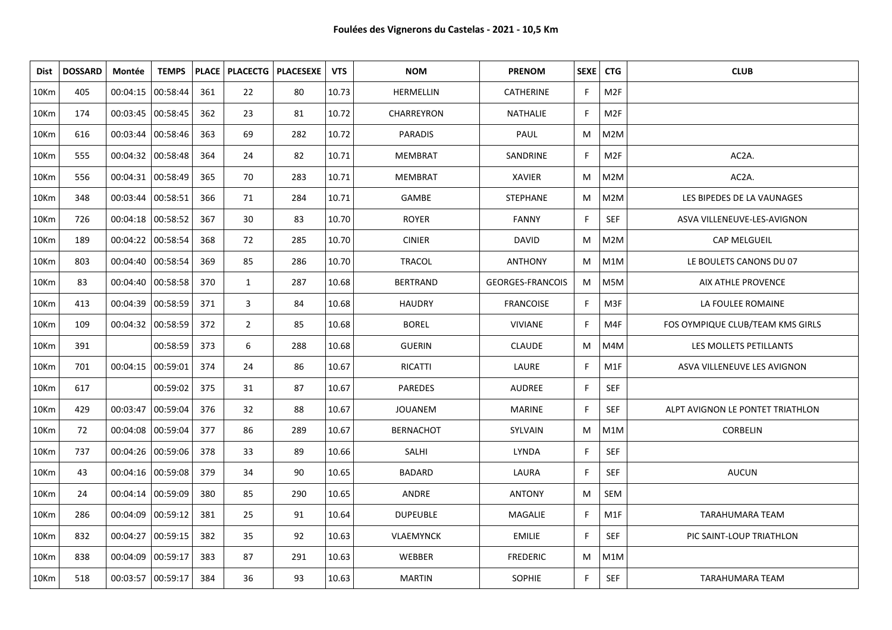**Foulées des Vignerons du Castelas - 2021 - 10,5 Km**

| Dist | DOSSARD | Montée | TEMPS | PLACE | PLACECTG | PLACESEXE | VTS | NOM | PRENOM | SEXE | CTG | CLUB |
|---|---|---|---|---|---|---|---|---|---|---|---|---|
| 10Km | 405 | 00:04:15 | 00:58:44 | 361 | 22 | 80 | 10.73 | HERMELLIN | CATHERINE | F | M2F | |
| 10Km | 174 | 00:03:45 | 00:58:45 | 362 | 23 | 81 | 10.72 | CHARREYRON | NATHALIE | F | M2F | |
| 10Km | 616 | 00:03:44 | 00:58:46 | 363 | 69 | 282 | 10.72 | PARADIS | PAUL | M | M2M | |
| 10Km | 555 | 00:04:32 | 00:58:48 | 364 | 24 | 82 | 10.71 | MEMBRAT | SANDRINE | F | M2F | AC2A. |
| 10Km | 556 | 00:04:31 | 00:58:49 | 365 | 70 | 283 | 10.71 | MEMBRAT | XAVIER | M | M2M | AC2A. |
| 10Km | 348 | 00:03:44 | 00:58:51 | 366 | 71 | 284 | 10.71 | GAMBE | STEPHANE | M | M2M | LES BIPEDES DE LA VAUNAGES |
| 10Km | 726 | 00:04:18 | 00:58:52 | 367 | 30 | 83 | 10.70 | ROYER | FANNY | F | SEF | ASVA VILLENEUVE-LES-AVIGNON |
| 10Km | 189 | 00:04:22 | 00:58:54 | 368 | 72 | 285 | 10.70 | CINIER | DAVID | M | M2M | CAP MELGUEIL |
| 10Km | 803 | 00:04:40 | 00:58:54 | 369 | 85 | 286 | 10.70 | TRACOL | ANTHONY | M | M1M | LE BOULETS CANONS DU 07 |
| 10Km | 83 | 00:04:40 | 00:58:58 | 370 | 1 | 287 | 10.68 | BERTRAND | GEORGES-FRANCOIS | M | M5M | AIX ATHLE PROVENCE |
| 10Km | 413 | 00:04:39 | 00:58:59 | 371 | 3 | 84 | 10.68 | HAUDRY | FRANCOISE | F | M3F | LA FOULEE ROMAINE |
| 10Km | 109 | 00:04:32 | 00:58:59 | 372 | 2 | 85 | 10.68 | BOREL | VIVIANE | F | M4F | FOS OYMPIQUE CLUB/TEAM KMS GIRLS |
| 10Km | 391 | | 00:58:59 | 373 | 6 | 288 | 10.68 | GUERIN | CLAUDE | M | M4M | LES MOLLETS PETILLANTS |
| 10Km | 701 | 00:04:15 | 00:59:01 | 374 | 24 | 86 | 10.67 | RICATTI | LAURE | F | M1F | ASVA VILLENEUVE LES AVIGNON |
| 10Km | 617 | | 00:59:02 | 375 | 31 | 87 | 10.67 | PAREDES | AUDREE | F | SEF | |
| 10Km | 429 | 00:03:47 | 00:59:04 | 376 | 32 | 88 | 10.67 | JOUANEM | MARINE | F | SEF | ALPT AVIGNON LE PONTET TRIATHLON |
| 10Km | 72 | 00:04:08 | 00:59:04 | 377 | 86 | 289 | 10.67 | BERNACHOT | SYLVAIN | M | M1M | CORBELIN |
| 10Km | 737 | 00:04:26 | 00:59:06 | 378 | 33 | 89 | 10.66 | SALHI | LYNDA | F | SEF | |
| 10Km | 43 | 00:04:16 | 00:59:08 | 379 | 34 | 90 | 10.65 | BADARD | LAURA | F | SEF | AUCUN |
| 10Km | 24 | 00:04:14 | 00:59:09 | 380 | 85 | 290 | 10.65 | ANDRE | ANTONY | M | SEM | |
| 10Km | 286 | 00:04:09 | 00:59:12 | 381 | 25 | 91 | 10.64 | DUPEUBLE | MAGALIE | F | M1F | TARAHUMARA TEAM |
| 10Km | 832 | 00:04:27 | 00:59:15 | 382 | 35 | 92 | 10.63 | VLAEMYNCK | EMILIE | F | SEF | PIC SAINT-LOUP TRIATHLON |
| 10Km | 838 | 00:04:09 | 00:59:17 | 383 | 87 | 291 | 10.63 | WEBBER | FREDERIC | M | M1M | |
| 10Km | 518 | 00:03:57 | 00:59:17 | 384 | 36 | 93 | 10.63 | MARTIN | SOPHIE | F | SEF | TARAHUMARA TEAM |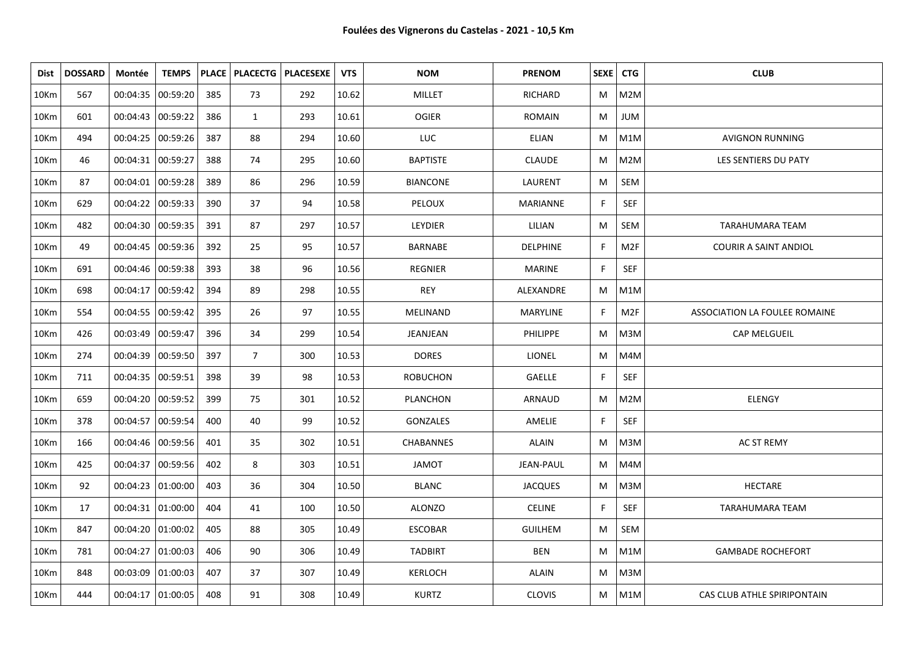**Foulées des Vignerons du Castelas - 2021 - 10,5 Km**

| Dist | DOSSARD | Montée | TEMPS | PLACE | PLACECTG | PLACESEXE | VTS | NOM | PRENOM | SEXE | CTG | CLUB |
|---|---|---|---|---|---|---|---|---|---|---|---|---|
| 10Km | 567 | 00:04:35 | 00:59:20 | 385 | 73 | 292 | 10.62 | MILLET | RICHARD | M | M2M | |
| 10Km | 601 | 00:04:43 | 00:59:22 | 386 | 1 | 293 | 10.61 | OGIER | ROMAIN | M | JUM | |
| 10Km | 494 | 00:04:25 | 00:59:26 | 387 | 88 | 294 | 10.60 | LUC | ELIAN | M | M1M | AVIGNON RUNNING |
| 10Km | 46 | 00:04:31 | 00:59:27 | 388 | 74 | 295 | 10.60 | BAPTISTE | CLAUDE | M | M2M | LES SENTIERS DU PATY |
| 10Km | 87 | 00:04:01 | 00:59:28 | 389 | 86 | 296 | 10.59 | BIANCONE | LAURENT | M | SEM | |
| 10Km | 629 | 00:04:22 | 00:59:33 | 390 | 37 | 94 | 10.58 | PELOUX | MARIANNE | F | SEF | |
| 10Km | 482 | 00:04:30 | 00:59:35 | 391 | 87 | 297 | 10.57 | LEYDIER | LILIAN | M | SEM | TARAHUMARA TEAM |
| 10Km | 49 | 00:04:45 | 00:59:36 | 392 | 25 | 95 | 10.57 | BARNABE | DELPHINE | F | M2F | COURIR A SAINT ANDIOL |
| 10Km | 691 | 00:04:46 | 00:59:38 | 393 | 38 | 96 | 10.56 | REGNIER | MARINE | F | SEF | |
| 10Km | 698 | 00:04:17 | 00:59:42 | 394 | 89 | 298 | 10.55 | REY | ALEXANDRE | M | M1M | |
| 10Km | 554 | 00:04:55 | 00:59:42 | 395 | 26 | 97 | 10.55 | MELINAND | MARYLINE | F | M2F | ASSOCIATION LA FOULEE ROMAINE |
| 10Km | 426 | 00:03:49 | 00:59:47 | 396 | 34 | 299 | 10.54 | JEANJEAN | PHILIPPE | M | M3M | CAP MELGUEIL |
| 10Km | 274 | 00:04:39 | 00:59:50 | 397 | 7 | 300 | 10.53 | DORES | LIONEL | M | M4M | |
| 10Km | 711 | 00:04:35 | 00:59:51 | 398 | 39 | 98 | 10.53 | ROBUCHON | GAELLE | F | SEF | |
| 10Km | 659 | 00:04:20 | 00:59:52 | 399 | 75 | 301 | 10.52 | PLANCHON | ARNAUD | M | M2M | ELENGY |
| 10Km | 378 | 00:04:57 | 00:59:54 | 400 | 40 | 99 | 10.52 | GONZALES | AMELIE | F | SEF | |
| 10Km | 166 | 00:04:46 | 00:59:56 | 401 | 35 | 302 | 10.51 | CHABANNES | ALAIN | M | M3M | AC ST REMY |
| 10Km | 425 | 00:04:37 | 00:59:56 | 402 | 8 | 303 | 10.51 | JAMOT | JEAN-PAUL | M | M4M | |
| 10Km | 92 | 00:04:23 | 01:00:00 | 403 | 36 | 304 | 10.50 | BLANC | JACQUES | M | M3M | HECTARE |
| 10Km | 17 | 00:04:31 | 01:00:00 | 404 | 41 | 100 | 10.50 | ALONZO | CELINE | F | SEF | TARAHUMARA TEAM |
| 10Km | 847 | 00:04:20 | 01:00:02 | 405 | 88 | 305 | 10.49 | ESCOBAR | GUILHEM | M | SEM | |
| 10Km | 781 | 00:04:27 | 01:00:03 | 406 | 90 | 306 | 10.49 | TADBIRT | BEN | M | M1M | GAMBADE ROCHEFORT |
| 10Km | 848 | 00:03:09 | 01:00:03 | 407 | 37 | 307 | 10.49 | KERLOCH | ALAIN | M | M3M | |
| 10Km | 444 | 00:04:17 | 01:00:05 | 408 | 91 | 308 | 10.49 | KURTZ | CLOVIS | M | M1M | CAS CLUB ATHLE SPIRIPONTAIN |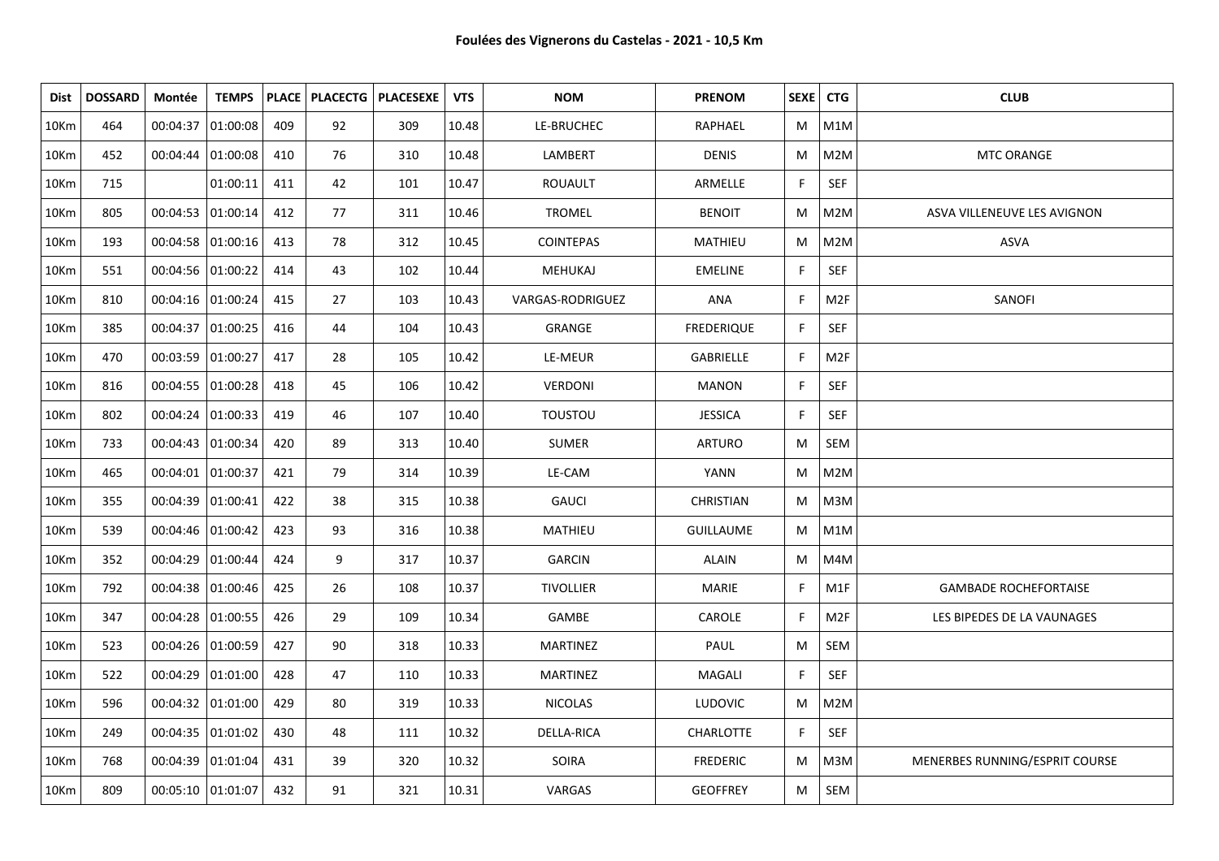**Foulées des Vignerons du Castelas - 2021 - 10,5 Km**

| Dist | DOSSARD | Montée | TEMPS | PLACE | PLACECTG | PLACESEXE | VTS | NOM | PRENOM | SEXE | CTG | CLUB |
|---|---|---|---|---|---|---|---|---|---|---|---|---|
| 10Km | 464 | 00:04:37 | 01:00:08 | 409 | 92 | 309 | 10.48 | LE-BRUCHEC | RAPHAEL | M | M1M | |
| 10Km | 452 | 00:04:44 | 01:00:08 | 410 | 76 | 310 | 10.48 | LAMBERT | DENIS | M | M2M | MTC ORANGE |
| 10Km | 715 | | 01:00:11 | 411 | 42 | 101 | 10.47 | ROUAULT | ARMELLE | F | SEF | |
| 10Km | 805 | 00:04:53 | 01:00:14 | 412 | 77 | 311 | 10.46 | TROMEL | BENOIT | M | M2M | ASVA VILLENEUVE LES AVIGNON |
| 10Km | 193 | 00:04:58 | 01:00:16 | 413 | 78 | 312 | 10.45 | COINTEPAS | MATHIEU | M | M2M | ASVA |
| 10Km | 551 | 00:04:56 | 01:00:22 | 414 | 43 | 102 | 10.44 | MEHUKAJ | EMELINE | F | SEF | |
| 10Km | 810 | 00:04:16 | 01:00:24 | 415 | 27 | 103 | 10.43 | VARGAS-RODRIGUEZ | ANA | F | M2F | SANOFI |
| 10Km | 385 | 00:04:37 | 01:00:25 | 416 | 44 | 104 | 10.43 | GRANGE | FREDERIQUE | F | SEF | |
| 10Km | 470 | 00:03:59 | 01:00:27 | 417 | 28 | 105 | 10.42 | LE-MEUR | GABRIELLE | F | M2F | |
| 10Km | 816 | 00:04:55 | 01:00:28 | 418 | 45 | 106 | 10.42 | VERDONI | MANON | F | SEF | |
| 10Km | 802 | 00:04:24 | 01:00:33 | 419 | 46 | 107 | 10.40 | TOUSTOU | JESSICA | F | SEF | |
| 10Km | 733 | 00:04:43 | 01:00:34 | 420 | 89 | 313 | 10.40 | SUMER | ARTURO | M | SEM | |
| 10Km | 465 | 00:04:01 | 01:00:37 | 421 | 79 | 314 | 10.39 | LE-CAM | YANN | M | M2M | |
| 10Km | 355 | 00:04:39 | 01:00:41 | 422 | 38 | 315 | 10.38 | GAUCI | CHRISTIAN | M | M3M | |
| 10Km | 539 | 00:04:46 | 01:00:42 | 423 | 93 | 316 | 10.38 | MATHIEU | GUILLAUME | M | M1M | |
| 10Km | 352 | 00:04:29 | 01:00:44 | 424 | 9 | 317 | 10.37 | GARCIN | ALAIN | M | M4M | |
| 10Km | 792 | 00:04:38 | 01:00:46 | 425 | 26 | 108 | 10.37 | TIVOLLIER | MARIE | F | M1F | GAMBADE ROCHEFORTAISE |
| 10Km | 347 | 00:04:28 | 01:00:55 | 426 | 29 | 109 | 10.34 | GAMBE | CAROLE | F | M2F | LES BIPEDES DE LA VAUNAGES |
| 10Km | 523 | 00:04:26 | 01:00:59 | 427 | 90 | 318 | 10.33 | MARTINEZ | PAUL | M | SEM | |
| 10Km | 522 | 00:04:29 | 01:01:00 | 428 | 47 | 110 | 10.33 | MARTINEZ | MAGALI | F | SEF | |
| 10Km | 596 | 00:04:32 | 01:01:00 | 429 | 80 | 319 | 10.33 | NICOLAS | LUDOVIC | M | M2M | |
| 10Km | 249 | 00:04:35 | 01:01:02 | 430 | 48 | 111 | 10.32 | DELLA-RICA | CHARLOTTE | F | SEF | |
| 10Km | 768 | 00:04:39 | 01:01:04 | 431 | 39 | 320 | 10.32 | SOIRA | FREDERIC | M | M3M | MENERBES RUNNING/ESPRIT COURSE |
| 10Km | 809 | 00:05:10 | 01:01:07 | 432 | 91 | 321 | 10.31 | VARGAS | GEOFFREY | M | SEM | |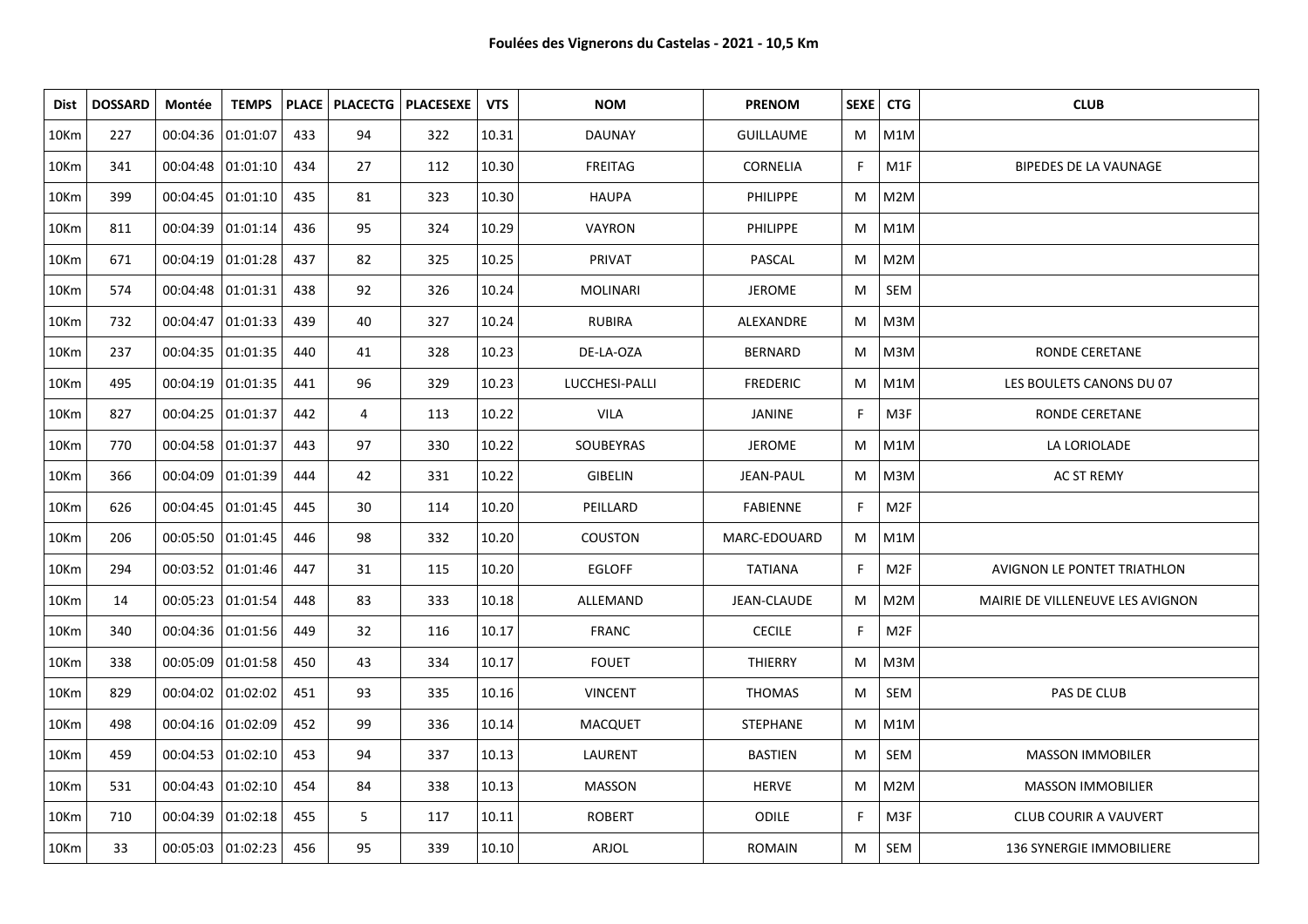**Foulées des Vignerons du Castelas - 2021 - 10,5 Km**

| Dist | DOSSARD | Montée | TEMPS | PLACE | PLACECTG | PLACESEXE | VTS | NOM | PRENOM | SEXE | CTG | CLUB |
|---|---|---|---|---|---|---|---|---|---|---|---|---|
| 10Km | 227 | 00:04:36 | 01:01:07 | 433 | 94 | 322 | 10.31 | DAUNAY | GUILLAUME | M | M1M | |
| 10Km | 341 | 00:04:48 | 01:01:10 | 434 | 27 | 112 | 10.30 | FREITAG | CORNELIA | F | M1F | BIPEDES DE LA VAUNAGE |
| 10Km | 399 | 00:04:45 | 01:01:10 | 435 | 81 | 323 | 10.30 | HAUPA | PHILIPPE | M | M2M | |
| 10Km | 811 | 00:04:39 | 01:01:14 | 436 | 95 | 324 | 10.29 | VAYRON | PHILIPPE | M | M1M | |
| 10Km | 671 | 00:04:19 | 01:01:28 | 437 | 82 | 325 | 10.25 | PRIVAT | PASCAL | M | M2M | |
| 10Km | 574 | 00:04:48 | 01:01:31 | 438 | 92 | 326 | 10.24 | MOLINARI | JEROME | M | SEM | |
| 10Km | 732 | 00:04:47 | 01:01:33 | 439 | 40 | 327 | 10.24 | RUBIRA | ALEXANDRE | M | M3M | |
| 10Km | 237 | 00:04:35 | 01:01:35 | 440 | 41 | 328 | 10.23 | DE-LA-OZA | BERNARD | M | M3M | RONDE CERETANE |
| 10Km | 495 | 00:04:19 | 01:01:35 | 441 | 96 | 329 | 10.23 | LUCCHESI-PALLI | FREDERIC | M | M1M | LES BOULETS CANONS DU 07 |
| 10Km | 827 | 00:04:25 | 01:01:37 | 442 | 4 | 113 | 10.22 | VILA | JANINE | F | M3F | RONDE CERETANE |
| 10Km | 770 | 00:04:58 | 01:01:37 | 443 | 97 | 330 | 10.22 | SOUBEYRAS | JEROME | M | M1M | LA LORIOLADE |
| 10Km | 366 | 00:04:09 | 01:01:39 | 444 | 42 | 331 | 10.22 | GIBELIN | JEAN-PAUL | M | M3M | AC ST REMY |
| 10Km | 626 | 00:04:45 | 01:01:45 | 445 | 30 | 114 | 10.20 | PEILLARD | FABIENNE | F | M2F | |
| 10Km | 206 | 00:05:50 | 01:01:45 | 446 | 98 | 332 | 10.20 | COUSTON | MARC-EDOUARD | M | M1M | |
| 10Km | 294 | 00:03:52 | 01:01:46 | 447 | 31 | 115 | 10.20 | EGLOFF | TATIANA | F | M2F | AVIGNON LE PONTET TRIATHLON |
| 10Km | 14 | 00:05:23 | 01:01:54 | 448 | 83 | 333 | 10.18 | ALLEMAND | JEAN-CLAUDE | M | M2M | MAIRIE DE VILLENEUVE LES AVIGNON |
| 10Km | 340 | 00:04:36 | 01:01:56 | 449 | 32 | 116 | 10.17 | FRANC | CECILE | F | M2F | |
| 10Km | 338 | 00:05:09 | 01:01:58 | 450 | 43 | 334 | 10.17 | FOUET | THIERRY | M | M3M | |
| 10Km | 829 | 00:04:02 | 01:02:02 | 451 | 93 | 335 | 10.16 | VINCENT | THOMAS | M | SEM | PAS DE CLUB |
| 10Km | 498 | 00:04:16 | 01:02:09 | 452 | 99 | 336 | 10.14 | MACQUET | STEPHANE | M | M1M | |
| 10Km | 459 | 00:04:53 | 01:02:10 | 453 | 94 | 337 | 10.13 | LAURENT | BASTIEN | M | SEM | MASSON IMMOBILER |
| 10Km | 531 | 00:04:43 | 01:02:10 | 454 | 84 | 338 | 10.13 | MASSON | HERVE | M | M2M | MASSON IMMOBILIER |
| 10Km | 710 | 00:04:39 | 01:02:18 | 455 | 5 | 117 | 10.11 | ROBERT | ODILE | F | M3F | CLUB COURIR A VAUVERT |
| 10Km | 33 | 00:05:03 | 01:02:23 | 456 | 95 | 339 | 10.10 | ARJOL | ROMAIN | M | SEM | 136 SYNERGIE IMMOBILIERE |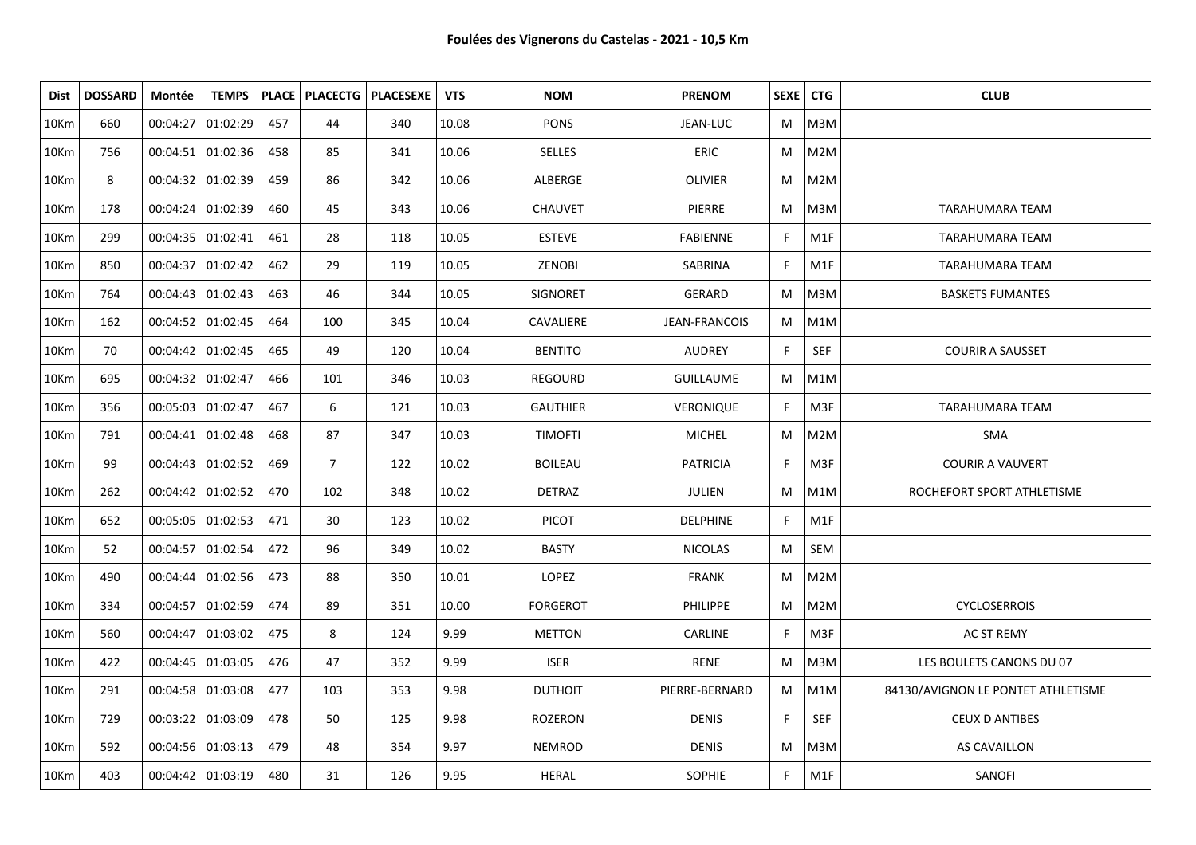**Foulées des Vignerons du Castelas - 2021 - 10,5 Km**

| Dist | DOSSARD | Montée | TEMPS | PLACE | PLACECTG | PLACESEXE | VTS | NOM | PRENOM | SEXE | CTG | CLUB |
|---|---|---|---|---|---|---|---|---|---|---|---|---|
| 10Km | 660 | 00:04:27 | 01:02:29 | 457 | 44 | 340 | 10.08 | PONS | JEAN-LUC | M | M3M | |
| 10Km | 756 | 00:04:51 | 01:02:36 | 458 | 85 | 341 | 10.06 | SELLES | ERIC | M | M2M | |
| 10Km | 8 | 00:04:32 | 01:02:39 | 459 | 86 | 342 | 10.06 | ALBERGE | OLIVIER | M | M2M | |
| 10Km | 178 | 00:04:24 | 01:02:39 | 460 | 45 | 343 | 10.06 | CHAUVET | PIERRE | M | M3M | TARAHUMARA TEAM |
| 10Km | 299 | 00:04:35 | 01:02:41 | 461 | 28 | 118 | 10.05 | ESTEVE | FABIENNE | F | M1F | TARAHUMARA TEAM |
| 10Km | 850 | 00:04:37 | 01:02:42 | 462 | 29 | 119 | 10.05 | ZENOBI | SABRINA | F | M1F | TARAHUMARA TEAM |
| 10Km | 764 | 00:04:43 | 01:02:43 | 463 | 46 | 344 | 10.05 | SIGNORET | GERARD | M | M3M | BASKETS FUMANTES |
| 10Km | 162 | 00:04:52 | 01:02:45 | 464 | 100 | 345 | 10.04 | CAVALIERE | JEAN-FRANCOIS | M | M1M | |
| 10Km | 70 | 00:04:42 | 01:02:45 | 465 | 49 | 120 | 10.04 | BENTITO | AUDREY | F | SEF | COURIR A SAUSSET |
| 10Km | 695 | 00:04:32 | 01:02:47 | 466 | 101 | 346 | 10.03 | REGOURD | GUILLAUME | M | M1M | |
| 10Km | 356 | 00:05:03 | 01:02:47 | 467 | 6 | 121 | 10.03 | GAUTHIER | VERONIQUE | F | M3F | TARAHUMARA TEAM |
| 10Km | 791 | 00:04:41 | 01:02:48 | 468 | 87 | 347 | 10.03 | TIMOFTI | MICHEL | M | M2M | SMA |
| 10Km | 99 | 00:04:43 | 01:02:52 | 469 | 7 | 122 | 10.02 | BOILEAU | PATRICIA | F | M3F | COURIR A VAUVERT |
| 10Km | 262 | 00:04:42 | 01:02:52 | 470 | 102 | 348 | 10.02 | DETRAZ | JULIEN | M | M1M | ROCHEFORT SPORT ATHLETISME |
| 10Km | 652 | 00:05:05 | 01:02:53 | 471 | 30 | 123 | 10.02 | PICOT | DELPHINE | F | M1F | |
| 10Km | 52 | 00:04:57 | 01:02:54 | 472 | 96 | 349 | 10.02 | BASTY | NICOLAS | M | SEM | |
| 10Km | 490 | 00:04:44 | 01:02:56 | 473 | 88 | 350 | 10.01 | LOPEZ | FRANK | M | M2M | |
| 10Km | 334 | 00:04:57 | 01:02:59 | 474 | 89 | 351 | 10.00 | FORGEROT | PHILIPPE | M | M2M | CYCLOSERROIS |
| 10Km | 560 | 00:04:47 | 01:03:02 | 475 | 8 | 124 | 9.99 | METTON | CARLINE | F | M3F | AC ST REMY |
| 10Km | 422 | 00:04:45 | 01:03:05 | 476 | 47 | 352 | 9.99 | ISER | RENE | M | M3M | LES BOULETS CANONS DU 07 |
| 10Km | 291 | 00:04:58 | 01:03:08 | 477 | 103 | 353 | 9.98 | DUTHOIT | PIERRE-BERNARD | M | M1M | 84130/AVIGNON LE PONTET ATHLETISME |
| 10Km | 729 | 00:03:22 | 01:03:09 | 478 | 50 | 125 | 9.98 | ROZERON | DENIS | F | SEF | CEUX D ANTIBES |
| 10Km | 592 | 00:04:56 | 01:03:13 | 479 | 48 | 354 | 9.97 | NEMROD | DENIS | M | M3M | AS CAVAILLON |
| 10Km | 403 | 00:04:42 | 01:03:19 | 480 | 31 | 126 | 9.95 | HERAL | SOPHIE | F | M1F | SANOFI |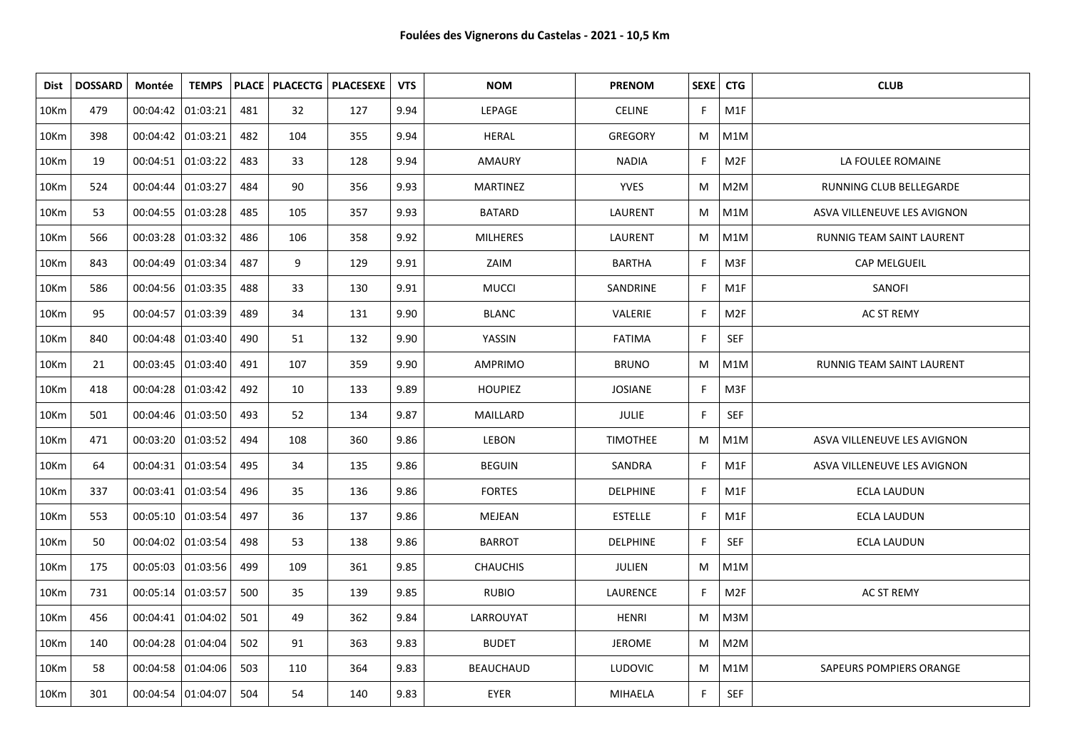**Foulées des Vignerons du Castelas - 2021 - 10,5 Km**

| Dist | DOSSARD | Montée | TEMPS | PLACE | PLACECTG | PLACESEXE | VTS | NOM | PRENOM | SEXE | CTG | CLUB |
|---|---|---|---|---|---|---|---|---|---|---|---|---|
| 10Km | 479 | 00:04:42 | 01:03:21 | 481 | 32 | 127 | 9.94 | LEPAGE | CELINE | F | M1F | |
| 10Km | 398 | 00:04:42 | 01:03:21 | 482 | 104 | 355 | 9.94 | HERAL | GREGORY | M | M1M | |
| 10Km | 19 | 00:04:51 | 01:03:22 | 483 | 33 | 128 | 9.94 | AMAURY | NADIA | F | M2F | LA FOULEE ROMAINE |
| 10Km | 524 | 00:04:44 | 01:03:27 | 484 | 90 | 356 | 9.93 | MARTINEZ | YVES | M | M2M | RUNNING CLUB BELLEGARDE |
| 10Km | 53 | 00:04:55 | 01:03:28 | 485 | 105 | 357 | 9.93 | BATARD | LAURENT | M | M1M | ASVA VILLENEUVE LES AVIGNON |
| 10Km | 566 | 00:03:28 | 01:03:32 | 486 | 106 | 358 | 9.92 | MILHERES | LAURENT | M | M1M | RUNNIG TEAM SAINT LAURENT |
| 10Km | 843 | 00:04:49 | 01:03:34 | 487 | 9 | 129 | 9.91 | ZAIM | BARTHA | F | M3F | CAP MELGUEIL |
| 10Km | 586 | 00:04:56 | 01:03:35 | 488 | 33 | 130 | 9.91 | MUCCI | SANDRINE | F | M1F | SANOFI |
| 10Km | 95 | 00:04:57 | 01:03:39 | 489 | 34 | 131 | 9.90 | BLANC | VALERIE | F | M2F | AC ST REMY |
| 10Km | 840 | 00:04:48 | 01:03:40 | 490 | 51 | 132 | 9.90 | YASSIN | FATIMA | F | SEF | |
| 10Km | 21 | 00:03:45 | 01:03:40 | 491 | 107 | 359 | 9.90 | AMPRIMO | BRUNO | M | M1M | RUNNIG TEAM SAINT LAURENT |
| 10Km | 418 | 00:04:28 | 01:03:42 | 492 | 10 | 133 | 9.89 | HOUPIEZ | JOSIANE | F | M3F | |
| 10Km | 501 | 00:04:46 | 01:03:50 | 493 | 52 | 134 | 9.87 | MAILLARD | JULIE | F | SEF | |
| 10Km | 471 | 00:03:20 | 01:03:52 | 494 | 108 | 360 | 9.86 | LEBON | TIMOTHEE | M | M1M | ASVA VILLENEUVE LES AVIGNON |
| 10Km | 64 | 00:04:31 | 01:03:54 | 495 | 34 | 135 | 9.86 | BEGUIN | SANDRA | F | M1F | ASVA VILLENEUVE LES AVIGNON |
| 10Km | 337 | 00:03:41 | 01:03:54 | 496 | 35 | 136 | 9.86 | FORTES | DELPHINE | F | M1F | ECLA LAUDUN |
| 10Km | 553 | 00:05:10 | 01:03:54 | 497 | 36 | 137 | 9.86 | MEJEAN | ESTELLE | F | M1F | ECLA LAUDUN |
| 10Km | 50 | 00:04:02 | 01:03:54 | 498 | 53 | 138 | 9.86 | BARROT | DELPHINE | F | SEF | ECLA LAUDUN |
| 10Km | 175 | 00:05:03 | 01:03:56 | 499 | 109 | 361 | 9.85 | CHAUCHIS | JULIEN | M | M1M | |
| 10Km | 731 | 00:05:14 | 01:03:57 | 500 | 35 | 139 | 9.85 | RUBIO | LAURENCE | F | M2F | AC ST REMY |
| 10Km | 456 | 00:04:41 | 01:04:02 | 501 | 49 | 362 | 9.84 | LARROUYAT | HENRI | M | M3M | |
| 10Km | 140 | 00:04:28 | 01:04:04 | 502 | 91 | 363 | 9.83 | BUDET | JEROME | M | M2M | |
| 10Km | 58 | 00:04:58 | 01:04:06 | 503 | 110 | 364 | 9.83 | BEAUCHAUD | LUDOVIC | M | M1M | SAPEURS POMPIERS ORANGE |
| 10Km | 301 | 00:04:54 | 01:04:07 | 504 | 54 | 140 | 9.83 | EYER | MIHAELA | F | SEF | |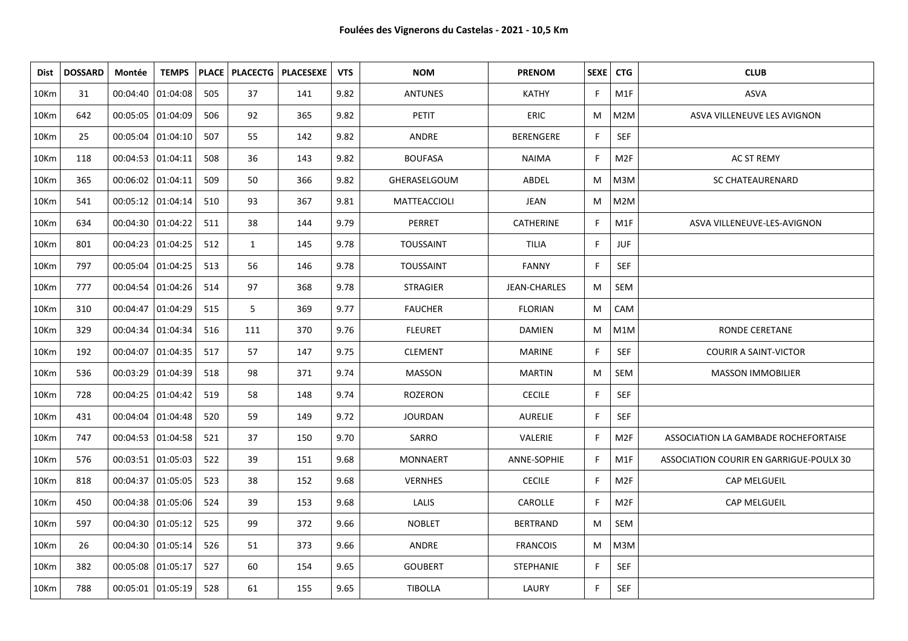**Foulées des Vignerons du Castelas - 2021 - 10,5 Km**

| Dist | DOSSARD | Montée | TEMPS | PLACE | PLACECTG | PLACESEXE | VTS | NOM | PRENOM | SEXE | CTG | CLUB |
|---|---|---|---|---|---|---|---|---|---|---|---|---|
| 10Km | 31 | 00:04:40 | 01:04:08 | 505 | 37 | 141 | 9.82 | ANTUNES | KATHY | F | M1F | ASVA |
| 10Km | 642 | 00:05:05 | 01:04:09 | 506 | 92 | 365 | 9.82 | PETIT | ERIC | M | M2M | ASVA VILLENEUVE LES AVIGNON |
| 10Km | 25 | 00:05:04 | 01:04:10 | 507 | 55 | 142 | 9.82 | ANDRE | BERENGERE | F | SEF | |
| 10Km | 118 | 00:04:53 | 01:04:11 | 508 | 36 | 143 | 9.82 | BOUFASA | NAIMA | F | M2F | AC ST REMY |
| 10Km | 365 | 00:06:02 | 01:04:11 | 509 | 50 | 366 | 9.82 | GHERASELGOUM | ABDEL | M | M3M | SC CHATEAURENARD |
| 10Km | 541 | 00:05:12 | 01:04:14 | 510 | 93 | 367 | 9.81 | MATTEACCIOLI | JEAN | M | M2M | |
| 10Km | 634 | 00:04:30 | 01:04:22 | 511 | 38 | 144 | 9.79 | PERRET | CATHERINE | F | M1F | ASVA VILLENEUVE-LES-AVIGNON |
| 10Km | 801 | 00:04:23 | 01:04:25 | 512 | 1 | 145 | 9.78 | TOUSSAINT | TILIA | F | JUF | |
| 10Km | 797 | 00:05:04 | 01:04:25 | 513 | 56 | 146 | 9.78 | TOUSSAINT | FANNY | F | SEF | |
| 10Km | 777 | 00:04:54 | 01:04:26 | 514 | 97 | 368 | 9.78 | STRAGIER | JEAN-CHARLES | M | SEM | |
| 10Km | 310 | 00:04:47 | 01:04:29 | 515 | 5 | 369 | 9.77 | FAUCHER | FLORIAN | M | CAM | |
| 10Km | 329 | 00:04:34 | 01:04:34 | 516 | 111 | 370 | 9.76 | FLEURET | DAMIEN | M | M1M | RONDE CERETANE |
| 10Km | 192 | 00:04:07 | 01:04:35 | 517 | 57 | 147 | 9.75 | CLEMENT | MARINE | F | SEF | COURIR A SAINT-VICTOR |
| 10Km | 536 | 00:03:29 | 01:04:39 | 518 | 98 | 371 | 9.74 | MASSON | MARTIN | M | SEM | MASSON IMMOBILIER |
| 10Km | 728 | 00:04:25 | 01:04:42 | 519 | 58 | 148 | 9.74 | ROZERON | CECILE | F | SEF | |
| 10Km | 431 | 00:04:04 | 01:04:48 | 520 | 59 | 149 | 9.72 | JOURDAN | AURELIE | F | SEF | |
| 10Km | 747 | 00:04:53 | 01:04:58 | 521 | 37 | 150 | 9.70 | SARRO | VALERIE | F | M2F | ASSOCIATION LA GAMBADE ROCHEFORTAISE |
| 10Km | 576 | 00:03:51 | 01:05:03 | 522 | 39 | 151 | 9.68 | MONNAERT | ANNE-SOPHIE | F | M1F | ASSOCIATION COURIR EN GARRIGUE-POULX 30 |
| 10Km | 818 | 00:04:37 | 01:05:05 | 523 | 38 | 152 | 9.68 | VERNHES | CECILE | F | M2F | CAP MELGUEIL |
| 10Km | 450 | 00:04:38 | 01:05:06 | 524 | 39 | 153 | 9.68 | LALIS | CAROLLE | F | M2F | CAP MELGUEIL |
| 10Km | 597 | 00:04:30 | 01:05:12 | 525 | 99 | 372 | 9.66 | NOBLET | BERTRAND | M | SEM | |
| 10Km | 26 | 00:04:30 | 01:05:14 | 526 | 51 | 373 | 9.66 | ANDRE | FRANCOIS | M | M3M | |
| 10Km | 382 | 00:05:08 | 01:05:17 | 527 | 60 | 154 | 9.65 | GOUBERT | STEPHANIE | F | SEF | |
| 10Km | 788 | 00:05:01 | 01:05:19 | 528 | 61 | 155 | 9.65 | TIBOLLA | LAURY | F | SEF | |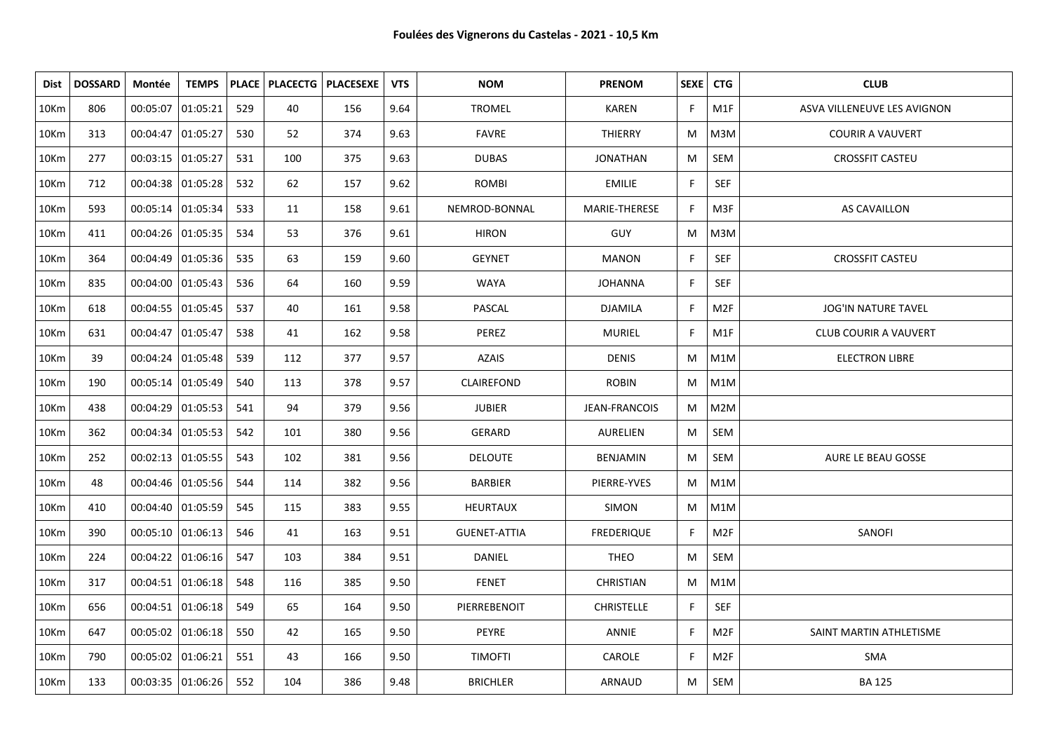**Foulées des Vignerons du Castelas - 2021 - 10,5 Km**

| Dist | DOSSARD | Montée | TEMPS | PLACE | PLACECTG | PLACESEXE | VTS | NOM | PRENOM | SEXE | CTG | CLUB |
|---|---|---|---|---|---|---|---|---|---|---|---|---|
| 10Km | 806 | 00:05:07 | 01:05:21 | 529 | 40 | 156 | 9.64 | TROMEL | KAREN | F | M1F | ASVA VILLENEUVE LES AVIGNON |
| 10Km | 313 | 00:04:47 | 01:05:27 | 530 | 52 | 374 | 9.63 | FAVRE | THIERRY | M | M3M | COURIR A VAUVERT |
| 10Km | 277 | 00:03:15 | 01:05:27 | 531 | 100 | 375 | 9.63 | DUBAS | JONATHAN | M | SEM | CROSSFIT CASTEU |
| 10Km | 712 | 00:04:38 | 01:05:28 | 532 | 62 | 157 | 9.62 | ROMBI | EMILIE | F | SEF | |
| 10Km | 593 | 00:05:14 | 01:05:34 | 533 | 11 | 158 | 9.61 | NEMROD-BONNAL | MARIE-THERESE | F | M3F | AS CAVAILLON |
| 10Km | 411 | 00:04:26 | 01:05:35 | 534 | 53 | 376 | 9.61 | HIRON | GUY | M | M3M | |
| 10Km | 364 | 00:04:49 | 01:05:36 | 535 | 63 | 159 | 9.60 | GEYNET | MANON | F | SEF | CROSSFIT CASTEU |
| 10Km | 835 | 00:04:00 | 01:05:43 | 536 | 64 | 160 | 9.59 | WAYA | JOHANNA | F | SEF | |
| 10Km | 618 | 00:04:55 | 01:05:45 | 537 | 40 | 161 | 9.58 | PASCAL | DJAMILA | F | M2F | JOG'IN NATURE TAVEL |
| 10Km | 631 | 00:04:47 | 01:05:47 | 538 | 41 | 162 | 9.58 | PEREZ | MURIEL | F | M1F | CLUB COURIR A VAUVERT |
| 10Km | 39 | 00:04:24 | 01:05:48 | 539 | 112 | 377 | 9.57 | AZAIS | DENIS | M | M1M | ELECTRON LIBRE |
| 10Km | 190 | 00:05:14 | 01:05:49 | 540 | 113 | 378 | 9.57 | CLAIREFOND | ROBIN | M | M1M | |
| 10Km | 438 | 00:04:29 | 01:05:53 | 541 | 94 | 379 | 9.56 | JUBIER | JEAN-FRANCOIS | M | M2M | |
| 10Km | 362 | 00:04:34 | 01:05:53 | 542 | 101 | 380 | 9.56 | GERARD | AURELIEN | M | SEM | |
| 10Km | 252 | 00:02:13 | 01:05:55 | 543 | 102 | 381 | 9.56 | DELOUTE | BENJAMIN | M | SEM | AURE LE BEAU GOSSE |
| 10Km | 48 | 00:04:46 | 01:05:56 | 544 | 114 | 382 | 9.56 | BARBIER | PIERRE-YVES | M | M1M | |
| 10Km | 410 | 00:04:40 | 01:05:59 | 545 | 115 | 383 | 9.55 | HEURTAUX | SIMON | M | M1M | |
| 10Km | 390 | 00:05:10 | 01:06:13 | 546 | 41 | 163 | 9.51 | GUENET-ATTIA | FREDERIQUE | F | M2F | SANOFI |
| 10Km | 224 | 00:04:22 | 01:06:16 | 547 | 103 | 384 | 9.51 | DANIEL | THEO | M | SEM | |
| 10Km | 317 | 00:04:51 | 01:06:18 | 548 | 116 | 385 | 9.50 | FENET | CHRISTIAN | M | M1M | |
| 10Km | 656 | 00:04:51 | 01:06:18 | 549 | 65 | 164 | 9.50 | PIERREBENOIT | CHRISTELLE | F | SEF | |
| 10Km | 647 | 00:05:02 | 01:06:18 | 550 | 42 | 165 | 9.50 | PEYRE | ANNIE | F | M2F | SAINT MARTIN ATHLETISME |
| 10Km | 790 | 00:05:02 | 01:06:21 | 551 | 43 | 166 | 9.50 | TIMOFTI | CAROLE | F | M2F | SMA |
| 10Km | 133 | 00:03:35 | 01:06:26 | 552 | 104 | 386 | 9.48 | BRICHLER | ARNAUD | M | SEM | BA 125 |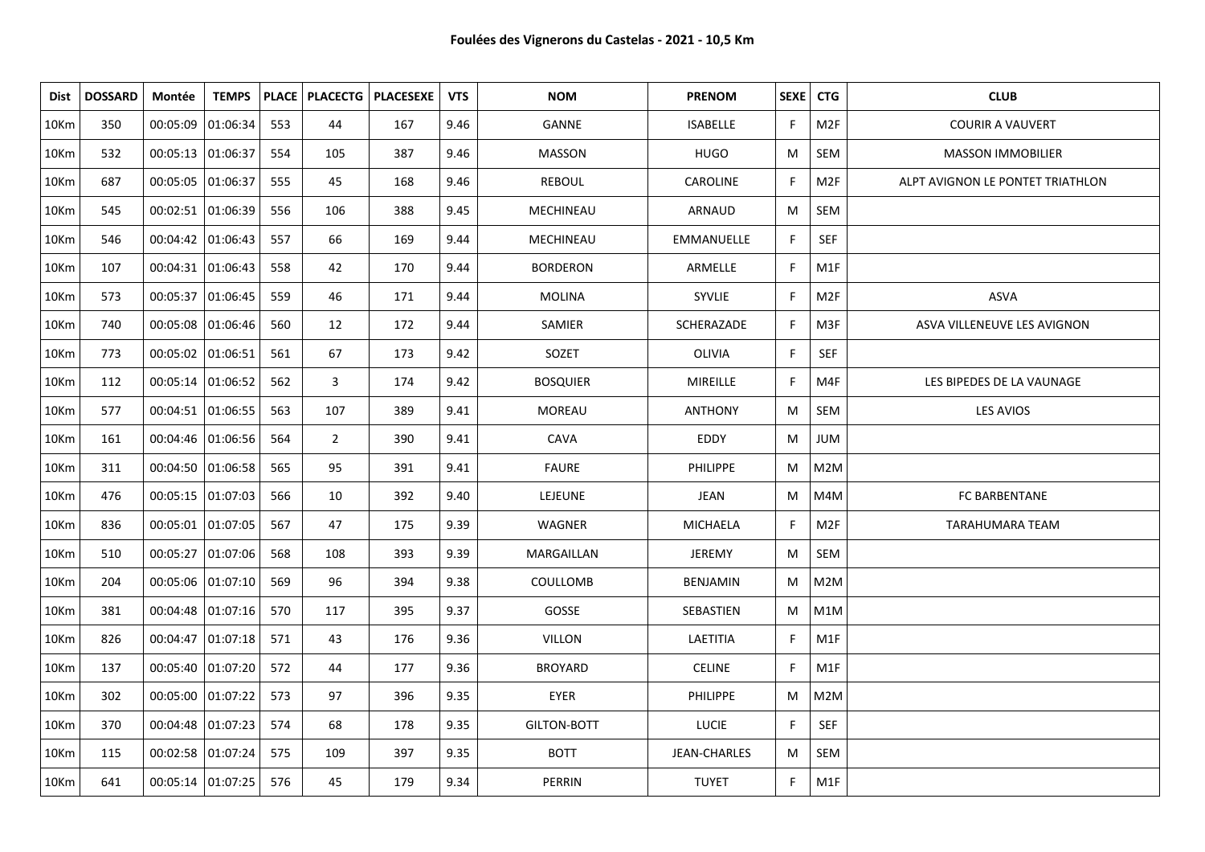**Foulées des Vignerons du Castelas - 2021 - 10,5 Km**

| Dist | DOSSARD | Montée | TEMPS | PLACE | PLACECTG | PLACESEXE | VTS | NOM | PRENOM | SEXE | CTG | CLUB |
|---|---|---|---|---|---|---|---|---|---|---|---|---|
| 10Km | 350 | 00:05:09 | 01:06:34 | 553 | 44 | 167 | 9.46 | GANNE | ISABELLE | F | M2F | COURIR A VAUVERT |
| 10Km | 532 | 00:05:13 | 01:06:37 | 554 | 105 | 387 | 9.46 | MASSON | HUGO | M | SEM | MASSON IMMOBILIER |
| 10Km | 687 | 00:05:05 | 01:06:37 | 555 | 45 | 168 | 9.46 | REBOUL | CAROLINE | F | M2F | ALPT AVIGNON LE PONTET TRIATHLON |
| 10Km | 545 | 00:02:51 | 01:06:39 | 556 | 106 | 388 | 9.45 | MECHINEAU | ARNAUD | M | SEM | |
| 10Km | 546 | 00:04:42 | 01:06:43 | 557 | 66 | 169 | 9.44 | MECHINEAU | EMMANUELLE | F | SEF | |
| 10Km | 107 | 00:04:31 | 01:06:43 | 558 | 42 | 170 | 9.44 | BORDERON | ARMELLE | F | M1F | |
| 10Km | 573 | 00:05:37 | 01:06:45 | 559 | 46 | 171 | 9.44 | MOLINA | SYVLIE | F | M2F | ASVA |
| 10Km | 740 | 00:05:08 | 01:06:46 | 560 | 12 | 172 | 9.44 | SAMIER | SCHERAZADE | F | M3F | ASVA VILLENEUVE LES AVIGNON |
| 10Km | 773 | 00:05:02 | 01:06:51 | 561 | 67 | 173 | 9.42 | SOZET | OLIVIA | F | SEF | |
| 10Km | 112 | 00:05:14 | 01:06:52 | 562 | 3 | 174 | 9.42 | BOSQUIER | MIREILLE | F | M4F | LES BIPEDES DE LA VAUNAGE |
| 10Km | 577 | 00:04:51 | 01:06:55 | 563 | 107 | 389 | 9.41 | MOREAU | ANTHONY | M | SEM | LES AVIOS |
| 10Km | 161 | 00:04:46 | 01:06:56 | 564 | 2 | 390 | 9.41 | CAVA | EDDY | M | JUM | |
| 10Km | 311 | 00:04:50 | 01:06:58 | 565 | 95 | 391 | 9.41 | FAURE | PHILIPPE | M | M2M | |
| 10Km | 476 | 00:05:15 | 01:07:03 | 566 | 10 | 392 | 9.40 | LEJEUNE | JEAN | M | M4M | FC BARBENTANE |
| 10Km | 836 | 00:05:01 | 01:07:05 | 567 | 47 | 175 | 9.39 | WAGNER | MICHAELA | F | M2F | TARAHUMARA TEAM |
| 10Km | 510 | 00:05:27 | 01:07:06 | 568 | 108 | 393 | 9.39 | MARGAILLAN | JEREMY | M | SEM | |
| 10Km | 204 | 00:05:06 | 01:07:10 | 569 | 96 | 394 | 9.38 | COULLOMB | BENJAMIN | M | M2M | |
| 10Km | 381 | 00:04:48 | 01:07:16 | 570 | 117 | 395 | 9.37 | GOSSE | SEBASTIEN | M | M1M | |
| 10Km | 826 | 00:04:47 | 01:07:18 | 571 | 43 | 176 | 9.36 | VILLON | LAETITIA | F | M1F | |
| 10Km | 137 | 00:05:40 | 01:07:20 | 572 | 44 | 177 | 9.36 | BROYARD | CELINE | F | M1F | |
| 10Km | 302 | 00:05:00 | 01:07:22 | 573 | 97 | 396 | 9.35 | EYER | PHILIPPE | M | M2M | |
| 10Km | 370 | 00:04:48 | 01:07:23 | 574 | 68 | 178 | 9.35 | GILTON-BOTT | LUCIE | F | SEF | |
| 10Km | 115 | 00:02:58 | 01:07:24 | 575 | 109 | 397 | 9.35 | BOTT | JEAN-CHARLES | M | SEM | |
| 10Km | 641 | 00:05:14 | 01:07:25 | 576 | 45 | 179 | 9.34 | PERRIN | TUYET | F | M1F | |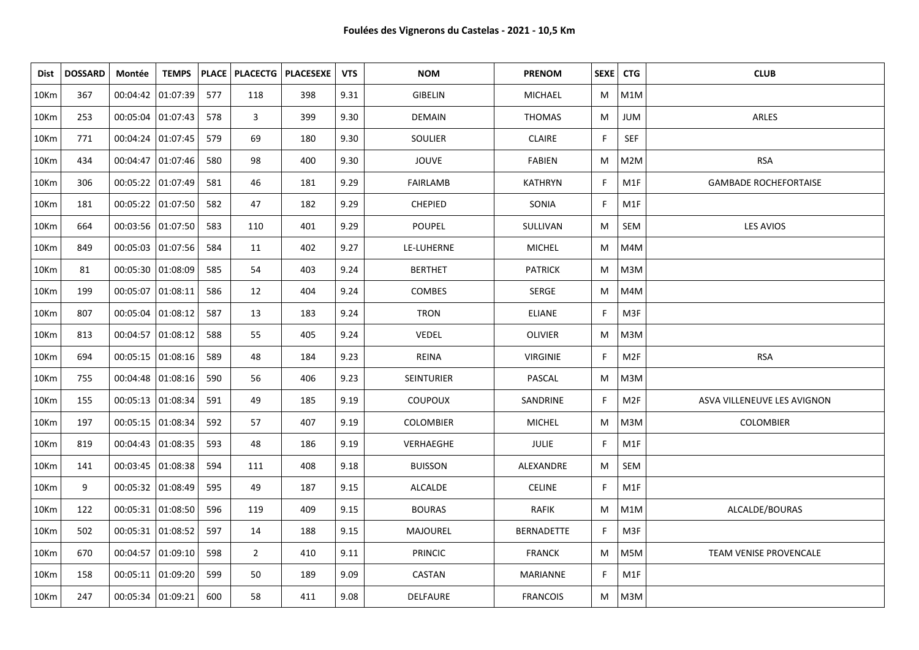**Foulées des Vignerons du Castelas - 2021 - 10,5 Km**

| Dist | DOSSARD | Montée | TEMPS | PLACE | PLACECTG | PLACESEXE | VTS | NOM | PRENOM | SEXE | CTG | CLUB |
|---|---|---|---|---|---|---|---|---|---|---|---|---|
| 10Km | 367 | 00:04:42 | 01:07:39 | 577 | 118 | 398 | 9.31 | GIBELIN | MICHAEL | M | M1M | |
| 10Km | 253 | 00:05:04 | 01:07:43 | 578 | 3 | 399 | 9.30 | DEMAIN | THOMAS | M | JUM | ARLES |
| 10Km | 771 | 00:04:24 | 01:07:45 | 579 | 69 | 180 | 9.30 | SOULIER | CLAIRE | F | SEF | |
| 10Km | 434 | 00:04:47 | 01:07:46 | 580 | 98 | 400 | 9.30 | JOUVE | FABIEN | M | M2M | RSA |
| 10Km | 306 | 00:05:22 | 01:07:49 | 581 | 46 | 181 | 9.29 | FAIRLAMB | KATHRYN | F | M1F | GAMBADE ROCHEFORTAISE |
| 10Km | 181 | 00:05:22 | 01:07:50 | 582 | 47 | 182 | 9.29 | CHEPIED | SONIA | F | M1F | |
| 10Km | 664 | 00:03:56 | 01:07:50 | 583 | 110 | 401 | 9.29 | POUPEL | SULLIVAN | M | SEM | LES AVIOS |
| 10Km | 849 | 00:05:03 | 01:07:56 | 584 | 11 | 402 | 9.27 | LE-LUHERNE | MICHEL | M | M4M | |
| 10Km | 81 | 00:05:30 | 01:08:09 | 585 | 54 | 403 | 9.24 | BERTHET | PATRICK | M | M3M | |
| 10Km | 199 | 00:05:07 | 01:08:11 | 586 | 12 | 404 | 9.24 | COMBES | SERGE | M | M4M | |
| 10Km | 807 | 00:05:04 | 01:08:12 | 587 | 13 | 183 | 9.24 | TRON | ELIANE | F | M3F | |
| 10Km | 813 | 00:04:57 | 01:08:12 | 588 | 55 | 405 | 9.24 | VEDEL | OLIVIER | M | M3M | |
| 10Km | 694 | 00:05:15 | 01:08:16 | 589 | 48 | 184 | 9.23 | REINA | VIRGINIE | F | M2F | RSA |
| 10Km | 755 | 00:04:48 | 01:08:16 | 590 | 56 | 406 | 9.23 | SEINTURIER | PASCAL | M | M3M | |
| 10Km | 155 | 00:05:13 | 01:08:34 | 591 | 49 | 185 | 9.19 | COUPOUX | SANDRINE | F | M2F | ASVA VILLENEUVE LES AVIGNON |
| 10Km | 197 | 00:05:15 | 01:08:34 | 592 | 57 | 407 | 9.19 | COLOMBIER | MICHEL | M | M3M | COLOMBIER |
| 10Km | 819 | 00:04:43 | 01:08:35 | 593 | 48 | 186 | 9.19 | VERHAEGHE | JULIE | F | M1F | |
| 10Km | 141 | 00:03:45 | 01:08:38 | 594 | 111 | 408 | 9.18 | BUISSON | ALEXANDRE | M | SEM | |
| 10Km | 9 | 00:05:32 | 01:08:49 | 595 | 49 | 187 | 9.15 | ALCALDE | CELINE | F | M1F | |
| 10Km | 122 | 00:05:31 | 01:08:50 | 596 | 119 | 409 | 9.15 | BOURAS | RAFIK | M | M1M | ALCALDE/BOURAS |
| 10Km | 502 | 00:05:31 | 01:08:52 | 597 | 14 | 188 | 9.15 | MAJOUREL | BERNADETTE | F | M3F | |
| 10Km | 670 | 00:04:57 | 01:09:10 | 598 | 2 | 410 | 9.11 | PRINCIC | FRANCK | M | M5M | TEAM VENISE PROVENCALE |
| 10Km | 158 | 00:05:11 | 01:09:20 | 599 | 50 | 189 | 9.09 | CASTAN | MARIANNE | F | M1F | |
| 10Km | 247 | 00:05:34 | 01:09:21 | 600 | 58 | 411 | 9.08 | DELFAURE | FRANCOIS | M | M3M | |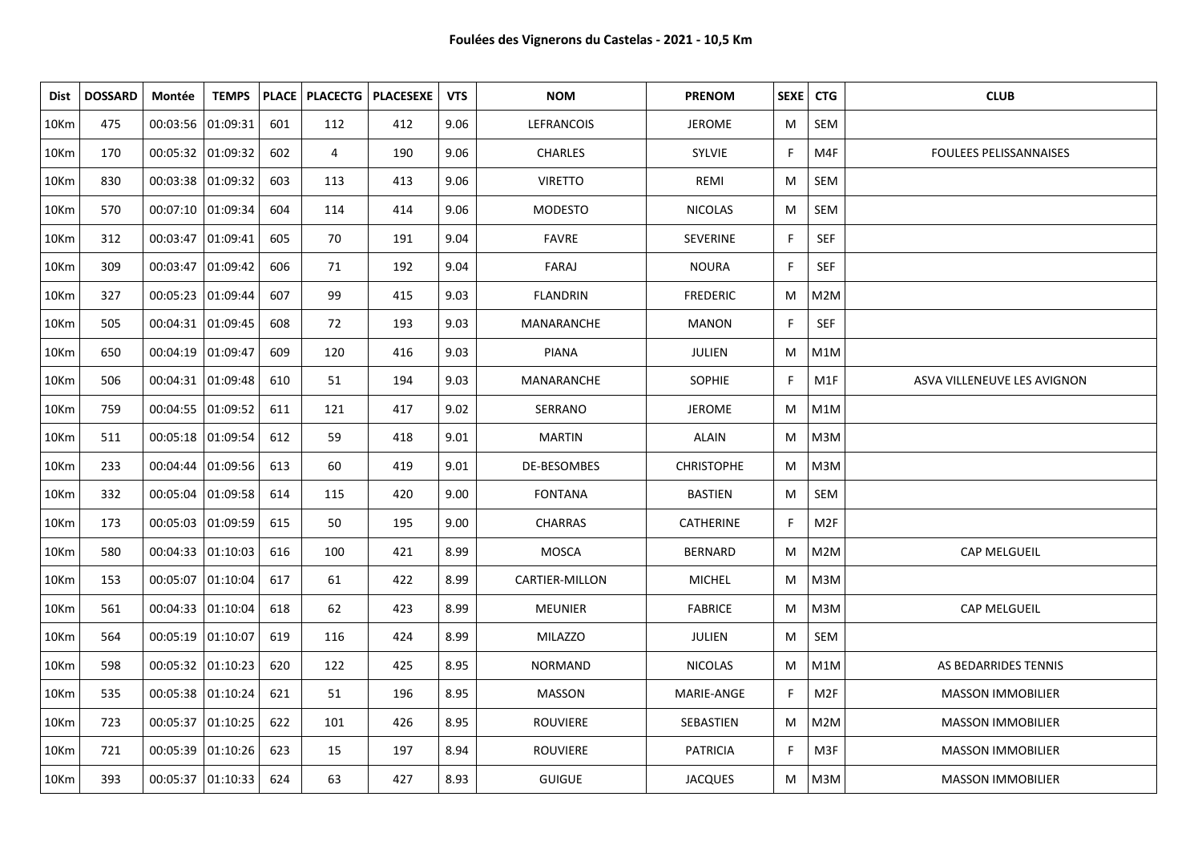**Foulées des Vignerons du Castelas - 2021 - 10,5 Km**

| Dist | DOSSARD | Montée | TEMPS | PLACE | PLACECTG | PLACESEXE | VTS | NOM | PRENOM | SEXE | CTG | CLUB |
|---|---|---|---|---|---|---|---|---|---|---|---|---|
| 10Km | 475 | 00:03:56 | 01:09:31 | 601 | 112 | 412 | 9.06 | LEFRANCOIS | JEROME | M | SEM | |
| 10Km | 170 | 00:05:32 | 01:09:32 | 602 | 4 | 190 | 9.06 | CHARLES | SYLVIE | F | M4F | FOULEES PELISSANNAISES |
| 10Km | 830 | 00:03:38 | 01:09:32 | 603 | 113 | 413 | 9.06 | VIRETTO | REMI | M | SEM | |
| 10Km | 570 | 00:07:10 | 01:09:34 | 604 | 114 | 414 | 9.06 | MODESTO | NICOLAS | M | SEM | |
| 10Km | 312 | 00:03:47 | 01:09:41 | 605 | 70 | 191 | 9.04 | FAVRE | SEVERINE | F | SEF | |
| 10Km | 309 | 00:03:47 | 01:09:42 | 606 | 71 | 192 | 9.04 | FARAJ | NOURA | F | SEF | |
| 10Km | 327 | 00:05:23 | 01:09:44 | 607 | 99 | 415 | 9.03 | FLANDRIN | FREDERIC | M | M2M | |
| 10Km | 505 | 00:04:31 | 01:09:45 | 608 | 72 | 193 | 9.03 | MANARANCHE | MANON | F | SEF | |
| 10Km | 650 | 00:04:19 | 01:09:47 | 609 | 120 | 416 | 9.03 | PIANA | JULIEN | M | M1M | |
| 10Km | 506 | 00:04:31 | 01:09:48 | 610 | 51 | 194 | 9.03 | MANARANCHE | SOPHIE | F | M1F | ASVA VILLENEUVE LES AVIGNON |
| 10Km | 759 | 00:04:55 | 01:09:52 | 611 | 121 | 417 | 9.02 | SERRANO | JEROME | M | M1M | |
| 10Km | 511 | 00:05:18 | 01:09:54 | 612 | 59 | 418 | 9.01 | MARTIN | ALAIN | M | M3M | |
| 10Km | 233 | 00:04:44 | 01:09:56 | 613 | 60 | 419 | 9.01 | DE-BESOMBES | CHRISTOPHE | M | M3M | |
| 10Km | 332 | 00:05:04 | 01:09:58 | 614 | 115 | 420 | 9.00 | FONTANA | BASTIEN | M | SEM | |
| 10Km | 173 | 00:05:03 | 01:09:59 | 615 | 50 | 195 | 9.00 | CHARRAS | CATHERINE | F | M2F | |
| 10Km | 580 | 00:04:33 | 01:10:03 | 616 | 100 | 421 | 8.99 | MOSCA | BERNARD | M | M2M | CAP MELGUEIL |
| 10Km | 153 | 00:05:07 | 01:10:04 | 617 | 61 | 422 | 8.99 | CARTIER-MILLON | MICHEL | M | M3M | |
| 10Km | 561 | 00:04:33 | 01:10:04 | 618 | 62 | 423 | 8.99 | MEUNIER | FABRICE | M | M3M | CAP MELGUEIL |
| 10Km | 564 | 00:05:19 | 01:10:07 | 619 | 116 | 424 | 8.99 | MILAZZO | JULIEN | M | SEM | |
| 10Km | 598 | 00:05:32 | 01:10:23 | 620 | 122 | 425 | 8.95 | NORMAND | NICOLAS | M | M1M | AS BEDARRIDES TENNIS |
| 10Km | 535 | 00:05:38 | 01:10:24 | 621 | 51 | 196 | 8.95 | MASSON | MARIE-ANGE | F | M2F | MASSON IMMOBILIER |
| 10Km | 723 | 00:05:37 | 01:10:25 | 622 | 101 | 426 | 8.95 | ROUVIERE | SEBASTIEN | M | M2M | MASSON IMMOBILIER |
| 10Km | 721 | 00:05:39 | 01:10:26 | 623 | 15 | 197 | 8.94 | ROUVIERE | PATRICIA | F | M3F | MASSON IMMOBILIER |
| 10Km | 393 | 00:05:37 | 01:10:33 | 624 | 63 | 427 | 8.93 | GUIGUE | JACQUES | M | M3M | MASSON IMMOBILIER |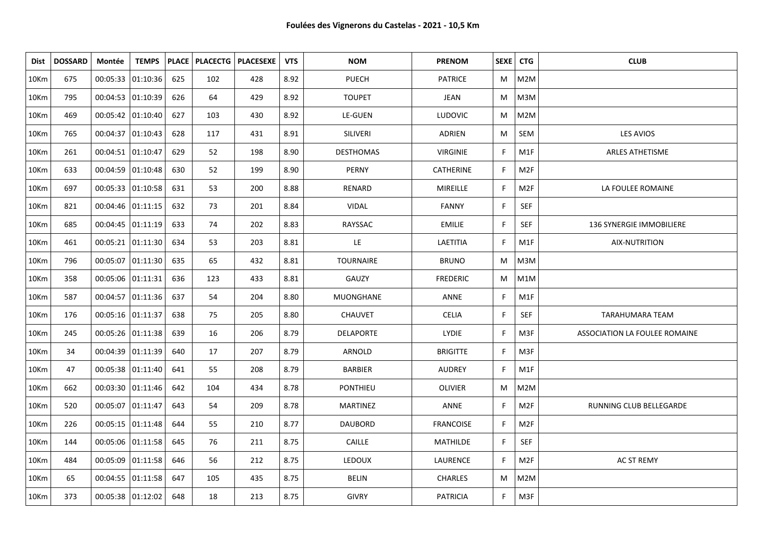**Foulées des Vignerons du Castelas - 2021 - 10,5 Km**

| Dist | DOSSARD | Montée | TEMPS | PLACE | PLACECTG | PLACESEXE | VTS | NOM | PRENOM | SEXE | CTG | CLUB |
|---|---|---|---|---|---|---|---|---|---|---|---|---|
| 10Km | 675 | 00:05:33 | 01:10:36 | 625 | 102 | 428 | 8.92 | PUECH | PATRICE | M | M2M | |
| 10Km | 795 | 00:04:53 | 01:10:39 | 626 | 64 | 429 | 8.92 | TOUPET | JEAN | M | M3M | |
| 10Km | 469 | 00:05:42 | 01:10:40 | 627 | 103 | 430 | 8.92 | LE-GUEN | LUDOVIC | M | M2M | |
| 10Km | 765 | 00:04:37 | 01:10:43 | 628 | 117 | 431 | 8.91 | SILIVERI | ADRIEN | M | SEM | LES AVIOS |
| 10Km | 261 | 00:04:51 | 01:10:47 | 629 | 52 | 198 | 8.90 | DESTHOMAS | VIRGINIE | F | M1F | ARLES ATHETISME |
| 10Km | 633 | 00:04:59 | 01:10:48 | 630 | 52 | 199 | 8.90 | PERNY | CATHERINE | F | M2F | |
| 10Km | 697 | 00:05:33 | 01:10:58 | 631 | 53 | 200 | 8.88 | RENARD | MIREILLE | F | M2F | LA FOULEE ROMAINE |
| 10Km | 821 | 00:04:46 | 01:11:15 | 632 | 73 | 201 | 8.84 | VIDAL | FANNY | F | SEF | |
| 10Km | 685 | 00:04:45 | 01:11:19 | 633 | 74 | 202 | 8.83 | RAYSSAC | EMILIE | F | SEF | 136 SYNERGIE IMMOBILIERE |
| 10Km | 461 | 00:05:21 | 01:11:30 | 634 | 53 | 203 | 8.81 | LE | LAETITIA | F | M1F | AIX-NUTRITION |
| 10Km | 796 | 00:05:07 | 01:11:30 | 635 | 65 | 432 | 8.81 | TOURNAIRE | BRUNO | M | M3M | |
| 10Km | 358 | 00:05:06 | 01:11:31 | 636 | 123 | 433 | 8.81 | GAUZY | FREDERIC | M | M1M | |
| 10Km | 587 | 00:04:57 | 01:11:36 | 637 | 54 | 204 | 8.80 | MUONGHANE | ANNE | F | M1F | |
| 10Km | 176 | 00:05:16 | 01:11:37 | 638 | 75 | 205 | 8.80 | CHAUVET | CELIA | F | SEF | TARAHUMARA TEAM |
| 10Km | 245 | 00:05:26 | 01:11:38 | 639 | 16 | 206 | 8.79 | DELAPORTE | LYDIE | F | M3F | ASSOCIATION LA FOULEE ROMAINE |
| 10Km | 34 | 00:04:39 | 01:11:39 | 640 | 17 | 207 | 8.79 | ARNOLD | BRIGITTE | F | M3F | |
| 10Km | 47 | 00:05:38 | 01:11:40 | 641 | 55 | 208 | 8.79 | BARBIER | AUDREY | F | M1F | |
| 10Km | 662 | 00:03:30 | 01:11:46 | 642 | 104 | 434 | 8.78 | PONTHIEU | OLIVIER | M | M2M | |
| 10Km | 520 | 00:05:07 | 01:11:47 | 643 | 54 | 209 | 8.78 | MARTINEZ | ANNE | F | M2F | RUNNING CLUB BELLEGARDE |
| 10Km | 226 | 00:05:15 | 01:11:48 | 644 | 55 | 210 | 8.77 | DAUBORD | FRANCOISE | F | M2F | |
| 10Km | 144 | 00:05:06 | 01:11:58 | 645 | 76 | 211 | 8.75 | CAILLE | MATHILDE | F | SEF | |
| 10Km | 484 | 00:05:09 | 01:11:58 | 646 | 56 | 212 | 8.75 | LEDOUX | LAURENCE | F | M2F | AC ST REMY |
| 10Km | 65 | 00:04:55 | 01:11:58 | 647 | 105 | 435 | 8.75 | BELIN | CHARLES | M | M2M | |
| 10Km | 373 | 00:05:38 | 01:12:02 | 648 | 18 | 213 | 8.75 | GIVRY | PATRICIA | F | M3F | |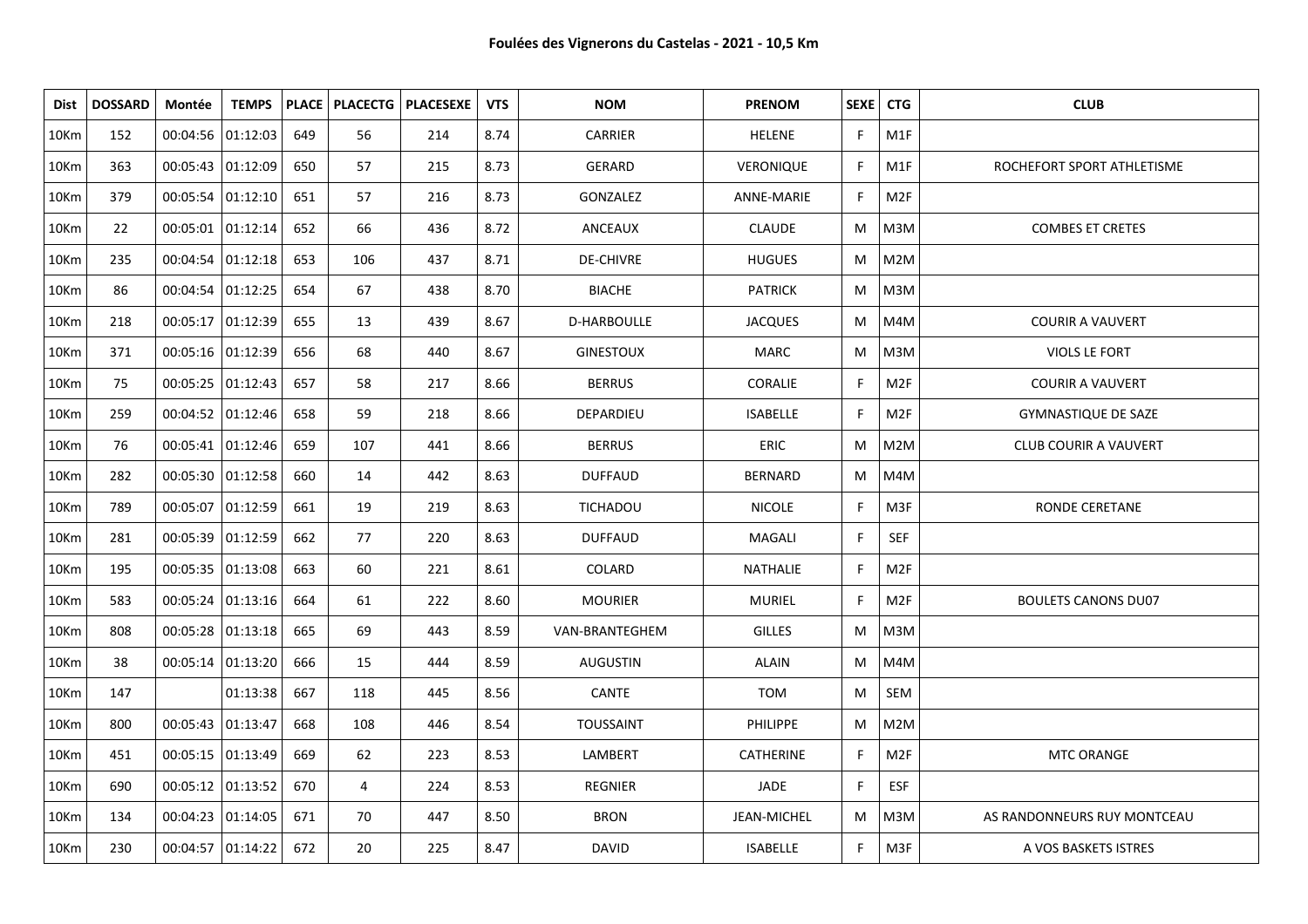**Foulées des Vignerons du Castelas - 2021 - 10,5 Km**

| Dist | DOSSARD | Montée | TEMPS | PLACE | PLACECTG | PLACESEXE | VTS | NOM | PRENOM | SEXE | CTG | CLUB |
|---|---|---|---|---|---|---|---|---|---|---|---|---|
| 10Km | 152 | 00:04:56 | 01:12:03 | 649 | 56 | 214 | 8.74 | CARRIER | HELENE | F | M1F | |
| 10Km | 363 | 00:05:43 | 01:12:09 | 650 | 57 | 215 | 8.73 | GERARD | VERONIQUE | F | M1F | ROCHEFORT SPORT ATHLETISME |
| 10Km | 379 | 00:05:54 | 01:12:10 | 651 | 57 | 216 | 8.73 | GONZALEZ | ANNE-MARIE | F | M2F | |
| 10Km | 22 | 00:05:01 | 01:12:14 | 652 | 66 | 436 | 8.72 | ANCEAUX | CLAUDE | M | M3M | COMBES ET CRETES |
| 10Km | 235 | 00:04:54 | 01:12:18 | 653 | 106 | 437 | 8.71 | DE-CHIVRE | HUGUES | M | M2M | |
| 10Km | 86 | 00:04:54 | 01:12:25 | 654 | 67 | 438 | 8.70 | BIACHE | PATRICK | M | M3M | |
| 10Km | 218 | 00:05:17 | 01:12:39 | 655 | 13 | 439 | 8.67 | D-HARBOULLE | JACQUES | M | M4M | COURIR A VAUVERT |
| 10Km | 371 | 00:05:16 | 01:12:39 | 656 | 68 | 440 | 8.67 | GINESTOUX | MARC | M | M3M | VIOLS LE FORT |
| 10Km | 75 | 00:05:25 | 01:12:43 | 657 | 58 | 217 | 8.66 | BERRUS | CORALIE | F | M2F | COURIR A VAUVERT |
| 10Km | 259 | 00:04:52 | 01:12:46 | 658 | 59 | 218 | 8.66 | DEPARDIEU | ISABELLE | F | M2F | GYMNASTIQUE DE SAZE |
| 10Km | 76 | 00:05:41 | 01:12:46 | 659 | 107 | 441 | 8.66 | BERRUS | ERIC | M | M2M | CLUB COURIR A VAUVERT |
| 10Km | 282 | 00:05:30 | 01:12:58 | 660 | 14 | 442 | 8.63 | DUFFAUD | BERNARD | M | M4M | |
| 10Km | 789 | 00:05:07 | 01:12:59 | 661 | 19 | 219 | 8.63 | TICHADOU | NICOLE | F | M3F | RONDE CERETANE |
| 10Km | 281 | 00:05:39 | 01:12:59 | 662 | 77 | 220 | 8.63 | DUFFAUD | MAGALI | F | SEF | |
| 10Km | 195 | 00:05:35 | 01:13:08 | 663 | 60 | 221 | 8.61 | COLARD | NATHALIE | F | M2F | |
| 10Km | 583 | 00:05:24 | 01:13:16 | 664 | 61 | 222 | 8.60 | MOURIER | MURIEL | F | M2F | BOULETS CANONS DU07 |
| 10Km | 808 | 00:05:28 | 01:13:18 | 665 | 69 | 443 | 8.59 | VAN-BRANTEGHEM | GILLES | M | M3M | |
| 10Km | 38 | 00:05:14 | 01:13:20 | 666 | 15 | 444 | 8.59 | AUGUSTIN | ALAIN | M | M4M | |
| 10Km | 147 | | 01:13:38 | 667 | 118 | 445 | 8.56 | CANTE | TOM | M | SEM | |
| 10Km | 800 | 00:05:43 | 01:13:47 | 668 | 108 | 446 | 8.54 | TOUSSAINT | PHILIPPE | M | M2M | |
| 10Km | 451 | 00:05:15 | 01:13:49 | 669 | 62 | 223 | 8.53 | LAMBERT | CATHERINE | F | M2F | MTC ORANGE |
| 10Km | 690 | 00:05:12 | 01:13:52 | 670 | 4 | 224 | 8.53 | REGNIER | JADE | F | ESF | |
| 10Km | 134 | 00:04:23 | 01:14:05 | 671 | 70 | 447 | 8.50 | BRON | JEAN-MICHEL | M | M3M | AS RANDONNEURS RUY MONTCEAU |
| 10Km | 230 | 00:04:57 | 01:14:22 | 672 | 20 | 225 | 8.47 | DAVID | ISABELLE | F | M3F | A VOS BASKETS ISTRES |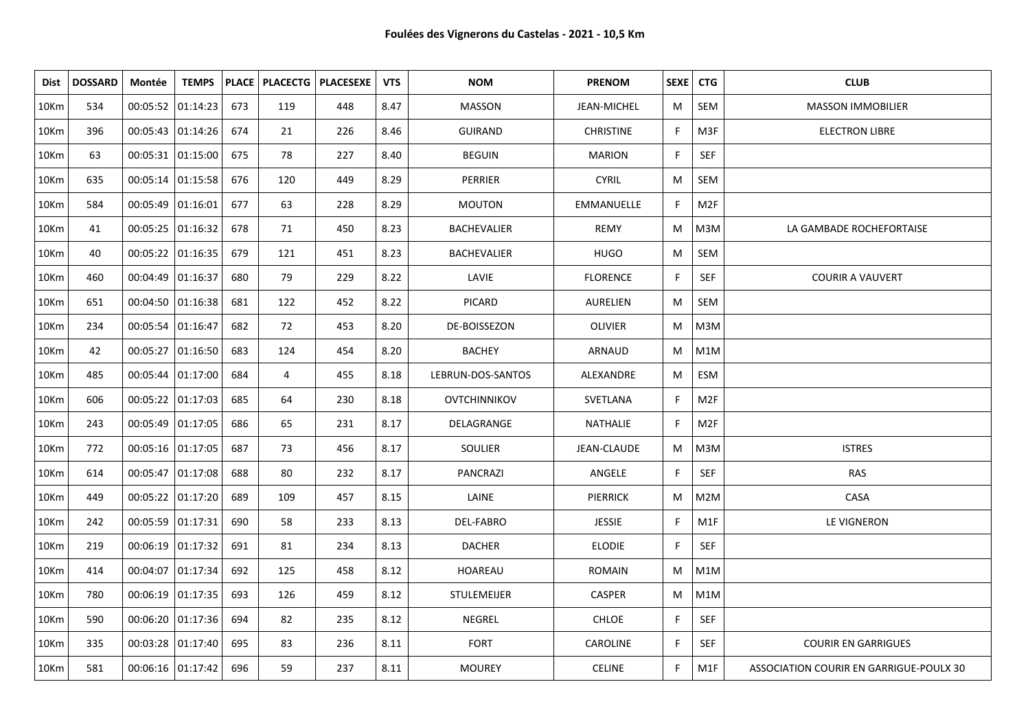**Foulées des Vignerons du Castelas - 2021 - 10,5 Km**

| Dist | DOSSARD | Montée | TEMPS | PLACE | PLACECTG | PLACESEXE | VTS | NOM | PRENOM | SEXE | CTG | CLUB |
|---|---|---|---|---|---|---|---|---|---|---|---|---|
| 10Km | 534 | 00:05:52 | 01:14:23 | 673 | 119 | 448 | 8.47 | MASSON | JEAN-MICHEL | M | SEM | MASSON IMMOBILIER |
| 10Km | 396 | 00:05:43 | 01:14:26 | 674 | 21 | 226 | 8.46 | GUIRAND | CHRISTINE | F | M3F | ELECTRON LIBRE |
| 10Km | 63 | 00:05:31 | 01:15:00 | 675 | 78 | 227 | 8.40 | BEGUIN | MARION | F | SEF | |
| 10Km | 635 | 00:05:14 | 01:15:58 | 676 | 120 | 449 | 8.29 | PERRIER | CYRIL | M | SEM | |
| 10Km | 584 | 00:05:49 | 01:16:01 | 677 | 63 | 228 | 8.29 | MOUTON | EMMANUELLE | F | M2F | |
| 10Km | 41 | 00:05:25 | 01:16:32 | 678 | 71 | 450 | 8.23 | BACHEVALIER | REMY | M | M3M | LA GAMBADE ROCHEFORTAISE |
| 10Km | 40 | 00:05:22 | 01:16:35 | 679 | 121 | 451 | 8.23 | BACHEVALIER | HUGO | M | SEM | |
| 10Km | 460 | 00:04:49 | 01:16:37 | 680 | 79 | 229 | 8.22 | LAVIE | FLORENCE | F | SEF | COURIR A VAUVERT |
| 10Km | 651 | 00:04:50 | 01:16:38 | 681 | 122 | 452 | 8.22 | PICARD | AURELIEN | M | SEM | |
| 10Km | 234 | 00:05:54 | 01:16:47 | 682 | 72 | 453 | 8.20 | DE-BOISSEZON | OLIVIER | M | M3M | |
| 10Km | 42 | 00:05:27 | 01:16:50 | 683 | 124 | 454 | 8.20 | BACHEY | ARNAUD | M | M1M | |
| 10Km | 485 | 00:05:44 | 01:17:00 | 684 | 4 | 455 | 8.18 | LEBRUN-DOS-SANTOS | ALEXANDRE | M | ESM | |
| 10Km | 606 | 00:05:22 | 01:17:03 | 685 | 64 | 230 | 8.18 | OVTCHINNIKOV | SVETLANA | F | M2F | |
| 10Km | 243 | 00:05:49 | 01:17:05 | 686 | 65 | 231 | 8.17 | DELAGRANGE | NATHALIE | F | M2F | |
| 10Km | 772 | 00:05:16 | 01:17:05 | 687 | 73 | 456 | 8.17 | SOULIER | JEAN-CLAUDE | M | M3M | ISTRES |
| 10Km | 614 | 00:05:47 | 01:17:08 | 688 | 80 | 232 | 8.17 | PANCRAZI | ANGELE | F | SEF | RAS |
| 10Km | 449 | 00:05:22 | 01:17:20 | 689 | 109 | 457 | 8.15 | LAINE | PIERRICK | M | M2M | CASA |
| 10Km | 242 | 00:05:59 | 01:17:31 | 690 | 58 | 233 | 8.13 | DEL-FABRO | JESSIE | F | M1F | LE VIGNERON |
| 10Km | 219 | 00:06:19 | 01:17:32 | 691 | 81 | 234 | 8.13 | DACHER | ELODIE | F | SEF | |
| 10Km | 414 | 00:04:07 | 01:17:34 | 692 | 125 | 458 | 8.12 | HOAREAU | ROMAIN | M | M1M | |
| 10Km | 780 | 00:06:19 | 01:17:35 | 693 | 126 | 459 | 8.12 | STULEMEIJER | CASPER | M | M1M | |
| 10Km | 590 | 00:06:20 | 01:17:36 | 694 | 82 | 235 | 8.12 | NEGREL | CHLOE | F | SEF | |
| 10Km | 335 | 00:03:28 | 01:17:40 | 695 | 83 | 236 | 8.11 | FORT | CAROLINE | F | SEF | COURIR EN GARRIGUES |
| 10Km | 581 | 00:06:16 | 01:17:42 | 696 | 59 | 237 | 8.11 | MOUREY | CELINE | F | M1F | ASSOCIATION COURIR EN GARRIGUE-POULX 30 |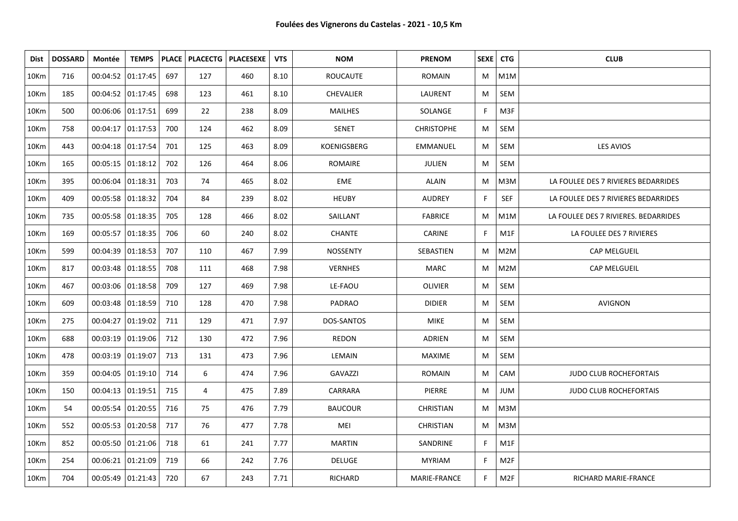**Foulées des Vignerons du Castelas - 2021 - 10,5 Km**

| Dist | DOSSARD | Montée | TEMPS | PLACE | PLACECTG | PLACESEXE | VTS | NOM | PRENOM | SEXE | CTG | CLUB |
|---|---|---|---|---|---|---|---|---|---|---|---|---|
| 10Km | 716 | 00:04:52 | 01:17:45 | 697 | 127 | 460 | 8.10 | ROUCAUTE | ROMAIN | M | M1M | |
| 10Km | 185 | 00:04:52 | 01:17:45 | 698 | 123 | 461 | 8.10 | CHEVALIER | LAURENT | M | SEM | |
| 10Km | 500 | 00:06:06 | 01:17:51 | 699 | 22 | 238 | 8.09 | MAILHES | SOLANGE | F | M3F | |
| 10Km | 758 | 00:04:17 | 01:17:53 | 700 | 124 | 462 | 8.09 | SENET | CHRISTOPHE | M | SEM | |
| 10Km | 443 | 00:04:18 | 01:17:54 | 701 | 125 | 463 | 8.09 | KOENIGSBERG | EMMANUEL | M | SEM | LES AVIOS |
| 10Km | 165 | 00:05:15 | 01:18:12 | 702 | 126 | 464 | 8.06 | ROMAIRE | JULIEN | M | SEM | |
| 10Km | 395 | 00:06:04 | 01:18:31 | 703 | 74 | 465 | 8.02 | EME | ALAIN | M | M3M | LA FOULEE DES 7 RIVIERES BEDARRIDES |
| 10Km | 409 | 00:05:58 | 01:18:32 | 704 | 84 | 239 | 8.02 | HEUBY | AUDREY | F | SEF | LA FOULEE DES 7 RIVIERES BEDARRIDES |
| 10Km | 735 | 00:05:58 | 01:18:35 | 705 | 128 | 466 | 8.02 | SAILLANT | FABRICE | M | M1M | LA FOULEE DES 7 RIVIERES. BEDARRIDES |
| 10Km | 169 | 00:05:57 | 01:18:35 | 706 | 60 | 240 | 8.02 | CHANTE | CARINE | F | M1F | LA FOULEE DES 7 RIVIERES |
| 10Km | 599 | 00:04:39 | 01:18:53 | 707 | 110 | 467 | 7.99 | NOSSENTY | SEBASTIEN | M | M2M | CAP MELGUEIL |
| 10Km | 817 | 00:03:48 | 01:18:55 | 708 | 111 | 468 | 7.98 | VERNHES | MARC | M | M2M | CAP MELGUEIL |
| 10Km | 467 | 00:03:06 | 01:18:58 | 709 | 127 | 469 | 7.98 | LE-FAOU | OLIVIER | M | SEM | |
| 10Km | 609 | 00:03:48 | 01:18:59 | 710 | 128 | 470 | 7.98 | PADRAO | DIDIER | M | SEM | AVIGNON |
| 10Km | 275 | 00:04:27 | 01:19:02 | 711 | 129 | 471 | 7.97 | DOS-SANTOS | MIKE | M | SEM | |
| 10Km | 688 | 00:03:19 | 01:19:06 | 712 | 130 | 472 | 7.96 | REDON | ADRIEN | M | SEM | |
| 10Km | 478 | 00:03:19 | 01:19:07 | 713 | 131 | 473 | 7.96 | LEMAIN | MAXIME | M | SEM | |
| 10Km | 359 | 00:04:05 | 01:19:10 | 714 | 6 | 474 | 7.96 | GAVAZZI | ROMAIN | M | CAM | JUDO CLUB ROCHEFORTAIS |
| 10Km | 150 | 00:04:13 | 01:19:51 | 715 | 4 | 475 | 7.89 | CARRARA | PIERRE | M | JUM | JUDO CLUB ROCHEFORTAIS |
| 10Km | 54 | 00:05:54 | 01:20:55 | 716 | 75 | 476 | 7.79 | BAUCOUR | CHRISTIAN | M | M3M | |
| 10Km | 552 | 00:05:53 | 01:20:58 | 717 | 76 | 477 | 7.78 | MEI | CHRISTIAN | M | M3M | |
| 10Km | 852 | 00:05:50 | 01:21:06 | 718 | 61 | 241 | 7.77 | MARTIN | SANDRINE | F | M1F | |
| 10Km | 254 | 00:06:21 | 01:21:09 | 719 | 66 | 242 | 7.76 | DELUGE | MYRIAM | F | M2F | |
| 10Km | 704 | 00:05:49 | 01:21:43 | 720 | 67 | 243 | 7.71 | RICHARD | MARIE-FRANCE | F | M2F | RICHARD MARIE-FRANCE |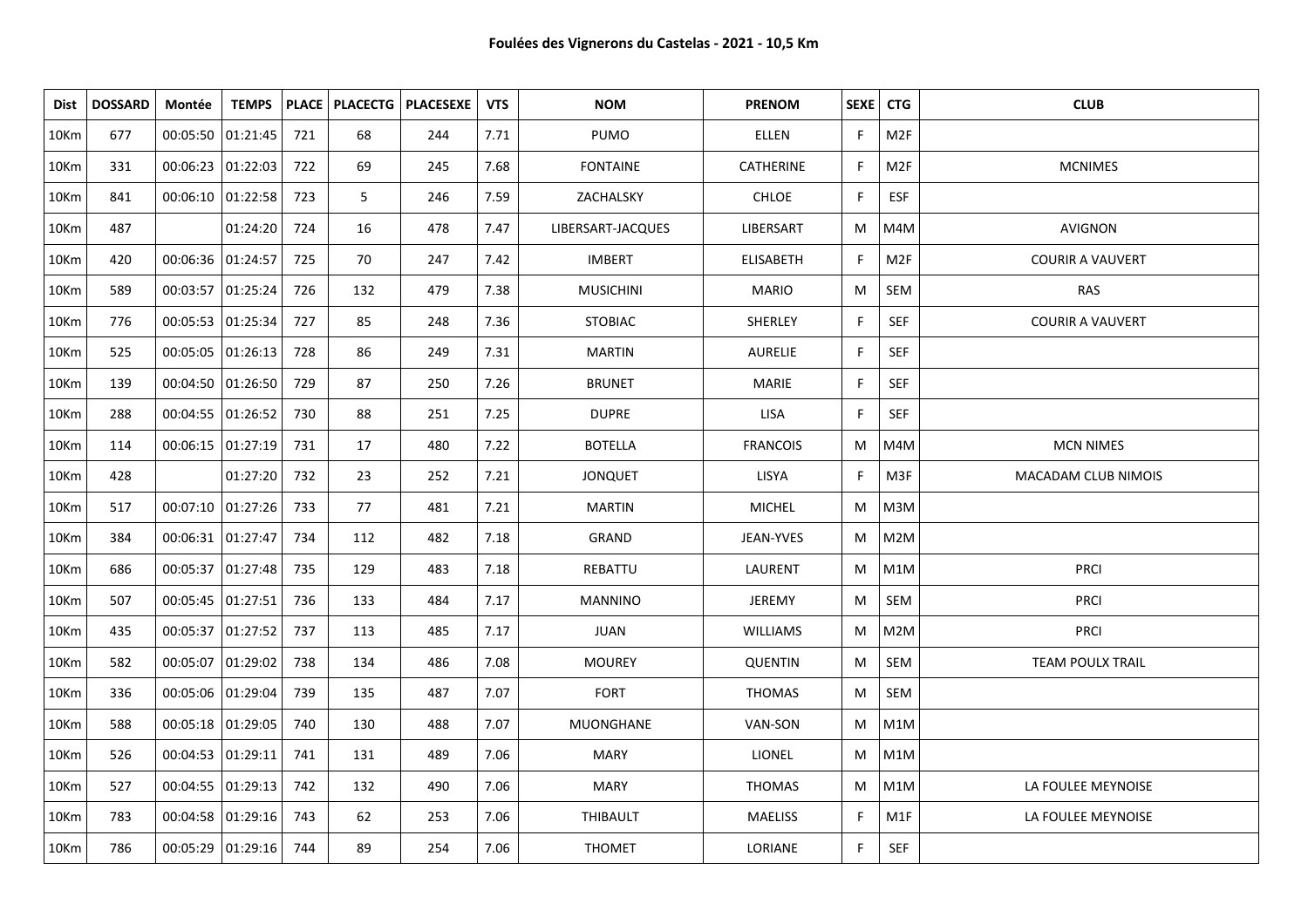**Foulées des Vignerons du Castelas - 2021 - 10,5 Km**

| Dist | DOSSARD | Montée | TEMPS | PLACE | PLACECTG | PLACESEXE | VTS | NOM | PRENOM | SEXE | CTG | CLUB |
|---|---|---|---|---|---|---|---|---|---|---|---|---|
| 10Km | 677 | 00:05:50 | 01:21:45 | 721 | 68 | 244 | 7.71 | PUMO | ELLEN | F | M2F | |
| 10Km | 331 | 00:06:23 | 01:22:03 | 722 | 69 | 245 | 7.68 | FONTAINE | CATHERINE | F | M2F | MCNIMES |
| 10Km | 841 | 00:06:10 | 01:22:58 | 723 | 5 | 246 | 7.59 | ZACHALSKY | CHLOE | F | ESF | |
| 10Km | 487 | | 01:24:20 | 724 | 16 | 478 | 7.47 | LIBERSART-JACQUES | LIBERSART | M | M4M | AVIGNON |
| 10Km | 420 | 00:06:36 | 01:24:57 | 725 | 70 | 247 | 7.42 | IMBERT | ELISABETH | F | M2F | COURIR A VAUVERT |
| 10Km | 589 | 00:03:57 | 01:25:24 | 726 | 132 | 479 | 7.38 | MUSICHINI | MARIO | M | SEM | RAS |
| 10Km | 776 | 00:05:53 | 01:25:34 | 727 | 85 | 248 | 7.36 | STOBIAC | SHERLEY | F | SEF | COURIR A VAUVERT |
| 10Km | 525 | 00:05:05 | 01:26:13 | 728 | 86 | 249 | 7.31 | MARTIN | AURELIE | F | SEF | |
| 10Km | 139 | 00:04:50 | 01:26:50 | 729 | 87 | 250 | 7.26 | BRUNET | MARIE | F | SEF | |
| 10Km | 288 | 00:04:55 | 01:26:52 | 730 | 88 | 251 | 7.25 | DUPRE | LISA | F | SEF | |
| 10Km | 114 | 00:06:15 | 01:27:19 | 731 | 17 | 480 | 7.22 | BOTELLA | FRANCOIS | M | M4M | MCN NIMES |
| 10Km | 428 | | 01:27:20 | 732 | 23 | 252 | 7.21 | JONQUET | LISYA | F | M3F | MACADAM CLUB NIMOIS |
| 10Km | 517 | 00:07:10 | 01:27:26 | 733 | 77 | 481 | 7.21 | MARTIN | MICHEL | M | M3M | |
| 10Km | 384 | 00:06:31 | 01:27:47 | 734 | 112 | 482 | 7.18 | GRAND | JEAN-YVES | M | M2M | |
| 10Km | 686 | 00:05:37 | 01:27:48 | 735 | 129 | 483 | 7.18 | REBATTU | LAURENT | M | M1M | PRCI |
| 10Km | 507 | 00:05:45 | 01:27:51 | 736 | 133 | 484 | 7.17 | MANNINO | JEREMY | M | SEM | PRCI |
| 10Km | 435 | 00:05:37 | 01:27:52 | 737 | 113 | 485 | 7.17 | JUAN | WILLIAMS | M | M2M | PRCI |
| 10Km | 582 | 00:05:07 | 01:29:02 | 738 | 134 | 486 | 7.08 | MOUREY | QUENTIN | M | SEM | TEAM POULX TRAIL |
| 10Km | 336 | 00:05:06 | 01:29:04 | 739 | 135 | 487 | 7.07 | FORT | THOMAS | M | SEM | |
| 10Km | 588 | 00:05:18 | 01:29:05 | 740 | 130 | 488 | 7.07 | MUONGHANE | VAN-SON | M | M1M | |
| 10Km | 526 | 00:04:53 | 01:29:11 | 741 | 131 | 489 | 7.06 | MARY | LIONEL | M | M1M | |
| 10Km | 527 | 00:04:55 | 01:29:13 | 742 | 132 | 490 | 7.06 | MARY | THOMAS | M | M1M | LA FOULEE MEYNOISE |
| 10Km | 783 | 00:04:58 | 01:29:16 | 743 | 62 | 253 | 7.06 | THIBAULT | MAELISS | F | M1F | LA FOULEE MEYNOISE |
| 10Km | 786 | 00:05:29 | 01:29:16 | 744 | 89 | 254 | 7.06 | THOMET | LORIANE | F | SEF | |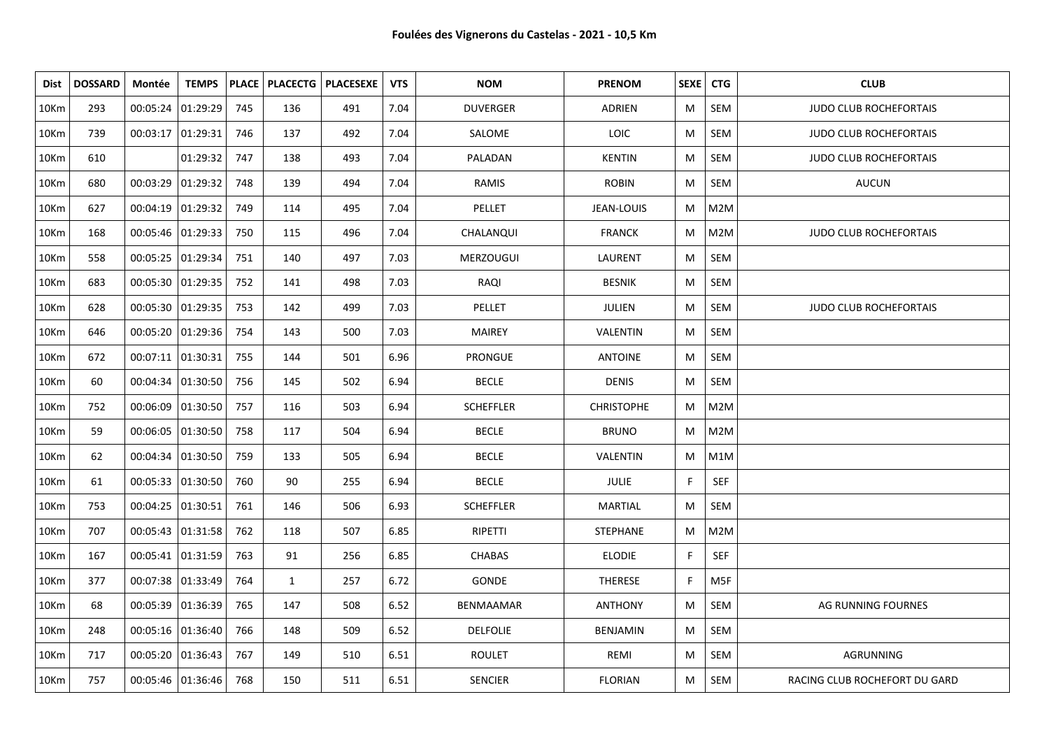**Foulées des Vignerons du Castelas - 2021 - 10,5 Km**

| Dist | DOSSARD | Montée | TEMPS | PLACE | PLACECTG | PLACESEXE | VTS | NOM | PRENOM | SEXE | CTG | CLUB |
|---|---|---|---|---|---|---|---|---|---|---|---|---|
| 10Km | 293 | 00:05:24 | 01:29:29 | 745 | 136 | 491 | 7.04 | DUVERGER | ADRIEN | M | SEM | JUDO CLUB ROCHEFORTAIS |
| 10Km | 739 | 00:03:17 | 01:29:31 | 746 | 137 | 492 | 7.04 | SALOME | LOIC | M | SEM | JUDO CLUB ROCHEFORTAIS |
| 10Km | 610 | | 01:29:32 | 747 | 138 | 493 | 7.04 | PALADAN | KENTIN | M | SEM | JUDO CLUB ROCHEFORTAIS |
| 10Km | 680 | 00:03:29 | 01:29:32 | 748 | 139 | 494 | 7.04 | RAMIS | ROBIN | M | SEM | AUCUN |
| 10Km | 627 | 00:04:19 | 01:29:32 | 749 | 114 | 495 | 7.04 | PELLET | JEAN-LOUIS | M | M2M | |
| 10Km | 168 | 00:05:46 | 01:29:33 | 750 | 115 | 496 | 7.04 | CHALANQUI | FRANCK | M | M2M | JUDO CLUB ROCHEFORTAIS |
| 10Km | 558 | 00:05:25 | 01:29:34 | 751 | 140 | 497 | 7.03 | MERZOUGUI | LAURENT | M | SEM | |
| 10Km | 683 | 00:05:30 | 01:29:35 | 752 | 141 | 498 | 7.03 | RAQI | BESNIK | M | SEM | |
| 10Km | 628 | 00:05:30 | 01:29:35 | 753 | 142 | 499 | 7.03 | PELLET | JULIEN | M | SEM | JUDO CLUB ROCHEFORTAIS |
| 10Km | 646 | 00:05:20 | 01:29:36 | 754 | 143 | 500 | 7.03 | MAIREY | VALENTIN | M | SEM | |
| 10Km | 672 | 00:07:11 | 01:30:31 | 755 | 144 | 501 | 6.96 | PRONGUE | ANTOINE | M | SEM | |
| 10Km | 60 | 00:04:34 | 01:30:50 | 756 | 145 | 502 | 6.94 | BECLE | DENIS | M | SEM | |
| 10Km | 752 | 00:06:09 | 01:30:50 | 757 | 116 | 503 | 6.94 | SCHEFFLER | CHRISTOPHE | M | M2M | |
| 10Km | 59 | 00:06:05 | 01:30:50 | 758 | 117 | 504 | 6.94 | BECLE | BRUNO | M | M2M | |
| 10Km | 62 | 00:04:34 | 01:30:50 | 759 | 133 | 505 | 6.94 | BECLE | VALENTIN | M | M1M | |
| 10Km | 61 | 00:05:33 | 01:30:50 | 760 | 90 | 255 | 6.94 | BECLE | JULIE | F | SEF | |
| 10Km | 753 | 00:04:25 | 01:30:51 | 761 | 146 | 506 | 6.93 | SCHEFFLER | MARTIAL | M | SEM | |
| 10Km | 707 | 00:05:43 | 01:31:58 | 762 | 118 | 507 | 6.85 | RIPETTI | STEPHANE | M | M2M | |
| 10Km | 167 | 00:05:41 | 01:31:59 | 763 | 91 | 256 | 6.85 | CHABAS | ELODIE | F | SEF | |
| 10Km | 377 | 00:07:38 | 01:33:49 | 764 | 1 | 257 | 6.72 | GONDE | THERESE | F | M5F | |
| 10Km | 68 | 00:05:39 | 01:36:39 | 765 | 147 | 508 | 6.52 | BENMAAMAR | ANTHONY | M | SEM | AG RUNNING FOURNES |
| 10Km | 248 | 00:05:16 | 01:36:40 | 766 | 148 | 509 | 6.52 | DELFOLIE | BENJAMIN | M | SEM | |
| 10Km | 717 | 00:05:20 | 01:36:43 | 767 | 149 | 510 | 6.51 | ROULET | REMI | M | SEM | AGRUNNING |
| 10Km | 757 | 00:05:46 | 01:36:46 | 768 | 150 | 511 | 6.51 | SENCIER | FLORIAN | M | SEM | RACING CLUB ROCHEFORT DU GARD |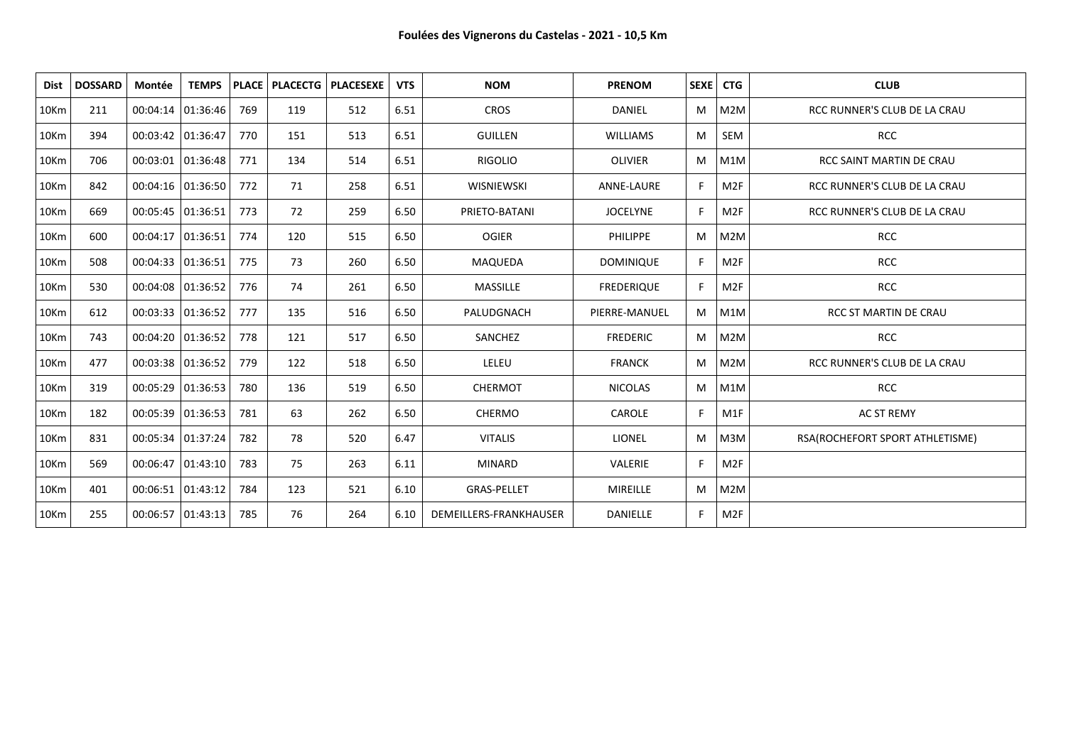**Foulées des Vignerons du Castelas - 2021 - 10,5 Km**

| Dist | DOSSARD | Montée | TEMPS | PLACE | PLACECTG | PLACESEXE | VTS | NOM | PRENOM | SEXE | CTG | CLUB |
|---|---|---|---|---|---|---|---|---|---|---|---|---|
| 10Km | 211 | 00:04:14 | 01:36:46 | 769 | 119 | 512 | 6.51 | CROS | DANIEL | M | M2M | RCC RUNNER'S CLUB DE LA CRAU |
| 10Km | 394 | 00:03:42 | 01:36:47 | 770 | 151 | 513 | 6.51 | GUILLEN | WILLIAMS | M | SEM | RCC |
| 10Km | 706 | 00:03:01 | 01:36:48 | 771 | 134 | 514 | 6.51 | RIGOLIO | OLIVIER | M | M1M | RCC SAINT MARTIN DE CRAU |
| 10Km | 842 | 00:04:16 | 01:36:50 | 772 | 71 | 258 | 6.51 | WISNIEWSKI | ANNE-LAURE | F | M2F | RCC RUNNER'S CLUB DE LA CRAU |
| 10Km | 669 | 00:05:45 | 01:36:51 | 773 | 72 | 259 | 6.50 | PRIETO-BATANI | JOCELYNE | F | M2F | RCC RUNNER'S CLUB DE LA CRAU |
| 10Km | 600 | 00:04:17 | 01:36:51 | 774 | 120 | 515 | 6.50 | OGIER | PHILIPPE | M | M2M | RCC |
| 10Km | 508 | 00:04:33 | 01:36:51 | 775 | 73 | 260 | 6.50 | MAQUEDA | DOMINIQUE | F | M2F | RCC |
| 10Km | 530 | 00:04:08 | 01:36:52 | 776 | 74 | 261 | 6.50 | MASSILLE | FREDERIQUE | F | M2F | RCC |
| 10Km | 612 | 00:03:33 | 01:36:52 | 777 | 135 | 516 | 6.50 | PALUDGNACH | PIERRE-MANUEL | M | M1M | RCC ST MARTIN DE CRAU |
| 10Km | 743 | 00:04:20 | 01:36:52 | 778 | 121 | 517 | 6.50 | SANCHEZ | FREDERIC | M | M2M | RCC |
| 10Km | 477 | 00:03:38 | 01:36:52 | 779 | 122 | 518 | 6.50 | LELEU | FRANCK | M | M2M | RCC RUNNER'S CLUB DE LA CRAU |
| 10Km | 319 | 00:05:29 | 01:36:53 | 780 | 136 | 519 | 6.50 | CHERMOT | NICOLAS | M | M1M | RCC |
| 10Km | 182 | 00:05:39 | 01:36:53 | 781 | 63 | 262 | 6.50 | CHERMO | CAROLE | F | M1F | AC ST REMY |
| 10Km | 831 | 00:05:34 | 01:37:24 | 782 | 78 | 520 | 6.47 | VITALIS | LIONEL | M | M3M | RSA(ROCHEFORT SPORT ATHLETISME) |
| 10Km | 569 | 00:06:47 | 01:43:10 | 783 | 75 | 263 | 6.11 | MINARD | VALERIE | F | M2F | |
| 10Km | 401 | 00:06:51 | 01:43:12 | 784 | 123 | 521 | 6.10 | GRAS-PELLET | MIREILLE | M | M2M | |
| 10Km | 255 | 00:06:57 | 01:43:13 | 785 | 76 | 264 | 6.10 | DEMEILLERS-FRANKHAUSER | DANIELLE | F | M2F | |